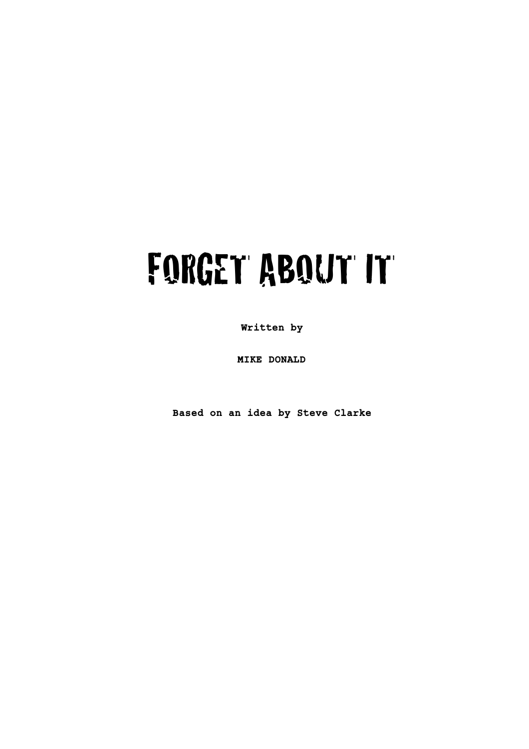# FORGET ABOUT IT

**Written by**

**MIKE DONALD**

**Based on an idea by Steve Clarke**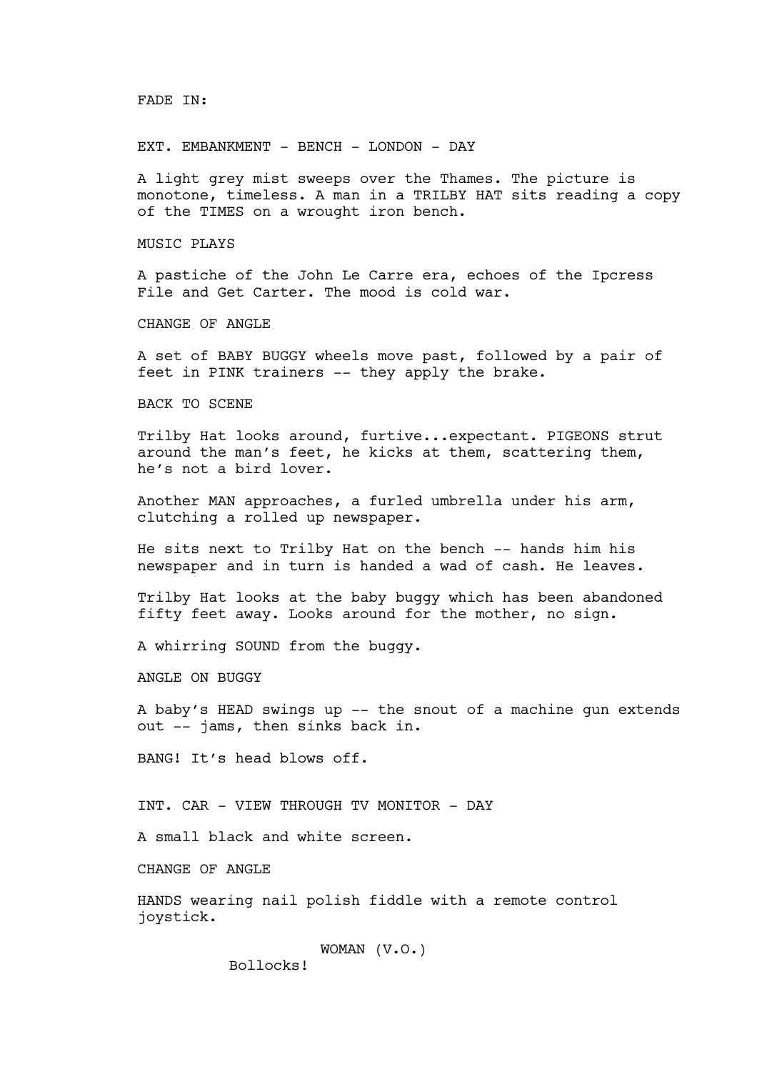FADE IN:

EXT. EMBANKMENT - BENCH - LONDON - DAY

A light grey mist sweeps over the Thames. The picture is monotone, timeless. A man in a TRILBY HAT sits reading a copy of the TIMES on a wrought iron bench.

MUSIC PLAYS

A pastiche of the John Le Carre era, echoes of the Ipcress File and Get Carter. The mood is cold war.

CHANGE OF ANGLE

A set of BABY BUGGY wheels move past, followed by a pair of feet in PINK trainers -- they apply the brake.

BACK TO SCENE

Trilby Hat looks around, furtive...expectant. PIGEONS strut around the man's feet, he kicks at them, scattering them, he's not a bird lover.

Another MAN approaches, a furled umbrella under his arm, clutching a rolled up newspaper.

He sits next to Trilby Hat on the bench -- hands him his newspaper and in turn is handed a wad of cash. He leaves.

Trilby Hat looks at the baby buggy which has been abandoned fifty feet away. Looks around for the mother, no sign.

A whirring SOUND from the buggy.

ANGLE ON BUGGY

A baby's HEAD swings up -- the snout of a machine gun extends out -- jams, then sinks back in.

BANG! It's head blows off.

INT. CAR - VIEW THROUGH TV MONITOR - DAY

A small black and white screen.

CHANGE OF ANGLE

HANDS wearing nail polish fiddle with a remote control joystick.

WOMAN (V.O.)
Bollocks!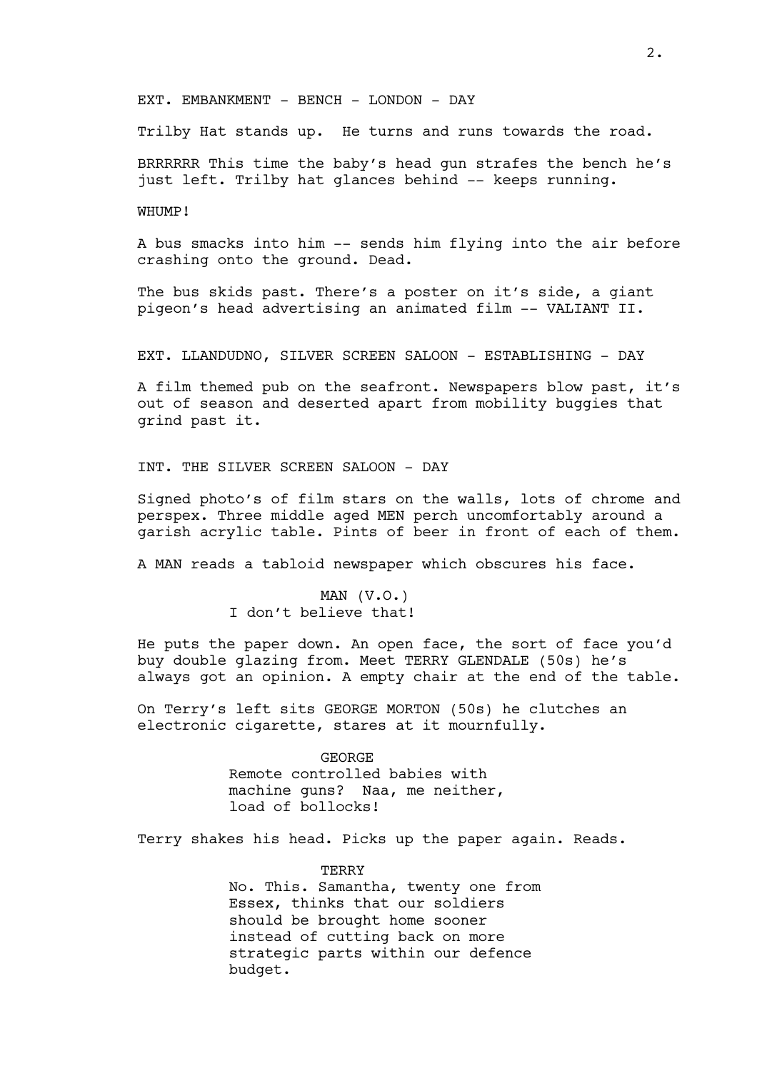EXT. EMBANKMENT - BENCH - LONDON - DAY

Trilby Hat stands up. He turns and runs towards the road.

BRRRRRR This time the baby's head gun strafes the bench he's just left. Trilby hat glances behind -- keeps running.

WHUMP!

A bus smacks into him -- sends him flying into the air before crashing onto the ground. Dead.

The bus skids past. There's a poster on it's side, a giant pigeon's head advertising an animated film -- VALIANT II.

EXT. LLANDUDNO, SILVER SCREEN SALOON - ESTABLISHING - DAY

A film themed pub on the seafront. Newspapers blow past, it's out of season and deserted apart from mobility buggies that grind past it.

INT. THE SILVER SCREEN SALOON - DAY

Signed photo's of film stars on the walls, lots of chrome and perspex. Three middle aged MEN perch uncomfortably around a garish acrylic table. Pints of beer in front of each of them.

A MAN reads a tabloid newspaper which obscures his face.

MAN (V.O.)
I don't believe that!

He puts the paper down. An open face, the sort of face you'd buy double glazing from. Meet TERRY GLENDALE (50s) he's always got an opinion. A empty chair at the end of the table.

On Terry's left sits GEORGE MORTON (50s) he clutches an electronic cigarette, stares at it mournfully.

GEORGE
Remote controlled babies with machine guns? Naa, me neither, load of bollocks!

Terry shakes his head. Picks up the paper again. Reads.

TERRY
No. This. Samantha, twenty one from Essex, thinks that our soldiers should be brought home sooner instead of cutting back on more strategic parts within our defence budget.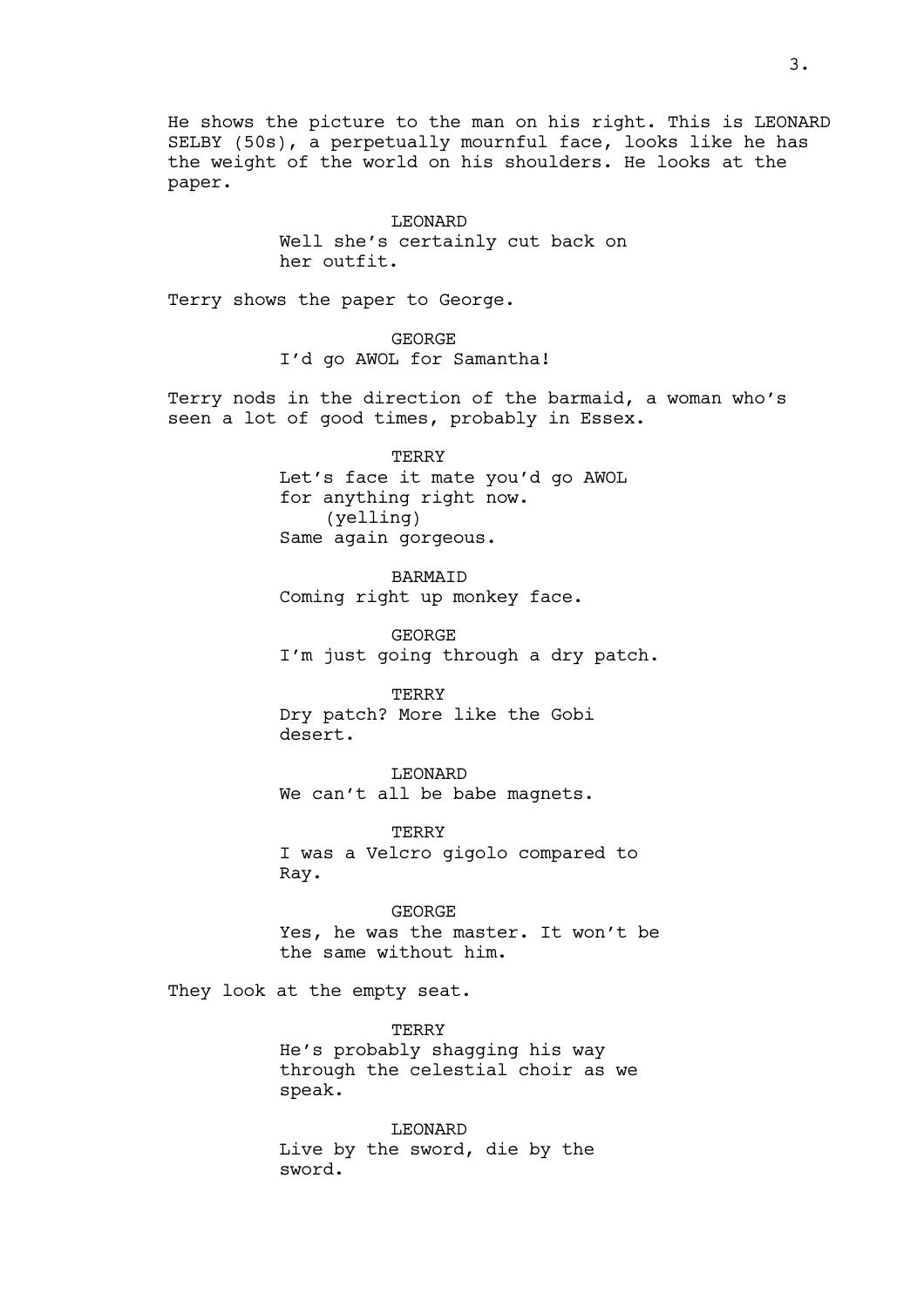He shows the picture to the man on his right. This is LEONARD SELBY (50s), a perpetually mournful face, looks like he has the weight of the world on his shoulders. He looks at the paper.

LEONARD
Well she's certainly cut back on her outfit.

Terry shows the paper to George.

GEORGE
I'd go AWOL for Samantha!

Terry nods in the direction of the barmaid, a woman who's seen a lot of good times, probably in Essex.

TERRY
Let's face it mate you'd go AWOL for anything right now.
(yelling)
Same again gorgeous.

BARMAID
Coming right up monkey face.

GEORGE
I'm just going through a dry patch.

TERRY
Dry patch? More like the Gobi desert.

LEONARD
We can't all be babe magnets.

TERRY
I was a Velcro gigolo compared to Ray.

GEORGE
Yes, he was the master. It won't be the same without him.

They look at the empty seat.

TERRY
He's probably shagging his way through the celestial choir as we speak.

LEONARD
Live by the sword, die by the sword.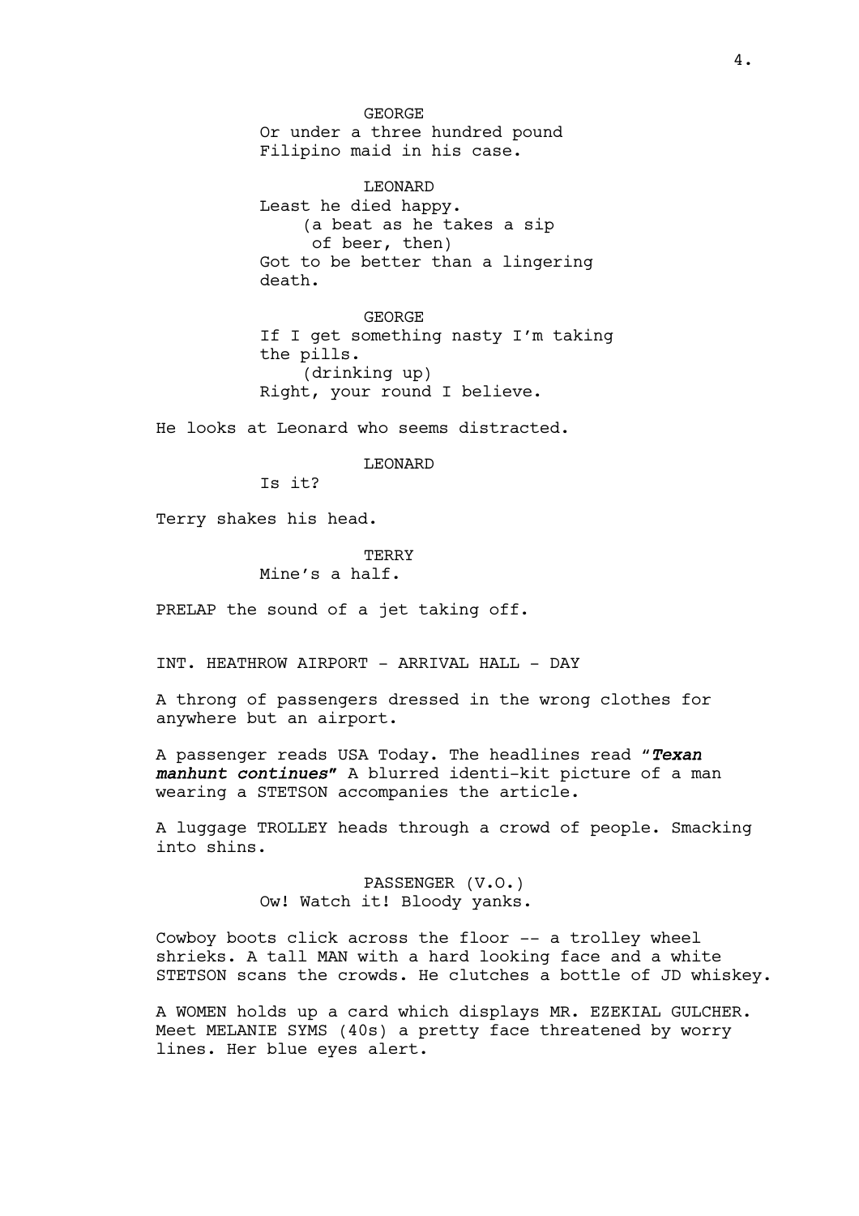GEORGE
Or under a three hundred pound Filipino maid in his case.

LEONARD
Least he died happy.
(a beat as he takes a sip of beer, then)
Got to be better than a lingering death.

GEORGE
If I get something nasty I'm taking the pills.
(drinking up)
Right, your round I believe.

He looks at Leonard who seems distracted.

LEONARD
Is it?

Terry shakes his head.

TERRY
Mine's a half.

PRELAP the sound of a jet taking off.

INT. HEATHROW AIRPORT - ARRIVAL HALL - DAY

A throng of passengers dressed in the wrong clothes for anywhere but an airport.

A passenger reads USA Today. The headlines read "***Texan manhunt continues***" A blurred identi-kit picture of a man wearing a STETSON accompanies the article.

A luggage TROLLEY heads through a crowd of people. Smacking into shins.

PASSENGER (V.O.)
Ow! Watch it! Bloody yanks.

Cowboy boots click across the floor -- a trolley wheel shrieks. A tall MAN with a hard looking face and a white STETSON scans the crowds. He clutches a bottle of JD whiskey.

A WOMEN holds up a card which displays MR. EZEKIAL GULCHER. Meet MELANIE SYMS (40s) a pretty face threatened by worry lines. Her blue eyes alert.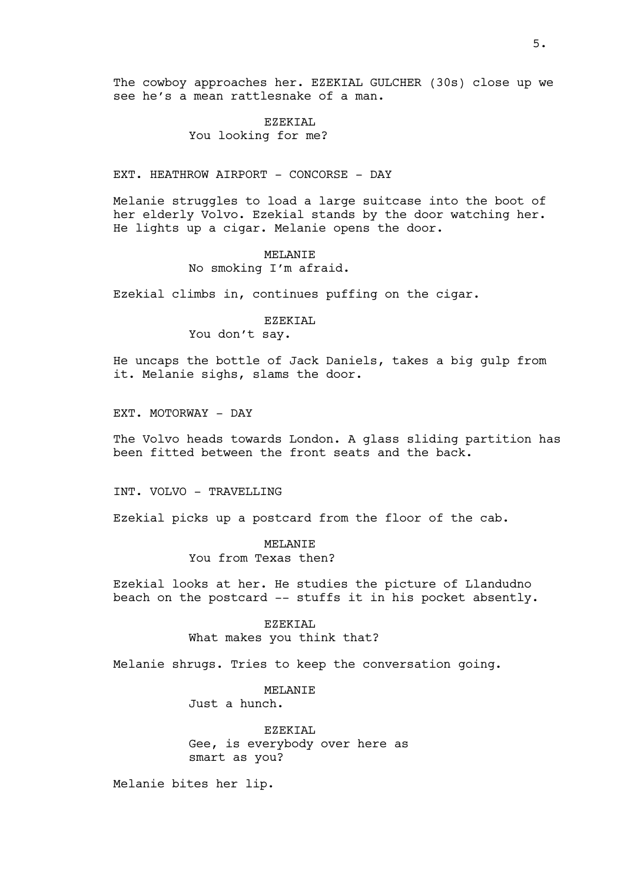The cowboy approaches her. EZEKIAL GULCHER (30s) close up we see he's a mean rattlesnake of a man.

EZEKIAL
You looking for me?

EXT. HEATHROW AIRPORT - CONCORSE - DAY

Melanie struggles to load a large suitcase into the boot of her elderly Volvo. Ezekial stands by the door watching her. He lights up a cigar. Melanie opens the door.

MELANIE
No smoking I'm afraid.

Ezekial climbs in, continues puffing on the cigar.

EZEKIAL
You don't say.

He uncaps the bottle of Jack Daniels, takes a big gulp from it. Melanie sighs, slams the door.

EXT. MOTORWAY - DAY

The Volvo heads towards London. A glass sliding partition has been fitted between the front seats and the back.

INT. VOLVO - TRAVELLING

Ezekial picks up a postcard from the floor of the cab.

MELANIE
You from Texas then?

Ezekial looks at her. He studies the picture of Llandudno beach on the postcard -- stuffs it in his pocket absently.

EZEKIAL
What makes you think that?

Melanie shrugs. Tries to keep the conversation going.

MELANIE
Just a hunch.

EZEKIAL
Gee, is everybody over here as smart as you?

Melanie bites her lip.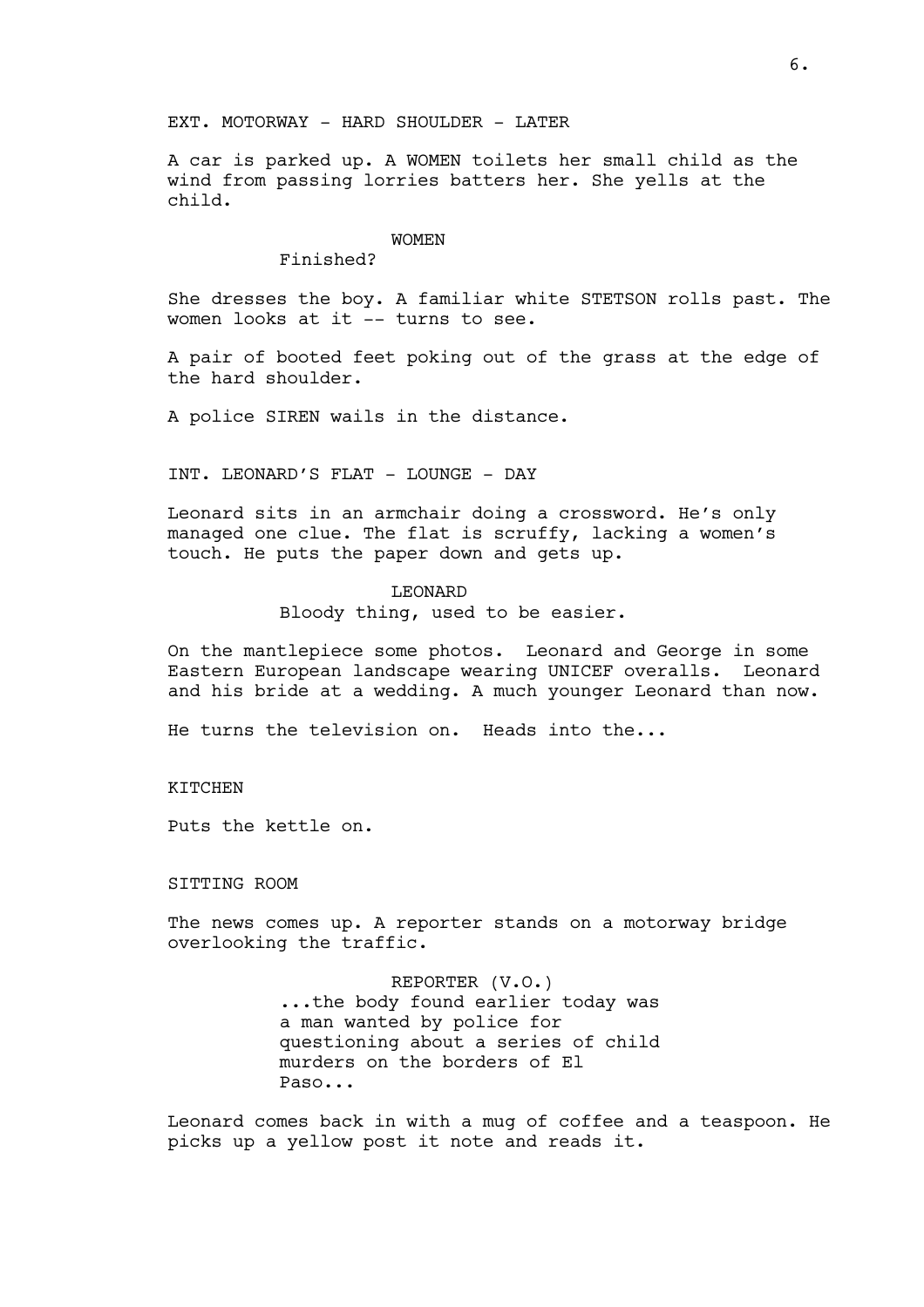EXT. MOTORWAY - HARD SHOULDER - LATER

A car is parked up. A WOMEN toilets her small child as the wind from passing lorries batters her. She yells at the child.

WOMEN
Finished?

She dresses the boy. A familiar white STETSON rolls past. The women looks at it -- turns to see.

A pair of booted feet poking out of the grass at the edge of the hard shoulder.

A police SIREN wails in the distance.

INT. LEONARD'S FLAT - LOUNGE - DAY

Leonard sits in an armchair doing a crossword. He's only managed one clue. The flat is scruffy, lacking a women's touch. He puts the paper down and gets up.

LEONARD
Bloody thing, used to be easier.

On the mantlepiece some photos. Leonard and George in some Eastern European landscape wearing UNICEF overalls. Leonard and his bride at a wedding. A much younger Leonard than now.

He turns the television on. Heads into the...

KITCHEN

Puts the kettle on.

SITTING ROOM

The news comes up. A reporter stands on a motorway bridge overlooking the traffic.

REPORTER (V.O.)
...the body found earlier today was a man wanted by police for questioning about a series of child murders on the borders of El Paso...

Leonard comes back in with a mug of coffee and a teaspoon. He picks up a yellow post it note and reads it.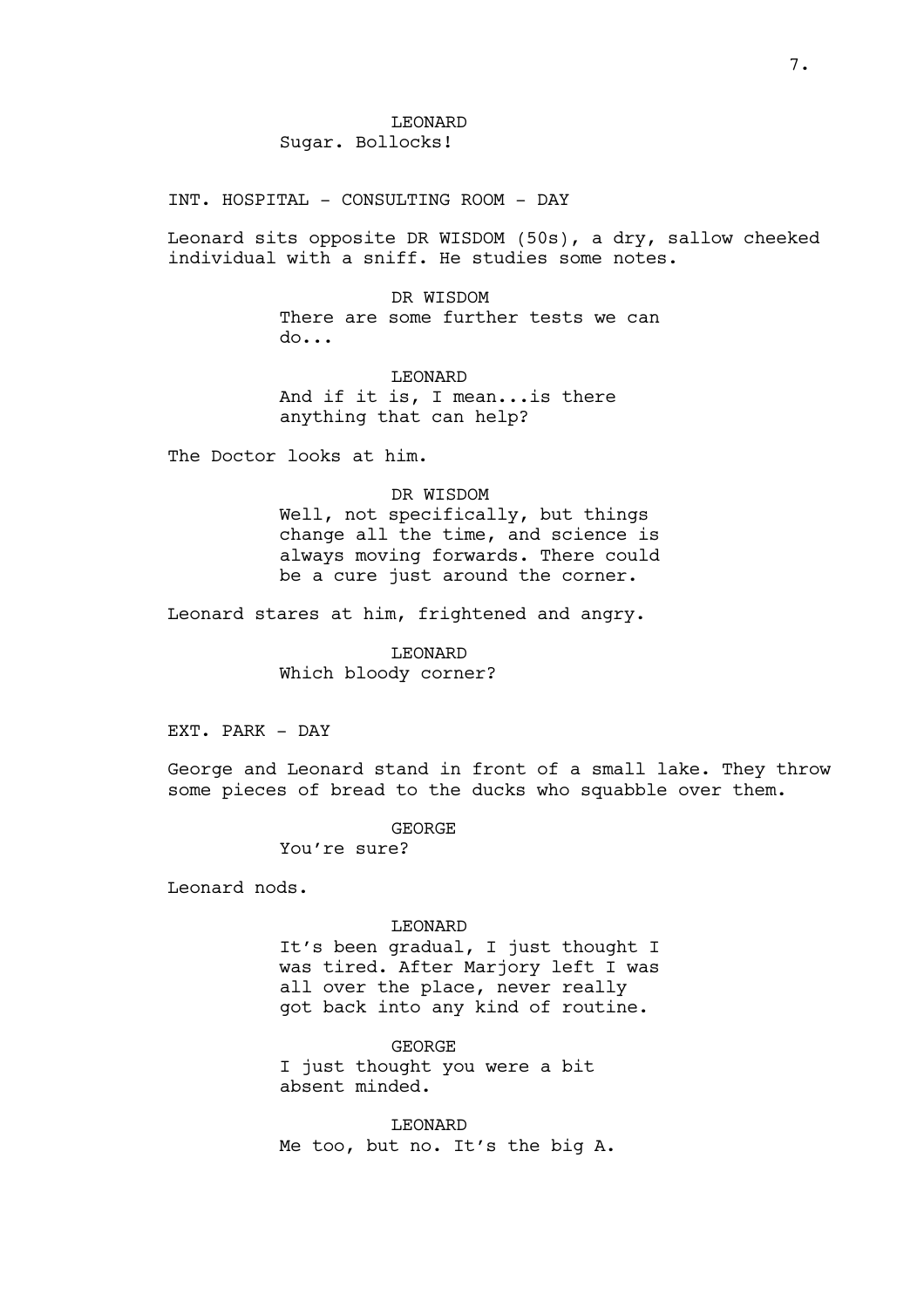LEONARD
Sugar. Bollocks!

INT. HOSPITAL - CONSULTING ROOM - DAY

Leonard sits opposite DR WISDOM (50s), a dry, sallow cheeked individual with a sniff. He studies some notes.

DR WISDOM
There are some further tests we can do...

LEONARD
And if it is, I mean...is there anything that can help?

The Doctor looks at him.

DR WISDOM
Well, not specifically, but things change all the time, and science is always moving forwards. There could be a cure just around the corner.

Leonard stares at him, frightened and angry.

LEONARD
Which bloody corner?

EXT. PARK - DAY

George and Leonard stand in front of a small lake. They throw some pieces of bread to the ducks who squabble over them.

GEORGE
You're sure?

Leonard nods.

LEONARD
It's been gradual, I just thought I was tired. After Marjory left I was all over the place, never really got back into any kind of routine.

GEORGE
I just thought you were a bit absent minded.

LEONARD
Me too, but no. It's the big A.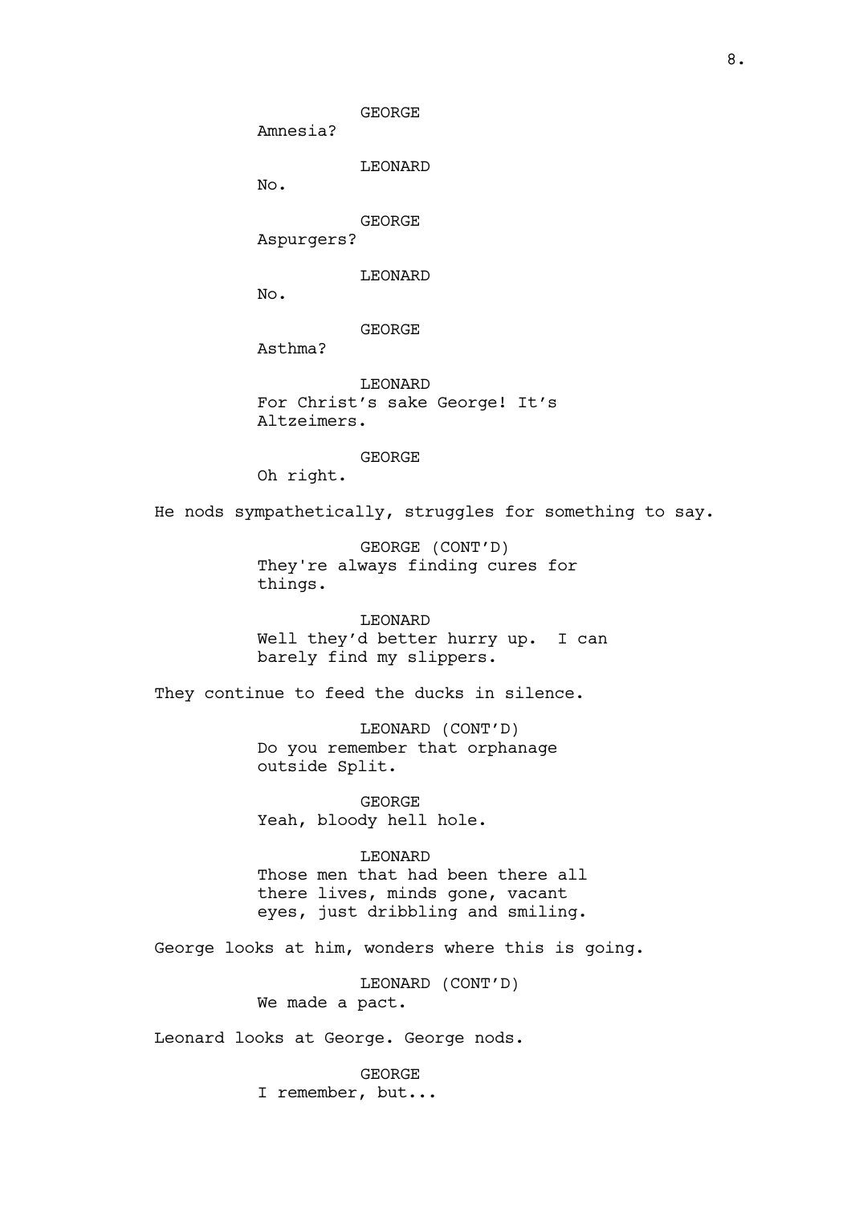GEORGE
Amnesia?

LEONARD
No.

GEORGE
Aspurgers?

LEONARD
No.

GEORGE
Asthma?

LEONARD
For Christ's sake George! It's Altzeimers.

GEORGE
Oh right.

He nods sympathetically, struggles for something to say.

GEORGE (CONT'D)
They're always finding cures for things.

LEONARD
Well they'd better hurry up. I can barely find my slippers.

They continue to feed the ducks in silence.

LEONARD (CONT'D)
Do you remember that orphanage outside Split.

GEORGE
Yeah, bloody hell hole.

LEONARD
Those men that had been there all there lives, minds gone, vacant eyes, just dribbling and smiling.

George looks at him, wonders where this is going.

LEONARD (CONT'D)
We made a pact.

Leonard looks at George. George nods.

GEORGE
I remember, but...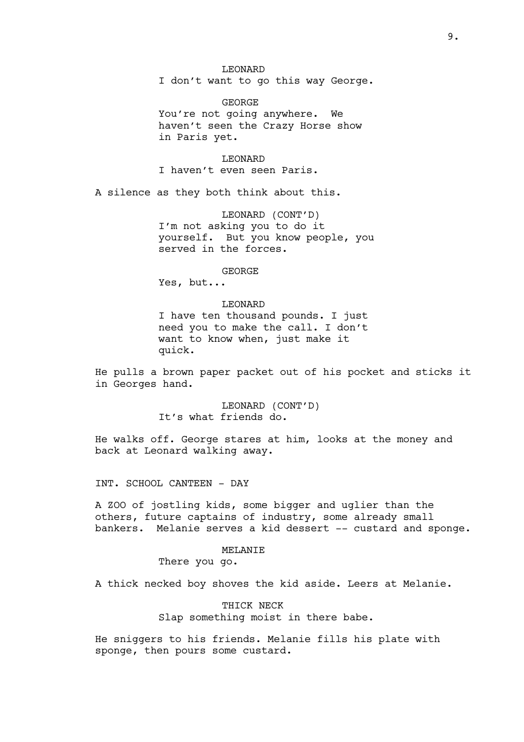LEONARD

I don't want to go this way George.

GEORGE

You're not going anywhere. We haven't seen the Crazy Horse show in Paris yet.

LEONARD

I haven't even seen Paris.

A silence as they both think about this.

LEONARD (CONT'D)

I'm not asking you to do it yourself. But you know people, you served in the forces.

GEORGE

Yes, but...

LEONARD

I have ten thousand pounds. I just need you to make the call. I don't want to know when, just make it quick.

He pulls a brown paper packet out of his pocket and sticks it in Georges hand.

LEONARD (CONT'D)

It's what friends do.

He walks off. George stares at him, looks at the money and back at Leonard walking away.

INT. SCHOOL CANTEEN - DAY

A ZOO of jostling kids, some bigger and uglier than the others, future captains of industry, some already small bankers. Melanie serves a kid dessert -- custard and sponge.

MELANIE

There you go.

A thick necked boy shoves the kid aside. Leers at Melanie.

THICK NECK

Slap something moist in there babe.

He sniggers to his friends. Melanie fills his plate with sponge, then pours some custard.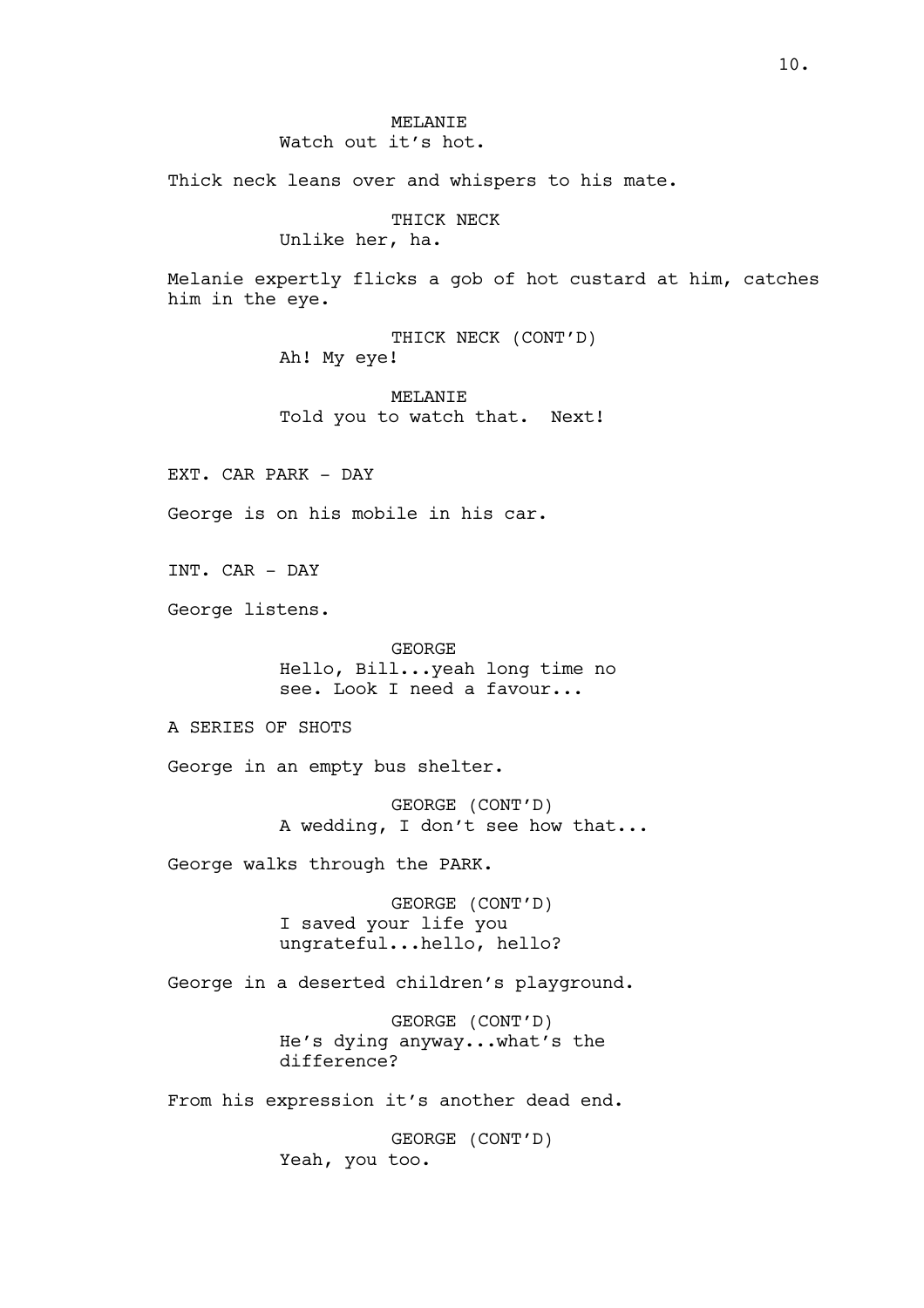MELANIE
Watch out it's hot.

Thick neck leans over and whispers to his mate.

THICK NECK
Unlike her, ha.

Melanie expertly flicks a gob of hot custard at him, catches him in the eye.

THICK NECK (CONT'D)
Ah! My eye!

MELANIE
Told you to watch that. Next!

EXT. CAR PARK - DAY

George is on his mobile in his car.

INT. CAR - DAY

George listens.

GEORGE
Hello, Bill...yeah long time no see. Look I need a favour...

A SERIES OF SHOTS

George in an empty bus shelter.

GEORGE (CONT'D)
A wedding, I don't see how that...

George walks through the PARK.

GEORGE (CONT'D)
I saved your life you ungrateful...hello, hello?

George in a deserted children's playground.

GEORGE (CONT'D)
He's dying anyway...what's the difference?

From his expression it's another dead end.

GEORGE (CONT'D)
Yeah, you too.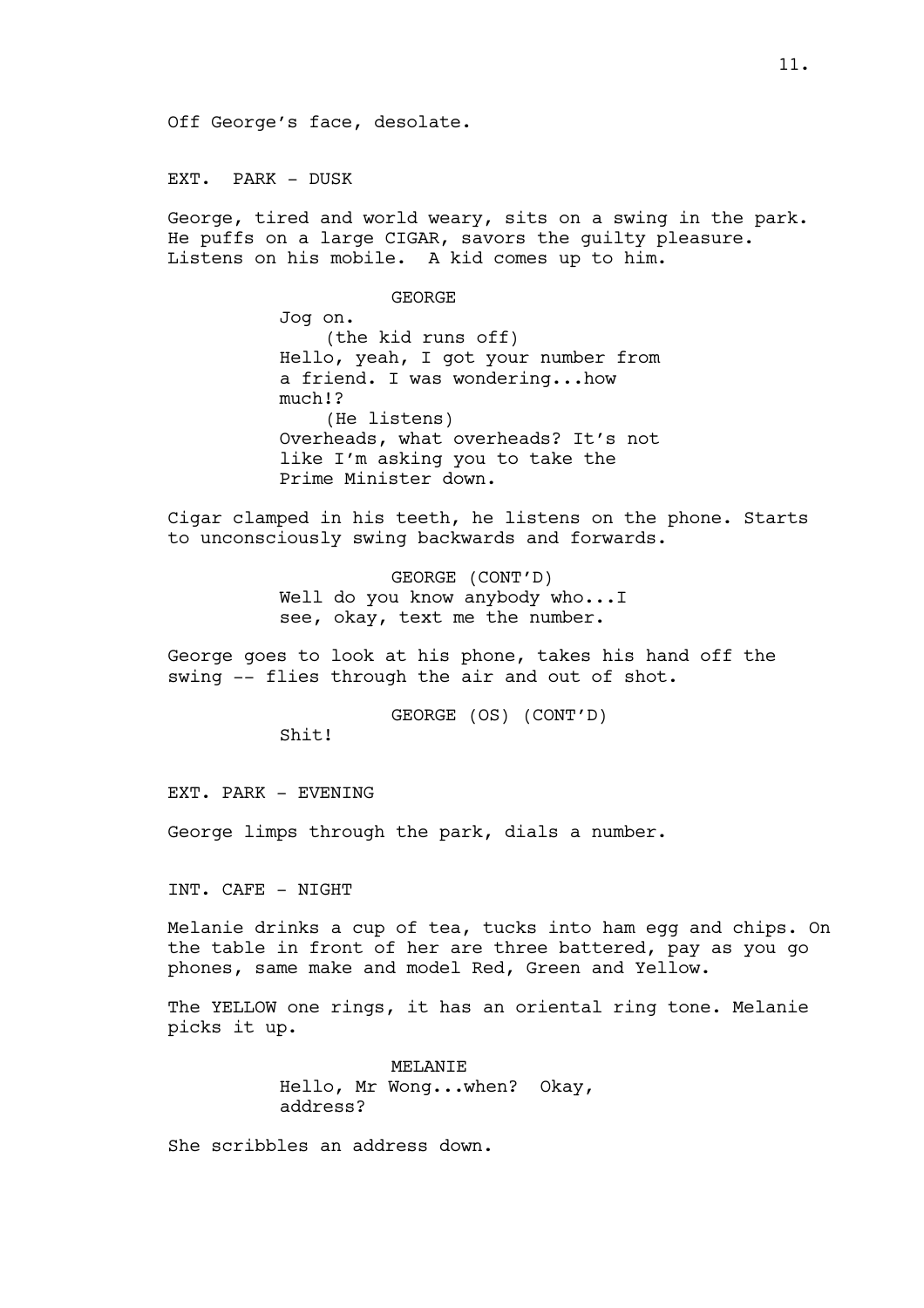Off George's face, desolate.

EXT. PARK - DUSK

George, tired and world weary, sits on a swing in the park. He puffs on a large CIGAR, savors the guilty pleasure. Listens on his mobile. A kid comes up to him.

GEORGE

Jog on.

(the kid runs off)

Hello, yeah, I got your number from a friend. I was wondering...how much!?

(He listens)

Overheads, what overheads? It's not like I'm asking you to take the Prime Minister down.

Cigar clamped in his teeth, he listens on the phone. Starts to unconsciously swing backwards and forwards.

GEORGE (CONT'D)

Well do you know anybody who...I see, okay, text me the number.

George goes to look at his phone, takes his hand off the swing -- flies through the air and out of shot.

GEORGE (OS) (CONT'D)

Shit!

EXT. PARK - EVENING

George limps through the park, dials a number.

INT. CAFE - NIGHT

Melanie drinks a cup of tea, tucks into ham egg and chips. On the table in front of her are three battered, pay as you go phones, same make and model Red, Green and Yellow.

The YELLOW one rings, it has an oriental ring tone. Melanie picks it up.

MELANIE

Hello, Mr Wong...when? Okay, address?

She scribbles an address down.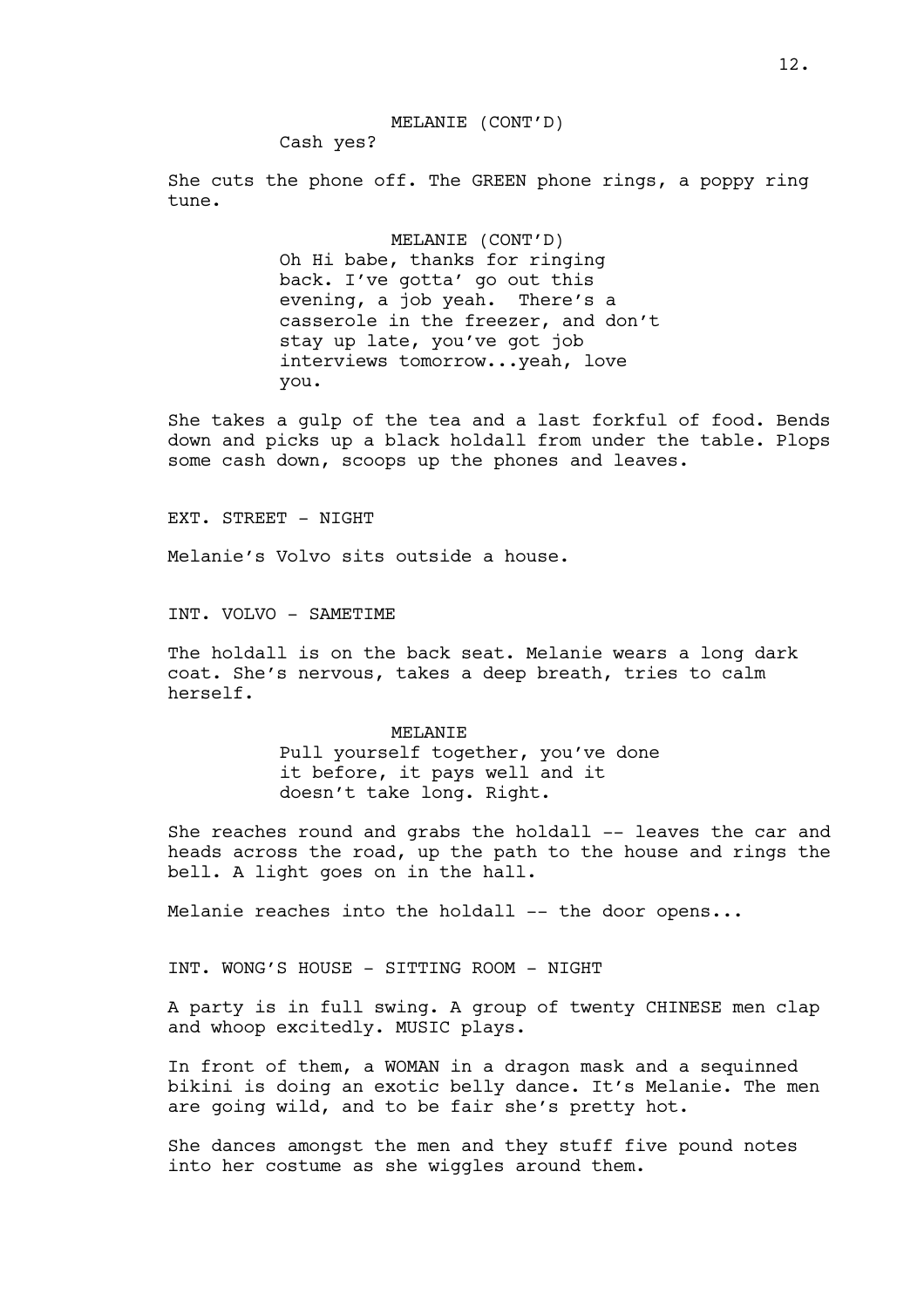MELANIE (CONT'D)

Cash yes?

She cuts the phone off. The GREEN phone rings, a poppy ring tune.

MELANIE (CONT'D)

Oh Hi babe, thanks for ringing back. I've gotta' go out this evening, a job yeah. There's a casserole in the freezer, and don't stay up late, you've got job interviews tomorrow...yeah, love you.

She takes a gulp of the tea and a last forkful of food. Bends down and picks up a black holdall from under the table. Plops some cash down, scoops up the phones and leaves.

EXT. STREET - NIGHT

Melanie's Volvo sits outside a house.

INT. VOLVO - SAMETIME

The holdall is on the back seat. Melanie wears a long dark coat. She's nervous, takes a deep breath, tries to calm herself.

MELANIE

Pull yourself together, you've done it before, it pays well and it doesn't take long. Right.

She reaches round and grabs the holdall -- leaves the car and heads across the road, up the path to the house and rings the bell. A light goes on in the hall.

Melanie reaches into the holdall -- the door opens...

INT. WONG'S HOUSE - SITTING ROOM - NIGHT

A party is in full swing. A group of twenty CHINESE men clap and whoop excitedly. MUSIC plays.

In front of them, a WOMAN in a dragon mask and a sequinned bikini is doing an exotic belly dance. It's Melanie. The men are going wild, and to be fair she's pretty hot.

She dances amongst the men and they stuff five pound notes into her costume as she wiggles around them.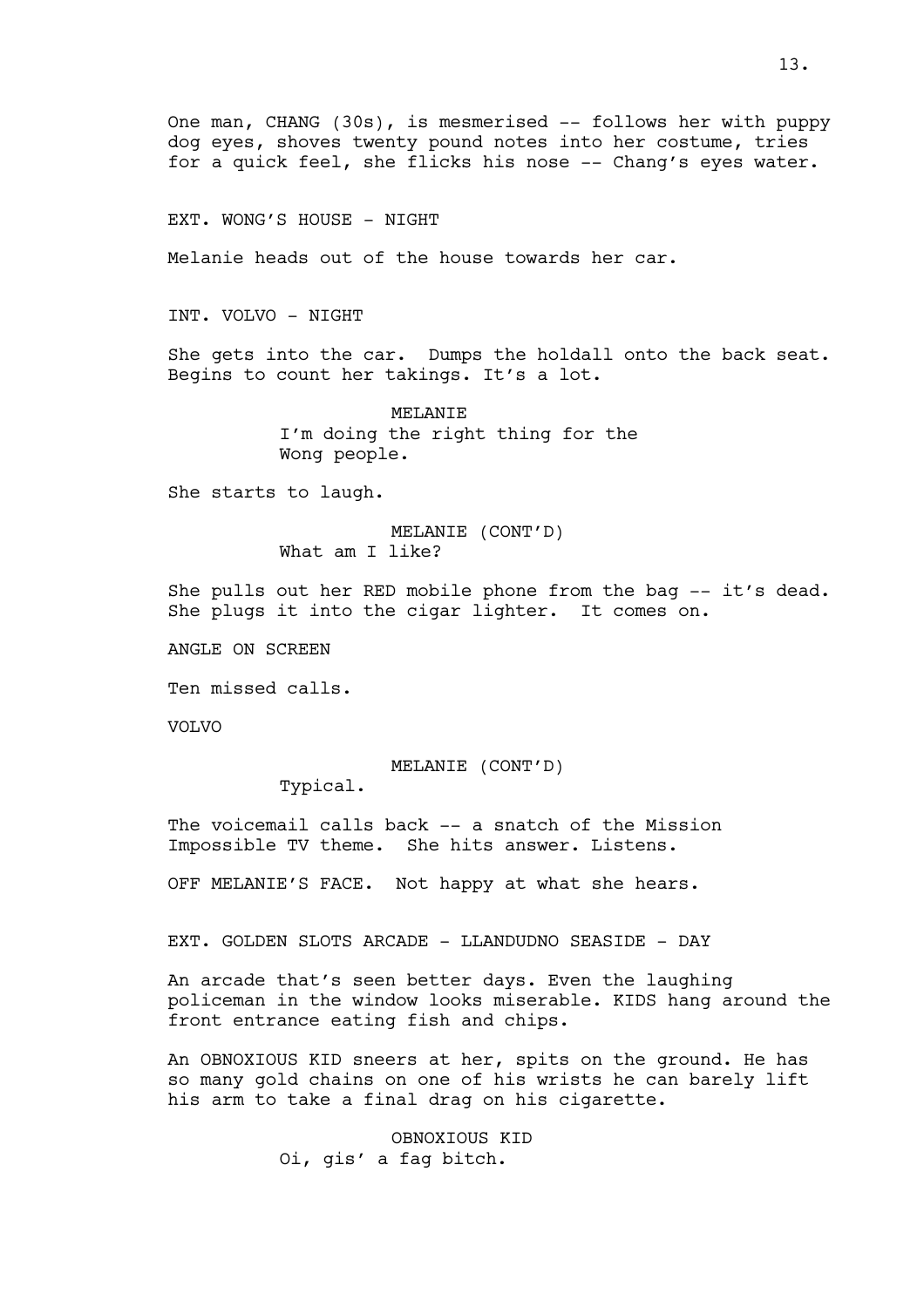One man, CHANG (30s), is mesmerised -- follows her with puppy dog eyes, shoves twenty pound notes into her costume, tries for a quick feel, she flicks his nose -- Chang's eyes water.

EXT. WONG'S HOUSE - NIGHT

Melanie heads out of the house towards her car.

INT. VOLVO - NIGHT

She gets into the car. Dumps the holdall onto the back seat. Begins to count her takings. It's a lot.

MELANIE
I'm doing the right thing for the Wong people.

She starts to laugh.

MELANIE (CONT'D)
What am I like?

She pulls out her RED mobile phone from the bag -- it's dead. She plugs it into the cigar lighter. It comes on.

ANGLE ON SCREEN

Ten missed calls.

VOLVO

MELANIE (CONT'D)
Typical.

The voicemail calls back -- a snatch of the Mission Impossible TV theme. She hits answer. Listens.

OFF MELANIE'S FACE. Not happy at what she hears.

EXT. GOLDEN SLOTS ARCADE - LLANDUDNO SEASIDE - DAY

An arcade that's seen better days. Even the laughing policeman in the window looks miserable. KIDS hang around the front entrance eating fish and chips.

An OBNOXIOUS KID sneers at her, spits on the ground. He has so many gold chains on one of his wrists he can barely lift his arm to take a final drag on his cigarette.

OBNOXIOUS KID
Oi, gis' a fag bitch.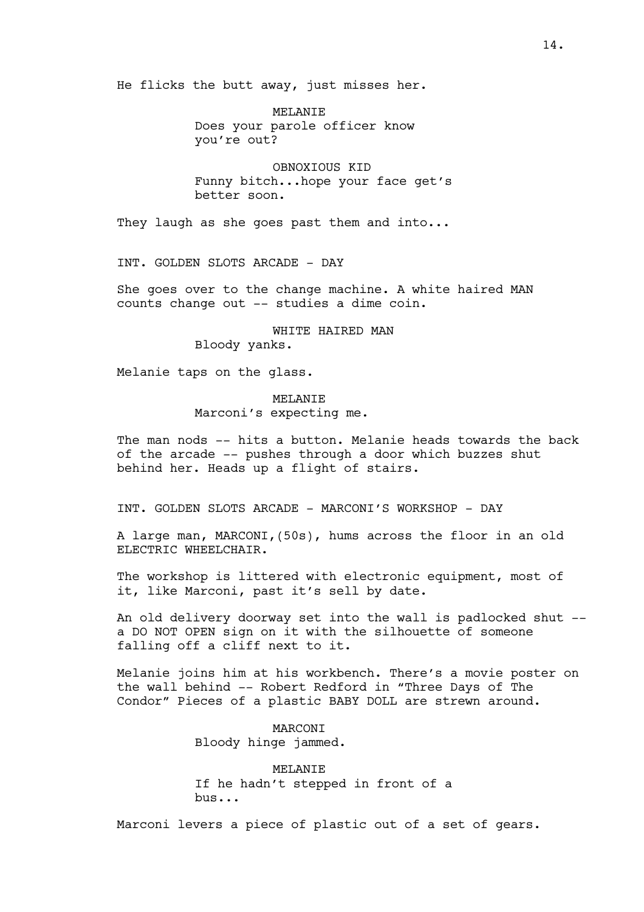He flicks the butt away, just misses her.

MELANIE
Does your parole officer know you're out?

OBNOXIOUS KID
Funny bitch...hope your face get's better soon.

They laugh as she goes past them and into...

INT. GOLDEN SLOTS ARCADE - DAY

She goes over to the change machine. A white haired MAN counts change out -- studies a dime coin.

WHITE HAIRED MAN
Bloody yanks.

Melanie taps on the glass.

MELANIE
Marconi's expecting me.

The man nods -- hits a button. Melanie heads towards the back of the arcade -- pushes through a door which buzzes shut behind her. Heads up a flight of stairs.

INT. GOLDEN SLOTS ARCADE - MARCONI'S WORKSHOP - DAY

A large man, MARCONI,(50s), hums across the floor in an old ELECTRIC WHEELCHAIR.

The workshop is littered with electronic equipment, most of it, like Marconi, past it's sell by date.

An old delivery doorway set into the wall is padlocked shut -- a DO NOT OPEN sign on it with the silhouette of someone falling off a cliff next to it.

Melanie joins him at his workbench. There's a movie poster on the wall behind -- Robert Redford in "Three Days of The Condor" Pieces of a plastic BABY DOLL are strewn around.

MARCONI
Bloody hinge jammed.

MELANIE
If he hadn't stepped in front of a bus...

Marconi levers a piece of plastic out of a set of gears.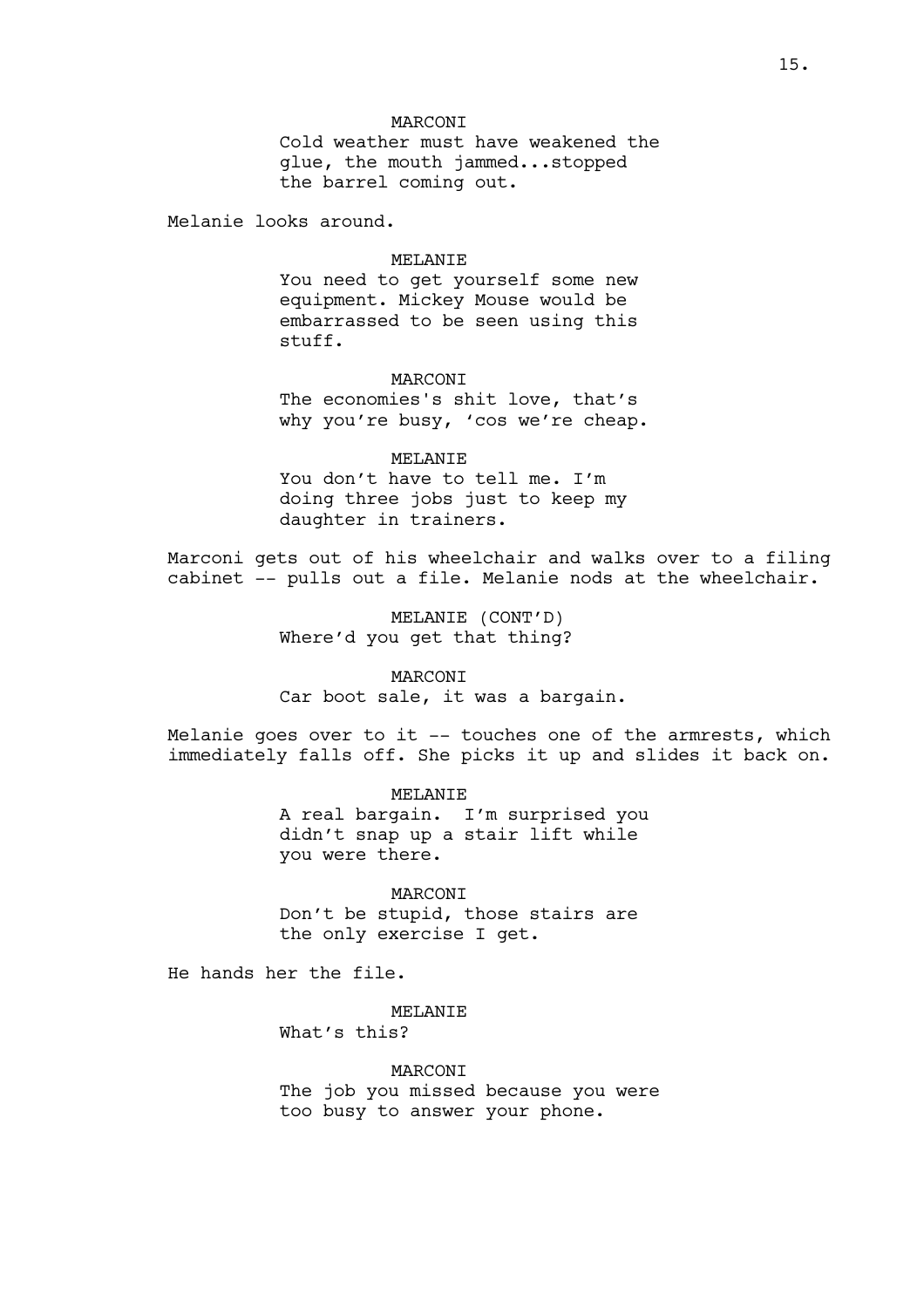MARCONI
Cold weather must have weakened the glue, the mouth jammed...stopped the barrel coming out.

Melanie looks around.

MELANIE
You need to get yourself some new equipment. Mickey Mouse would be embarrassed to be seen using this stuff.

MARCONI
The economies's shit love, that's why you're busy, 'cos we're cheap.

MELANIE
You don't have to tell me. I'm doing three jobs just to keep my daughter in trainers.

Marconi gets out of his wheelchair and walks over to a filing cabinet -- pulls out a file. Melanie nods at the wheelchair.

MELANIE (CONT'D)
Where'd you get that thing?

MARCONI
Car boot sale, it was a bargain.

Melanie goes over to it -- touches one of the armrests, which immediately falls off. She picks it up and slides it back on.

MELANIE
A real bargain. I'm surprised you didn't snap up a stair lift while you were there.

MARCONI
Don't be stupid, those stairs are the only exercise I get.

He hands her the file.

MELANIE
What's this?

MARCONI
The job you missed because you were too busy to answer your phone.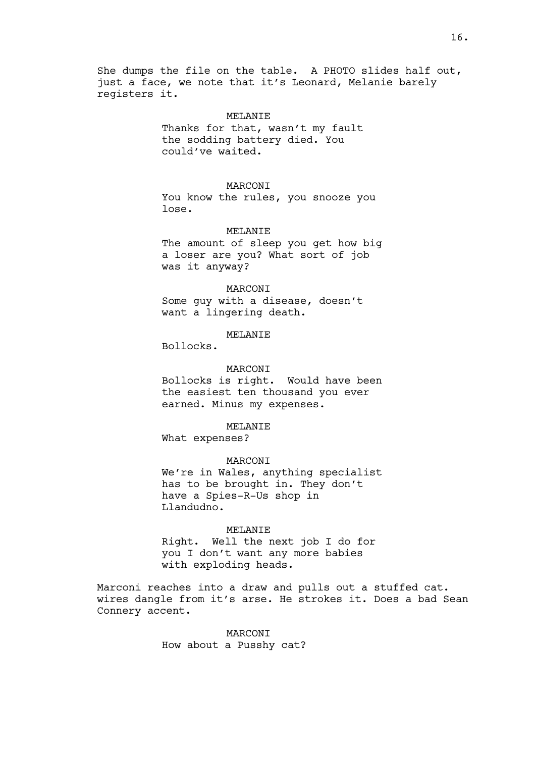She dumps the file on the table. A PHOTO slides half out, just a face, we note that it's Leonard, Melanie barely registers it.

MELANIE
Thanks for that, wasn't my fault the sodding battery died. You could've waited.

MARCONI
You know the rules, you snooze you lose.

MELANIE
The amount of sleep you get how big a loser are you? What sort of job was it anyway?

MARCONI
Some guy with a disease, doesn't want a lingering death.

MELANIE
Bollocks.

MARCONI
Bollocks is right. Would have been the easiest ten thousand you ever earned. Minus my expenses.

MELANIE
What expenses?

MARCONI
We're in Wales, anything specialist has to be brought in. They don't have a Spies-R-Us shop in Llandudno.

MELANIE
Right. Well the next job I do for you I don't want any more babies with exploding heads.

Marconi reaches into a draw and pulls out a stuffed cat. wires dangle from it's arse. He strokes it. Does a bad Sean Connery accent.

MARCONI
How about a Pusshy cat?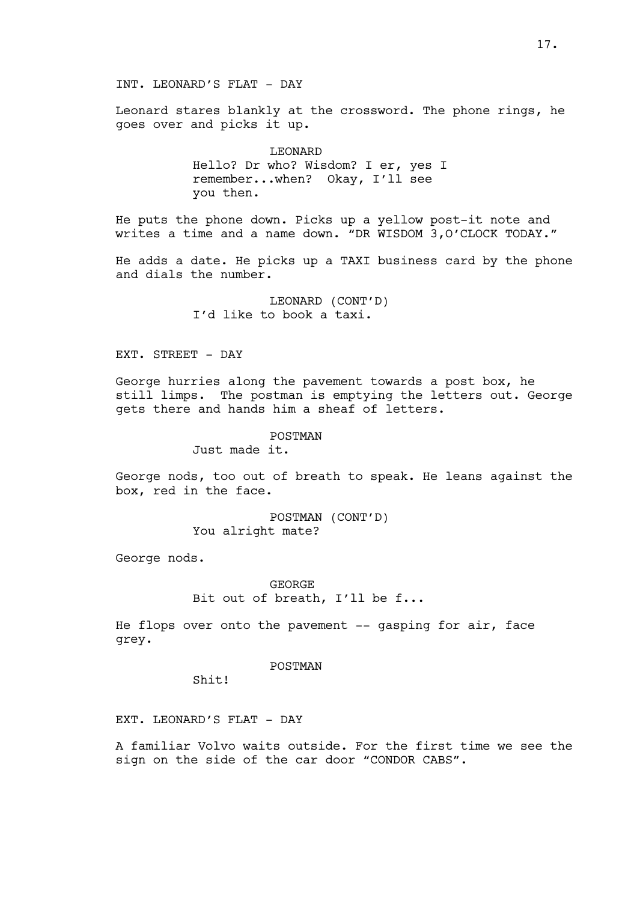INT. LEONARD'S FLAT - DAY

Leonard stares blankly at the crossword. The phone rings, he goes over and picks it up.

LEONARD
Hello? Dr who? Wisdom? I er, yes I remember...when? Okay, I'll see you then.

He puts the phone down. Picks up a yellow post-it note and writes a time and a name down. "DR WISDOM 3,O'CLOCK TODAY."

He adds a date. He picks up a TAXI business card by the phone and dials the number.

LEONARD (CONT'D)
I'd like to book a taxi.

EXT. STREET - DAY

George hurries along the pavement towards a post box, he still limps. The postman is emptying the letters out. George gets there and hands him a sheaf of letters.

POSTMAN
Just made it.

George nods, too out of breath to speak. He leans against the box, red in the face.

POSTMAN (CONT'D)
You alright mate?

George nods.

GEORGE
Bit out of breath, I'll be f...

He flops over onto the pavement -- gasping for air, face grey.

POSTMAN
Shit!

EXT. LEONARD'S FLAT - DAY

A familiar Volvo waits outside. For the first time we see the sign on the side of the car door "CONDOR CABS".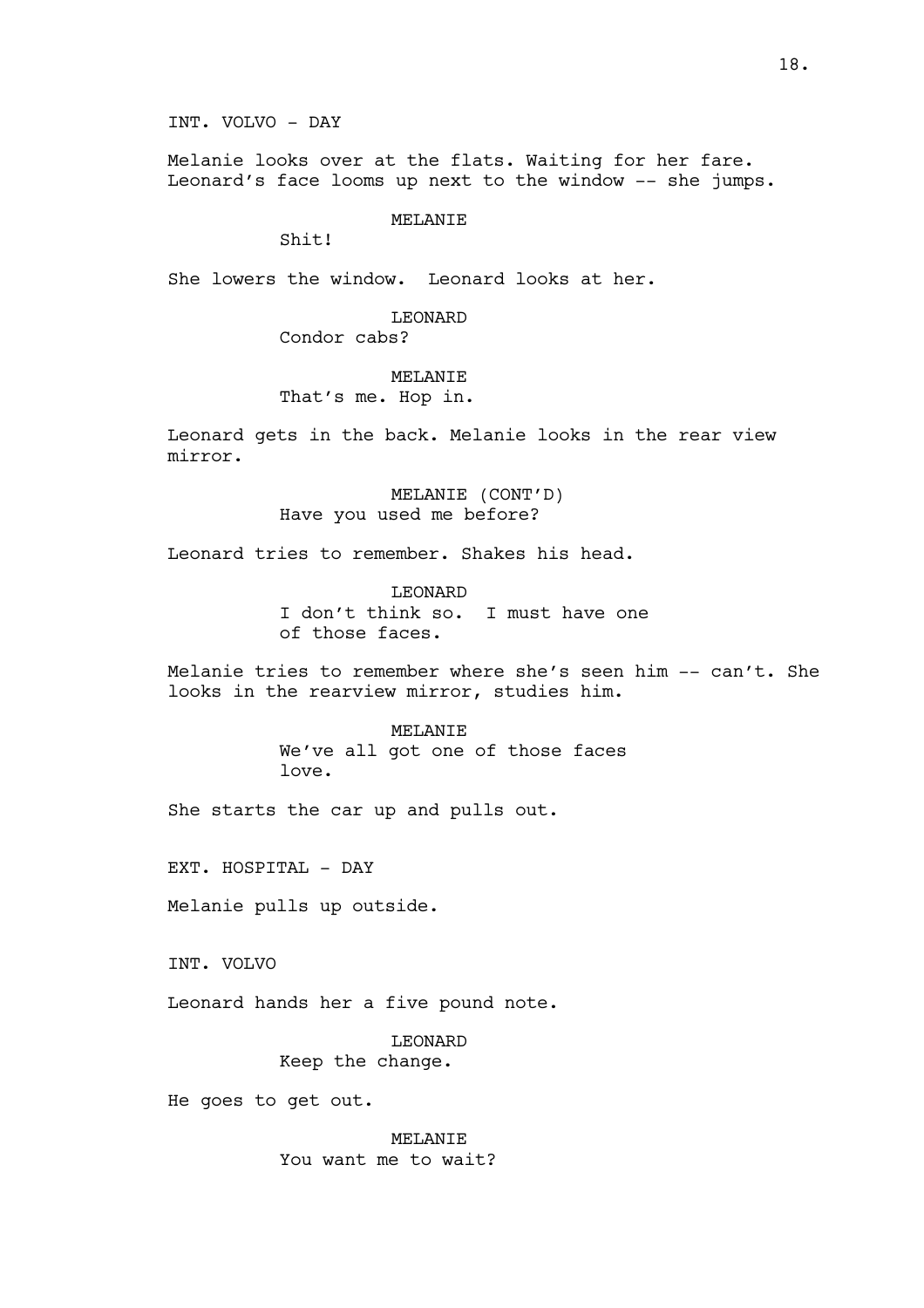INT. VOLVO - DAY

Melanie looks over at the flats. Waiting for her fare. Leonard's face looms up next to the window -- she jumps.

MELANIE
Shit!

She lowers the window. Leonard looks at her.

LEONARD
Condor cabs?

MELANIE
That's me. Hop in.

Leonard gets in the back. Melanie looks in the rear view mirror.

MELANIE (CONT'D)
Have you used me before?

Leonard tries to remember. Shakes his head.

LEONARD
I don't think so. I must have one of those faces.

Melanie tries to remember where she's seen him -- can't. She looks in the rearview mirror, studies him.

MELANIE
We've all got one of those faces love.

She starts the car up and pulls out.

EXT. HOSPITAL - DAY

Melanie pulls up outside.

INT. VOLVO

Leonard hands her a five pound note.

LEONARD
Keep the change.

He goes to get out.

MELANIE
You want me to wait?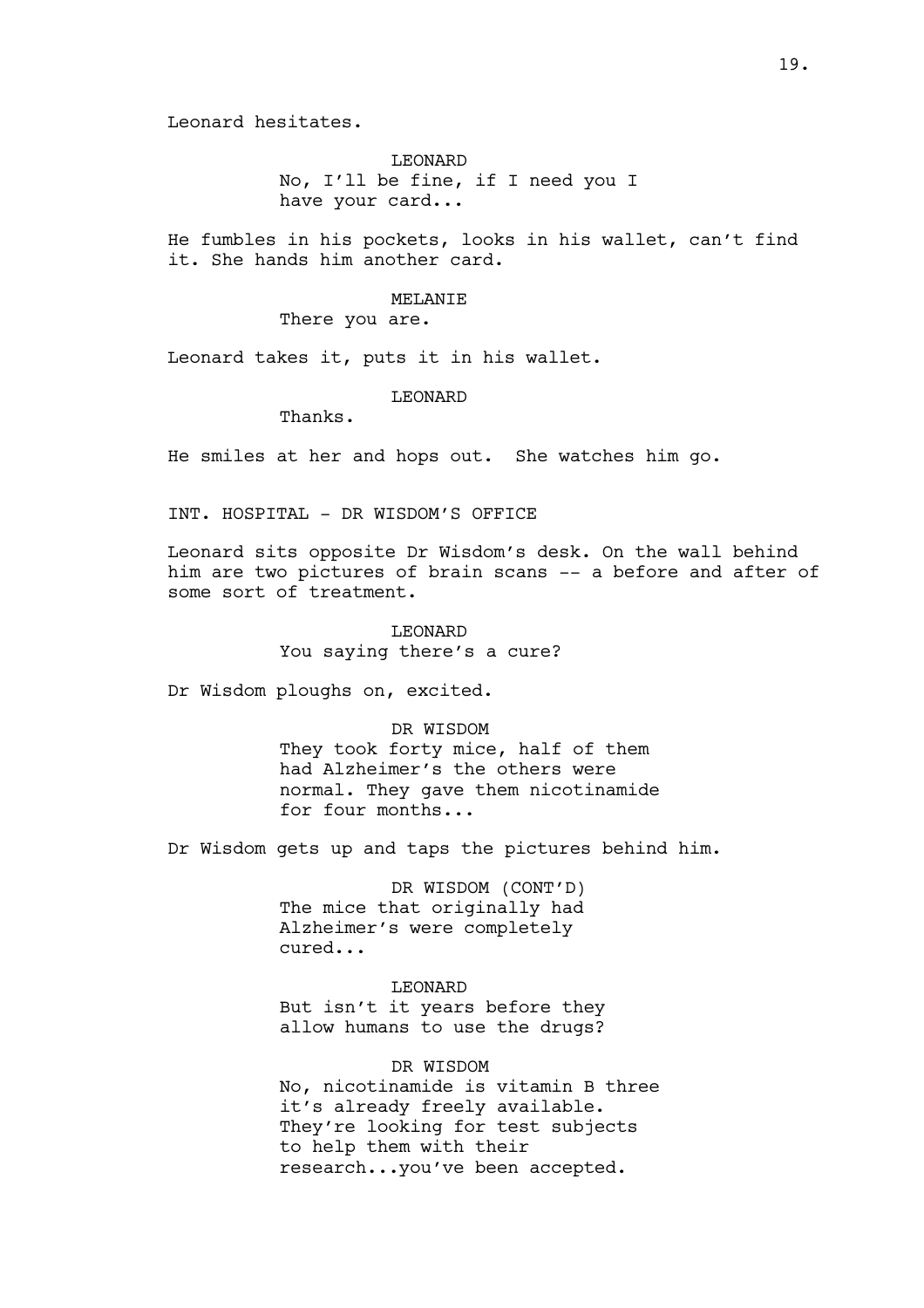Leonard hesitates.

LEONARD
No, I'll be fine, if I need you I have your card...

He fumbles in his pockets, looks in his wallet, can't find it. She hands him another card.

MELANIE
There you are.

Leonard takes it, puts it in his wallet.

LEONARD
Thanks.

He smiles at her and hops out. She watches him go.

INT. HOSPITAL - DR WISDOM'S OFFICE

Leonard sits opposite Dr Wisdom's desk. On the wall behind him are two pictures of brain scans -- a before and after of some sort of treatment.

LEONARD
You saying there's a cure?

Dr Wisdom ploughs on, excited.

DR WISDOM
They took forty mice, half of them had Alzheimer's the others were normal. They gave them nicotinamide for four months...

Dr Wisdom gets up and taps the pictures behind him.

DR WISDOM (CONT'D)
The mice that originally had Alzheimer's were completely cured...

LEONARD
But isn't it years before they allow humans to use the drugs?

DR WISDOM
No, nicotinamide is vitamin B three it's already freely available. They're looking for test subjects to help them with their research...you've been accepted.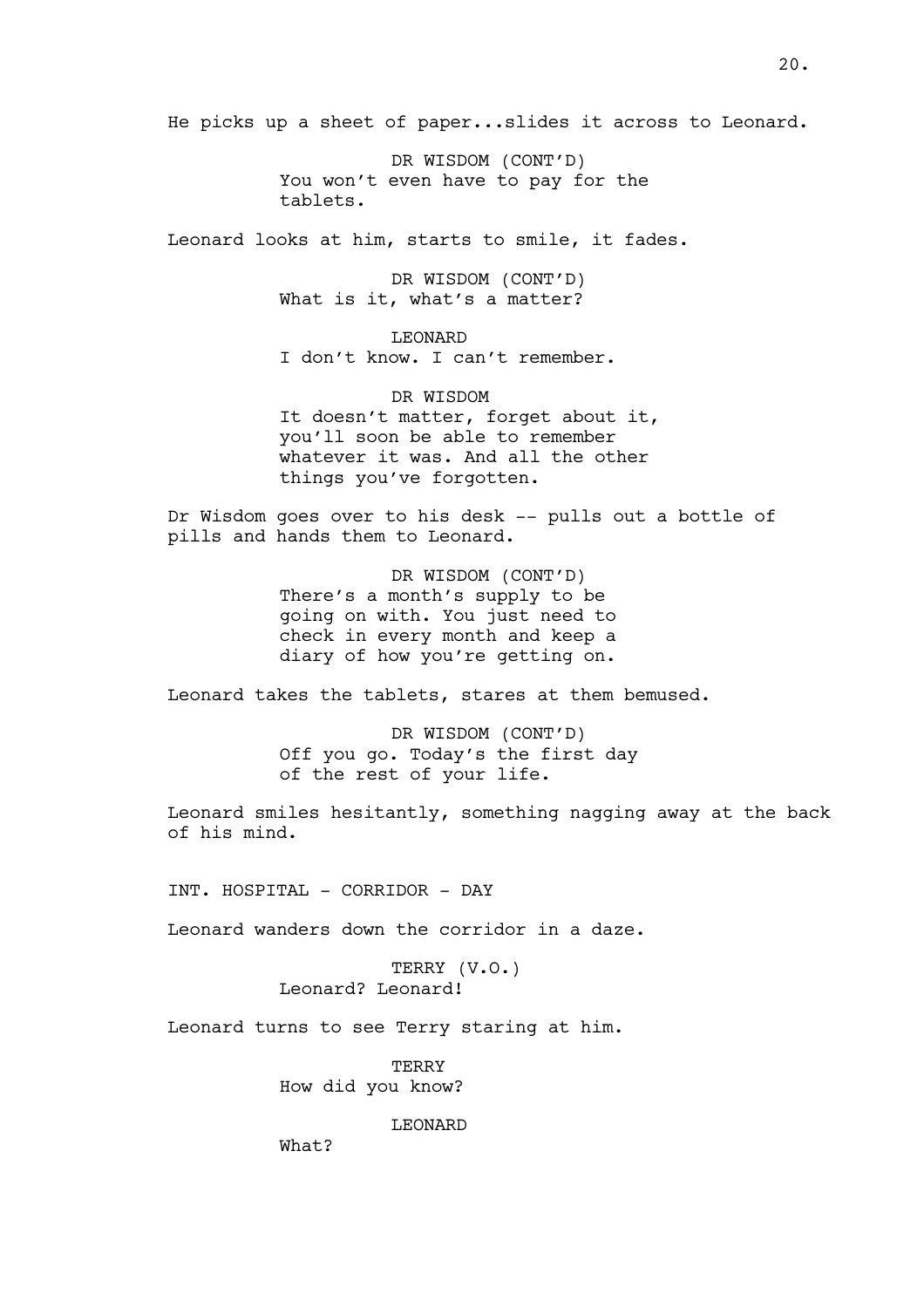He picks up a sheet of paper...slides it across to Leonard.

DR WISDOM (CONT'D)
You won't even have to pay for the tablets.

Leonard looks at him, starts to smile, it fades.

DR WISDOM (CONT'D)
What is it, what's a matter?

LEONARD
I don't know. I can't remember.

DR WISDOM
It doesn't matter, forget about it, you'll soon be able to remember whatever it was. And all the other things you've forgotten.

Dr Wisdom goes over to his desk -- pulls out a bottle of pills and hands them to Leonard.

DR WISDOM (CONT'D)
There's a month's supply to be going on with. You just need to check in every month and keep a diary of how you're getting on.

Leonard takes the tablets, stares at them bemused.

DR WISDOM (CONT'D)
Off you go. Today's the first day of the rest of your life.

Leonard smiles hesitantly, something nagging away at the back of his mind.

INT. HOSPITAL - CORRIDOR - DAY

Leonard wanders down the corridor in a daze.

TERRY (V.O.)
Leonard? Leonard!

Leonard turns to see Terry staring at him.

TERRY
How did you know?

LEONARD
What?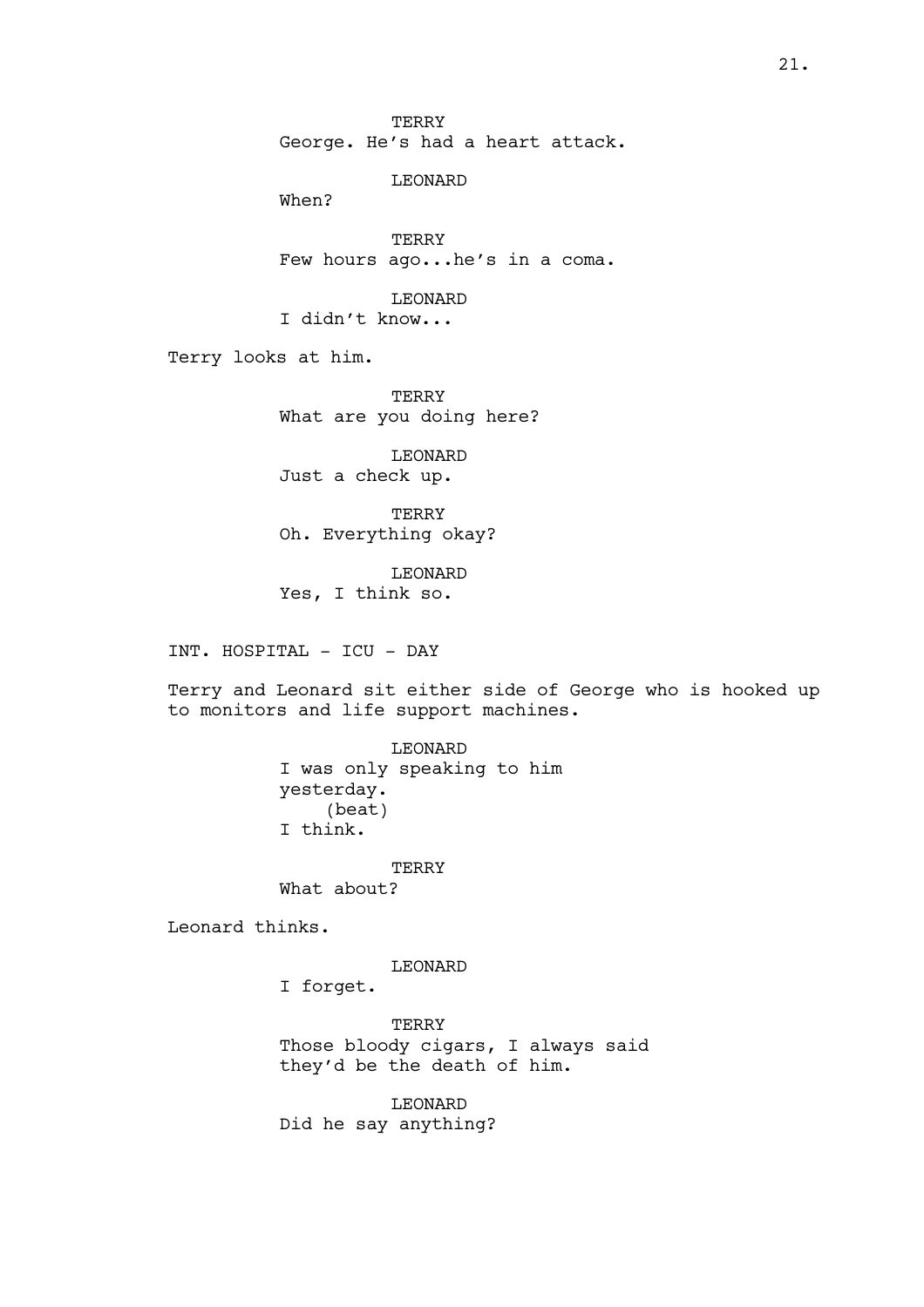TERRY

George. He's had a heart attack.

LEONARD

When?

TERRY

Few hours ago...he's in a coma.

LEONARD

I didn't know...

Terry looks at him.

TERRY

What are you doing here?

LEONARD

Just a check up.

TERRY

Oh. Everything okay?

LEONARD

Yes, I think so.

INT. HOSPITAL - ICU - DAY

Terry and Leonard sit either side of George who is hooked up to monitors and life support machines.

LEONARD

I was only speaking to him yesterday.

(beat)

I think.

TERRY

What about?

Leonard thinks.

LEONARD

I forget.

TERRY

Those bloody cigars, I always said they'd be the death of him.

LEONARD

Did he say anything?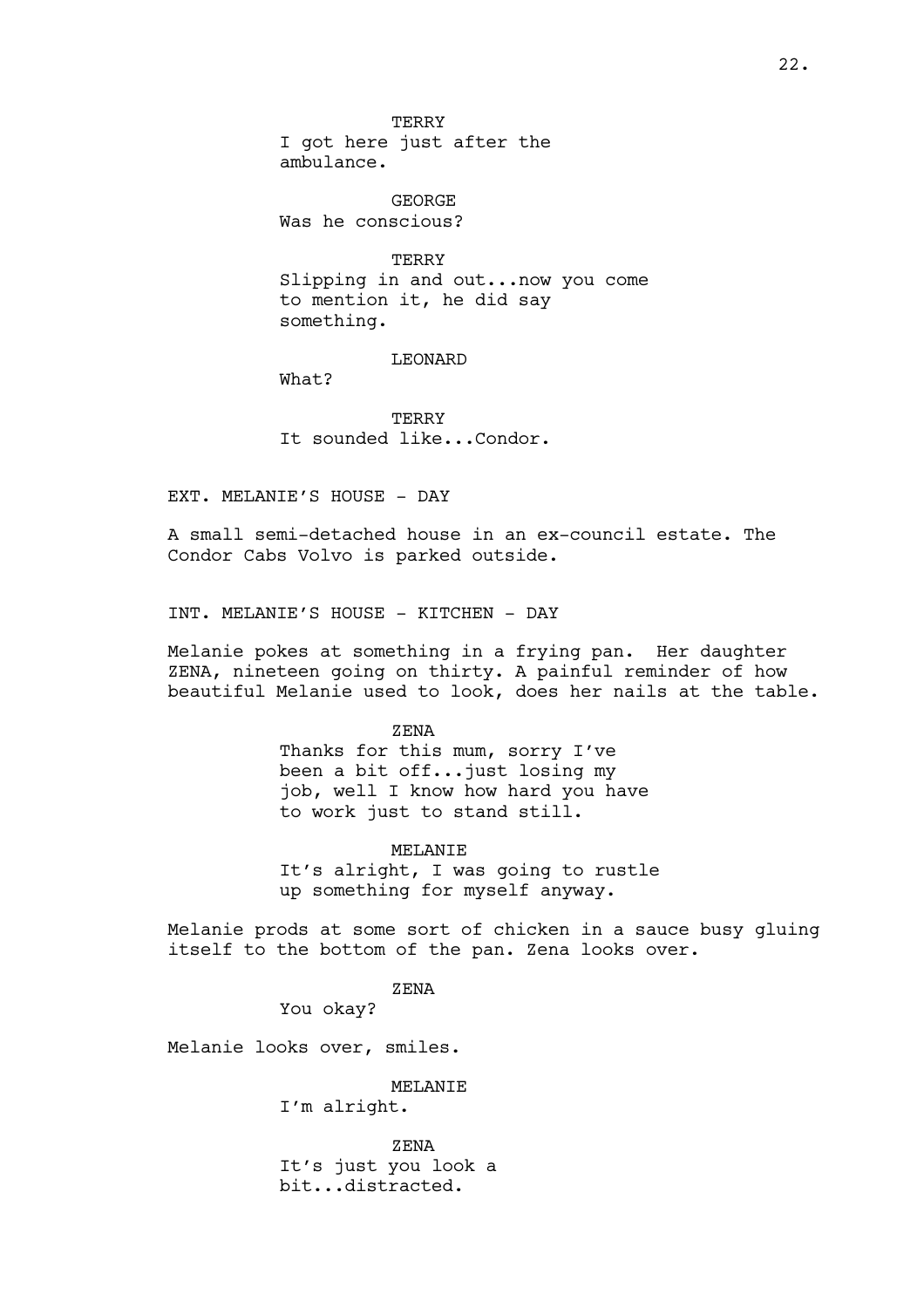TERRY
I got here just after the ambulance.

GEORGE
Was he conscious?

TERRY
Slipping in and out...now you come to mention it, he did say something.

LEONARD
What?

TERRY
It sounded like...Condor.

EXT. MELANIE'S HOUSE - DAY

A small semi-detached house in an ex-council estate. The Condor Cabs Volvo is parked outside.

INT. MELANIE'S HOUSE - KITCHEN - DAY

Melanie pokes at something in a frying pan. Her daughter ZENA, nineteen going on thirty. A painful reminder of how beautiful Melanie used to look, does her nails at the table.

ZENA
Thanks for this mum, sorry I've been a bit off...just losing my job, well I know how hard you have to work just to stand still.

MELANIE
It's alright, I was going to rustle up something for myself anyway.

Melanie prods at some sort of chicken in a sauce busy gluing itself to the bottom of the pan. Zena looks over.

ZENA
You okay?

Melanie looks over, smiles.

MELANIE
I'm alright.

ZENA
It's just you look a bit...distracted.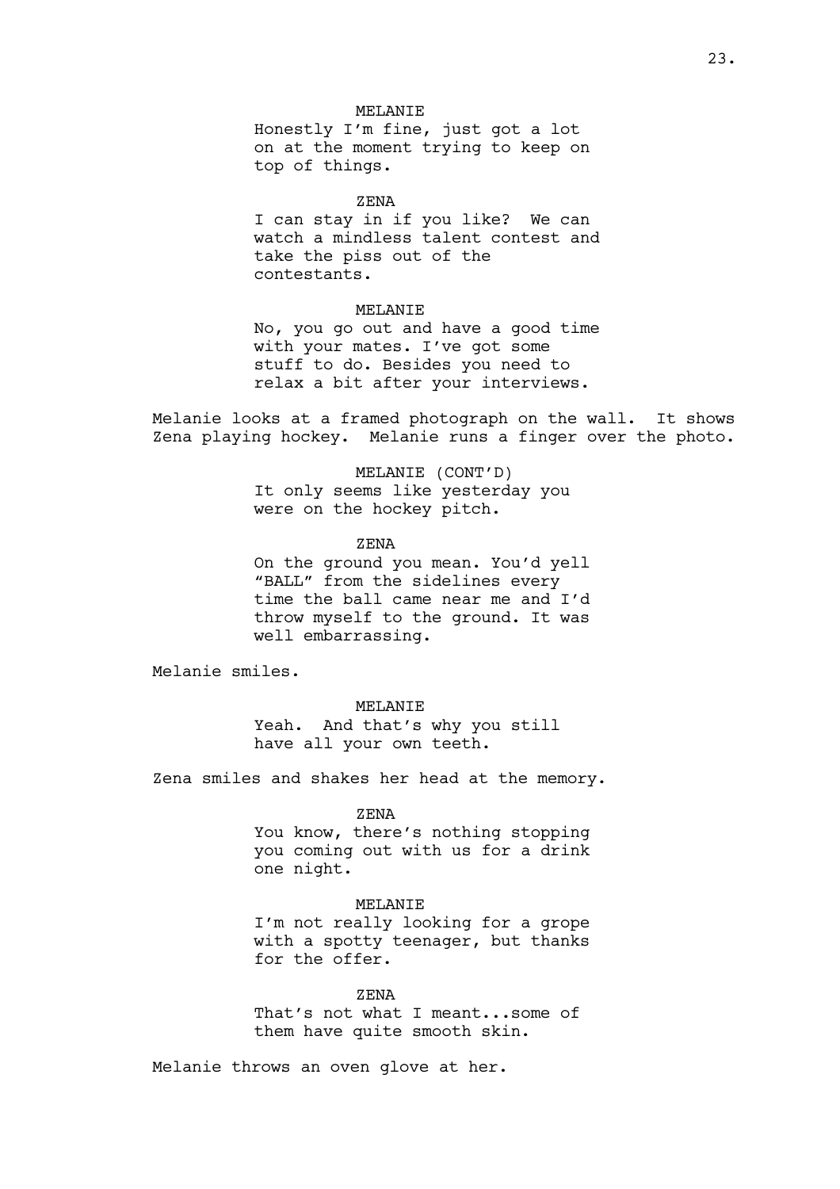MELANIE

Honestly I'm fine, just got a lot on at the moment trying to keep on top of things.

ZENA

I can stay in if you like? We can watch a mindless talent contest and take the piss out of the contestants.

MELANIE

No, you go out and have a good time with your mates. I've got some stuff to do. Besides you need to relax a bit after your interviews.

Melanie looks at a framed photograph on the wall. It shows Zena playing hockey. Melanie runs a finger over the photo.

MELANIE (CONT'D)

It only seems like yesterday you were on the hockey pitch.

ZENA

On the ground you mean. You'd yell "BALL" from the sidelines every time the ball came near me and I'd throw myself to the ground. It was well embarrassing.

Melanie smiles.

MELANIE

Yeah. And that's why you still have all your own teeth.

Zena smiles and shakes her head at the memory.

ZENA

You know, there's nothing stopping you coming out with us for a drink one night.

MELANIE

I'm not really looking for a grope with a spotty teenager, but thanks for the offer.

ZENA

That's not what I meant...some of them have quite smooth skin.

Melanie throws an oven glove at her.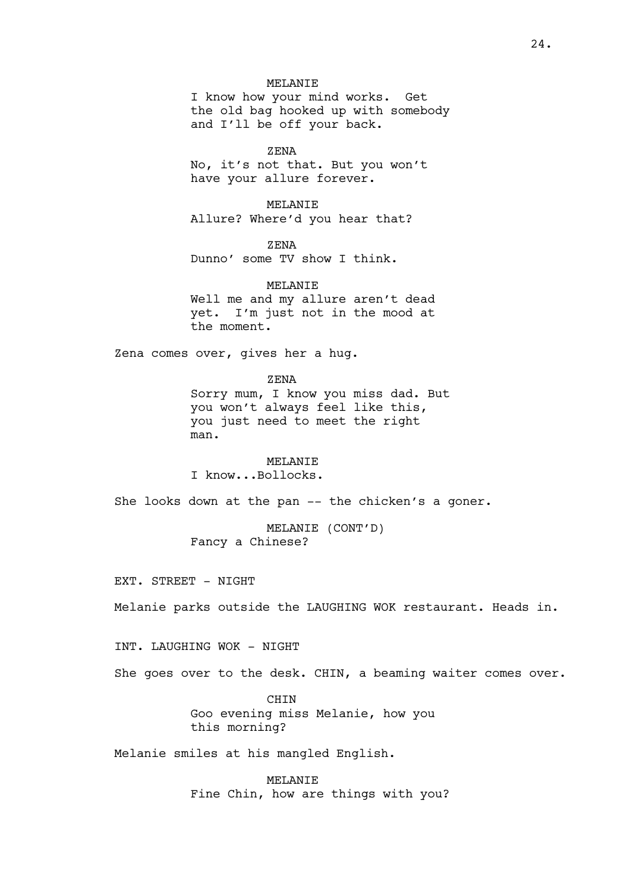MELANIE
I know how your mind works. Get the old bag hooked up with somebody and I'll be off your back.

ZENA
No, it's not that. But you won't have your allure forever.

MELANIE
Allure? Where'd you hear that?

ZENA
Dunno' some TV show I think.

MELANIE
Well me and my allure aren't dead yet. I'm just not in the mood at the moment.

Zena comes over, gives her a hug.

ZENA
Sorry mum, I know you miss dad. But you won't always feel like this, you just need to meet the right man.

MELANIE
I know...Bollocks.

She looks down at the pan -- the chicken's a goner.

MELANIE (CONT'D)
Fancy a Chinese?

EXT. STREET - NIGHT

Melanie parks outside the LAUGHING WOK restaurant. Heads in.

INT. LAUGHING WOK - NIGHT

She goes over to the desk. CHIN, a beaming waiter comes over.

CHIN
Goo evening miss Melanie, how you this morning?

Melanie smiles at his mangled English.

MELANIE
Fine Chin, how are things with you?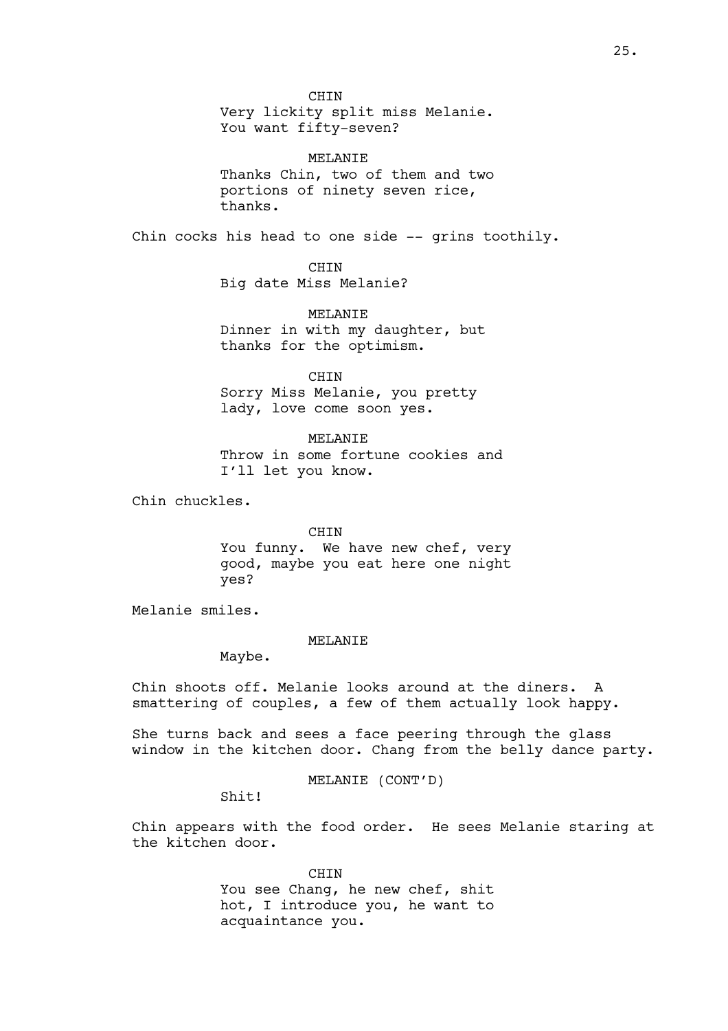CHIN

Very lickity split miss Melanie. You want fifty-seven?

MELANIE

Thanks Chin, two of them and two portions of ninety seven rice, thanks.

Chin cocks his head to one side -- grins toothily.

CHIN

Big date Miss Melanie?

MELANIE

Dinner in with my daughter, but thanks for the optimism.

CHIN

Sorry Miss Melanie, you pretty lady, love come soon yes.

MELANIE

Throw in some fortune cookies and I'll let you know.

Chin chuckles.

CHIN

You funny. We have new chef, very good, maybe you eat here one night yes?

Melanie smiles.

MELANIE

Maybe.

Chin shoots off. Melanie looks around at the diners. A smattering of couples, a few of them actually look happy.

She turns back and sees a face peering through the glass window in the kitchen door. Chang from the belly dance party.

MELANIE (CONT'D)

Shit!

Chin appears with the food order. He sees Melanie staring at the kitchen door.

CHIN

You see Chang, he new chef, shit hot, I introduce you, he want to acquaintance you.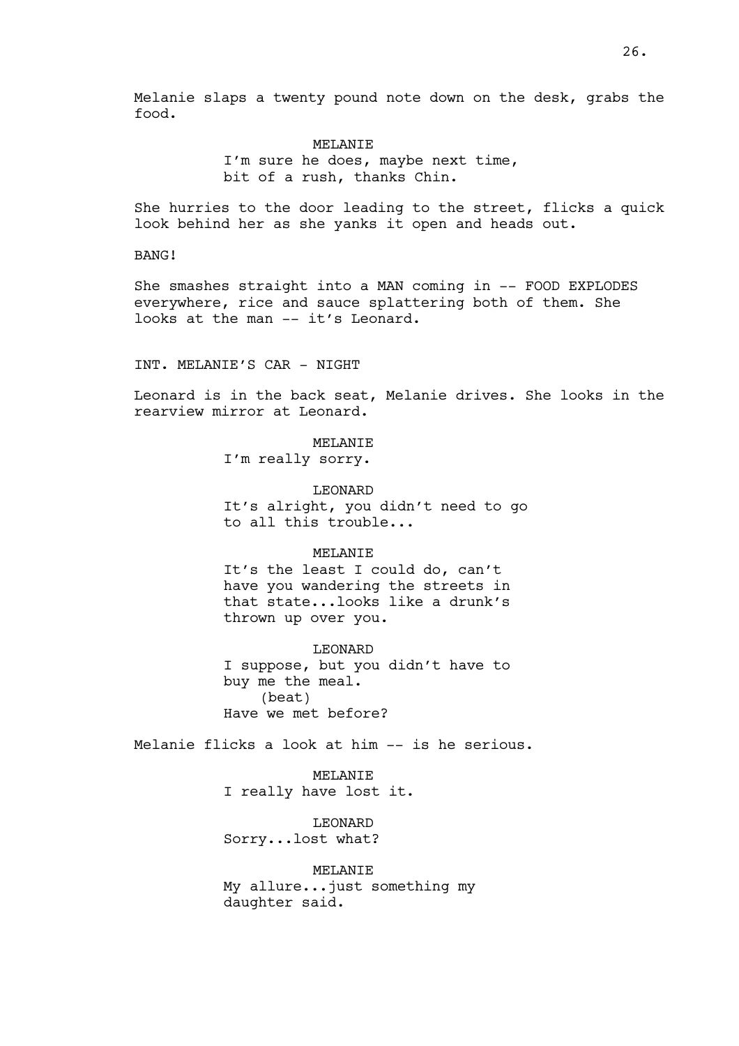Melanie slaps a twenty pound note down on the desk, grabs the food.

MELANIE
I'm sure he does, maybe next time, bit of a rush, thanks Chin.

She hurries to the door leading to the street, flicks a quick look behind her as she yanks it open and heads out.

BANG!

She smashes straight into a MAN coming in -- FOOD EXPLODES everywhere, rice and sauce splattering both of them. She looks at the man -- it's Leonard.

INT. MELANIE'S CAR - NIGHT

Leonard is in the back seat, Melanie drives. She looks in the rearview mirror at Leonard.

MELANIE
I'm really sorry.

LEONARD
It's alright, you didn't need to go to all this trouble...

MELANIE
It's the least I could do, can't have you wandering the streets in that state...looks like a drunk's thrown up over you.

LEONARD
I suppose, but you didn't have to buy me the meal.
(beat)
Have we met before?

Melanie flicks a look at him -- is he serious.

MELANIE
I really have lost it.

LEONARD
Sorry...lost what?

MELANIE
My allure...just something my daughter said.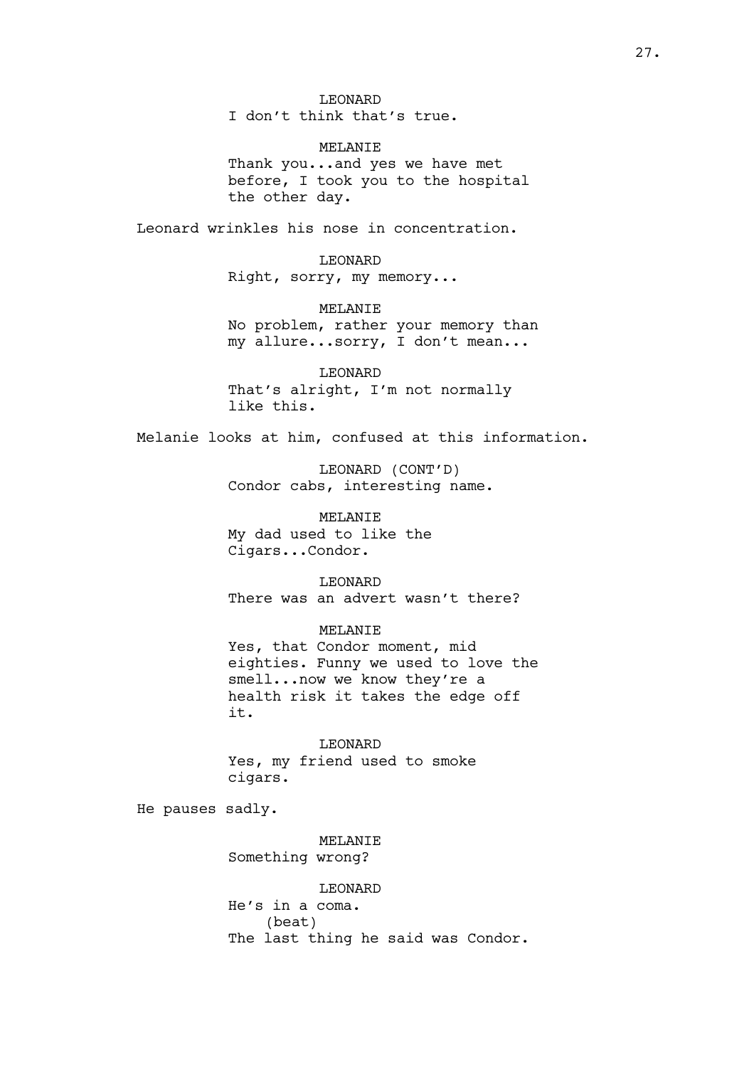LEONARD

I don't think that's true.

MELANIE

Thank you...and yes we have met before, I took you to the hospital the other day.

Leonard wrinkles his nose in concentration.

LEONARD

Right, sorry, my memory...

MELANIE

No problem, rather your memory than my allure...sorry, I don't mean...

LEONARD

That's alright, I'm not normally like this.

Melanie looks at him, confused at this information.

LEONARD (CONT'D)

Condor cabs, interesting name.

MELANIE

My dad used to like the Cigars...Condor.

LEONARD

There was an advert wasn't there?

MELANIE

Yes, that Condor moment, mid eighties. Funny we used to love the smell...now we know they're a health risk it takes the edge off it.

LEONARD

Yes, my friend used to smoke cigars.

He pauses sadly.

MELANIE

Something wrong?

LEONARD

He's in a coma.

(beat)

The last thing he said was Condor.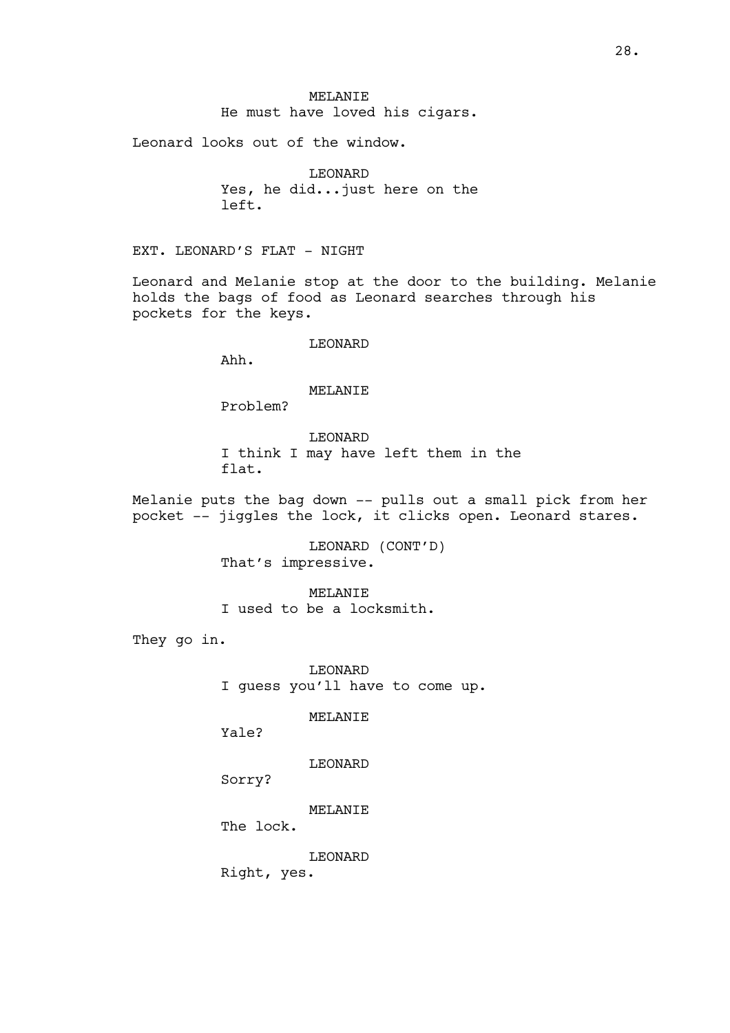MELANIE
He must have loved his cigars.

Leonard looks out of the window.

LEONARD
Yes, he did...just here on the left.

EXT. LEONARD'S FLAT - NIGHT

Leonard and Melanie stop at the door to the building. Melanie holds the bags of food as Leonard searches through his pockets for the keys.

LEONARD
Ahh.

MELANIE
Problem?

LEONARD
I think I may have left them in the flat.

Melanie puts the bag down -- pulls out a small pick from her pocket -- jiggles the lock, it clicks open. Leonard stares.

LEONARD (CONT'D)
That's impressive.

MELANIE
I used to be a locksmith.

They go in.

LEONARD
I guess you'll have to come up.

MELANIE
Yale?

LEONARD
Sorry?

MELANIE
The lock.

LEONARD
Right, yes.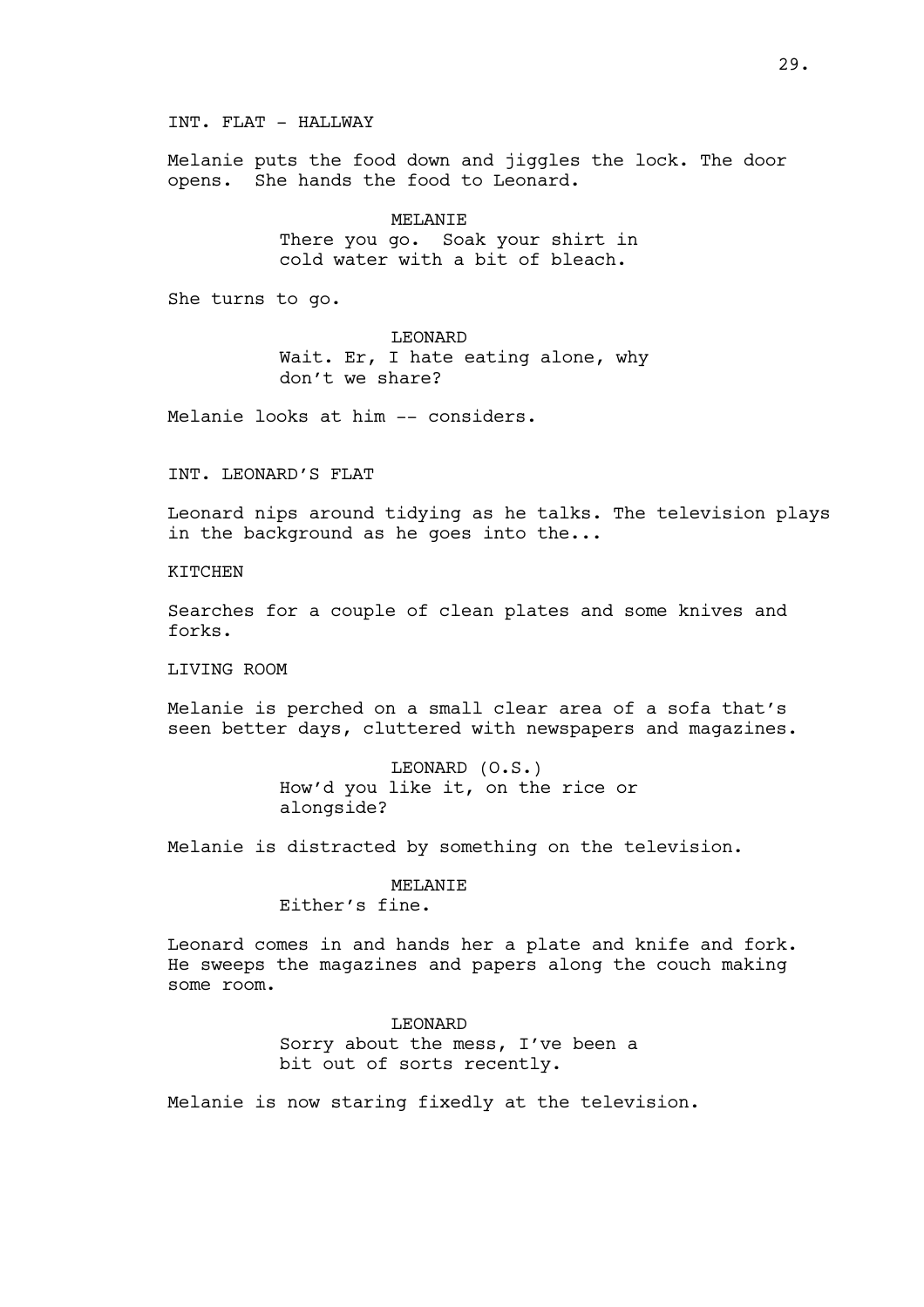INT. FLAT - HALLWAY

Melanie puts the food down and jiggles the lock. The door opens. She hands the food to Leonard.

MELANIE
There you go. Soak your shirt in cold water with a bit of bleach.

She turns to go.

LEONARD
Wait. Er, I hate eating alone, why don't we share?

Melanie looks at him -- considers.

INT. LEONARD'S FLAT

Leonard nips around tidying as he talks. The television plays in the background as he goes into the...

KITCHEN

Searches for a couple of clean plates and some knives and forks.

LIVING ROOM

Melanie is perched on a small clear area of a sofa that's seen better days, cluttered with newspapers and magazines.

LEONARD (O.S.)
How'd you like it, on the rice or alongside?

Melanie is distracted by something on the television.

MELANIE
Either's fine.

Leonard comes in and hands her a plate and knife and fork. He sweeps the magazines and papers along the couch making some room.

LEONARD
Sorry about the mess, I've been a bit out of sorts recently.

Melanie is now staring fixedly at the television.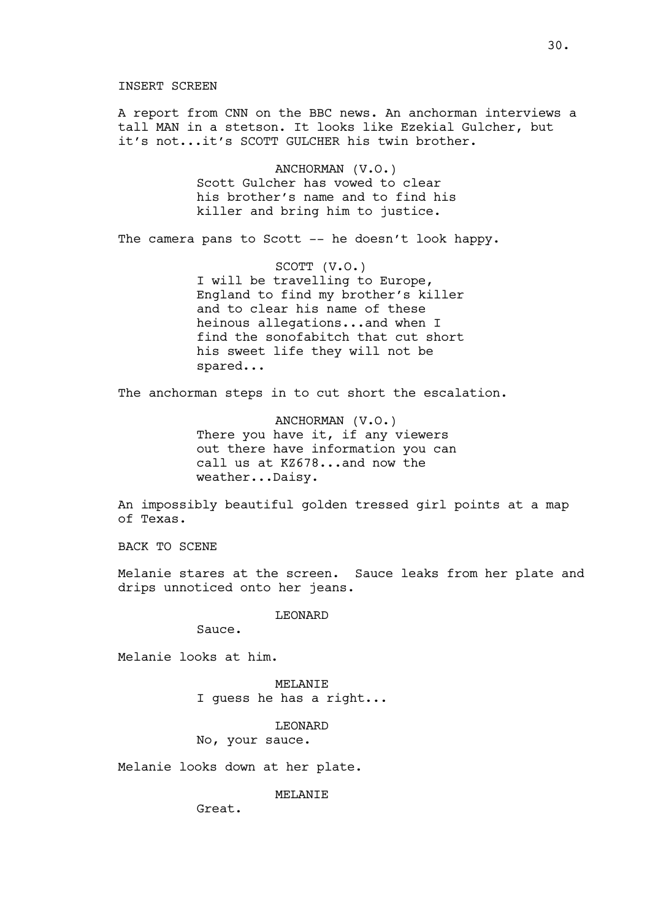INSERT SCREEN

A report from CNN on the BBC news. An anchorman interviews a tall MAN in a stetson. It looks like Ezekial Gulcher, but it's not...it's SCOTT GULCHER his twin brother.

ANCHORMAN (V.O.)
Scott Gulcher has vowed to clear his brother's name and to find his killer and bring him to justice.

The camera pans to Scott -- he doesn't look happy.

SCOTT (V.O.)
I will be travelling to Europe, England to find my brother's killer and to clear his name of these heinous allegations...and when I find the sonofabitch that cut short his sweet life they will not be spared...

The anchorman steps in to cut short the escalation.

ANCHORMAN (V.O.)
There you have it, if any viewers out there have information you can call us at KZ678...and now the weather...Daisy.

An impossibly beautiful golden tressed girl points at a map of Texas.

BACK TO SCENE

Melanie stares at the screen. Sauce leaks from her plate and drips unnoticed onto her jeans.

LEONARD
Sauce.

Melanie looks at him.

MELANIE
I guess he has a right...

LEONARD
No, your sauce.

Melanie looks down at her plate.

MELANIE
Great.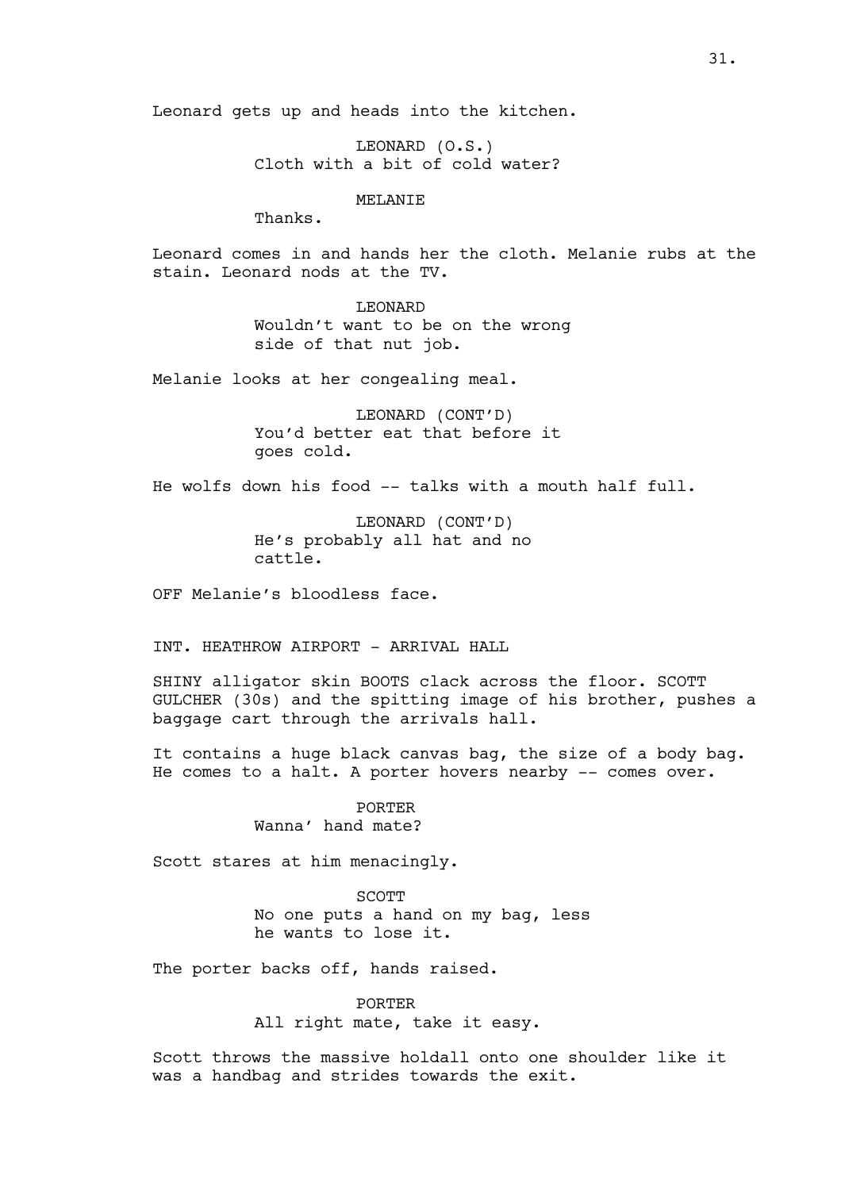Leonard gets up and heads into the kitchen.

LEONARD (O.S.)
Cloth with a bit of cold water?

MELANIE
Thanks.

Leonard comes in and hands her the cloth. Melanie rubs at the stain. Leonard nods at the TV.

LEONARD
Wouldn't want to be on the wrong side of that nut job.

Melanie looks at her congealing meal.

LEONARD (CONT'D)
You'd better eat that before it goes cold.

He wolfs down his food -- talks with a mouth half full.

LEONARD (CONT'D)
He's probably all hat and no cattle.

OFF Melanie's bloodless face.

INT. HEATHROW AIRPORT - ARRIVAL HALL

SHINY alligator skin BOOTS clack across the floor. SCOTT GULCHER (30s) and the spitting image of his brother, pushes a baggage cart through the arrivals hall.

It contains a huge black canvas bag, the size of a body bag. He comes to a halt. A porter hovers nearby -- comes over.

PORTER
Wanna' hand mate?

Scott stares at him menacingly.

SCOTT
No one puts a hand on my bag, less he wants to lose it.

The porter backs off, hands raised.

PORTER
All right mate, take it easy.

Scott throws the massive holdall onto one shoulder like it was a handbag and strides towards the exit.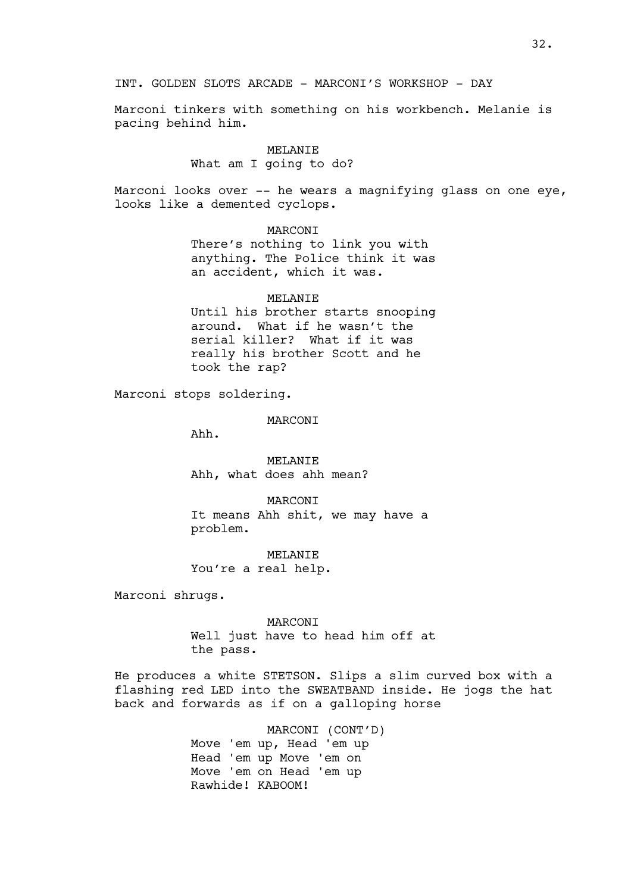INT. GOLDEN SLOTS ARCADE - MARCONI'S WORKSHOP - DAY

Marconi tinkers with something on his workbench. Melanie is pacing behind him.

MELANIE
What am I going to do?

Marconi looks over -- he wears a magnifying glass on one eye, looks like a demented cyclops.

MARCONI
There's nothing to link you with anything. The Police think it was an accident, which it was.

MELANIE
Until his brother starts snooping around. What if he wasn't the serial killer? What if it was really his brother Scott and he took the rap?

Marconi stops soldering.

MARCONI
Ahh.

MELANIE
Ahh, what does ahh mean?

MARCONI
It means Ahh shit, we may have a problem.

MELANIE
You're a real help.

Marconi shrugs.

MARCONI
Well just have to head him off at the pass.

He produces a white STETSON. Slips a slim curved box with a flashing red LED into the SWEATBAND inside. He jogs the hat back and forwards as if on a galloping horse

MARCONI (CONT'D)
Move 'em up, Head 'em up
Head 'em up Move 'em on
Move 'em on Head 'em up
Rawhide! KABOOM!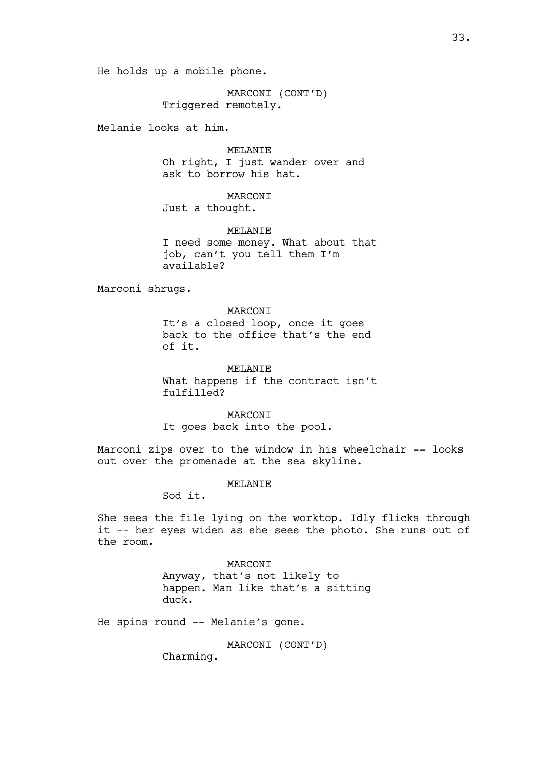He holds up a mobile phone.

MARCONI (CONT'D)
Triggered remotely.

Melanie looks at him.

MELANIE
Oh right, I just wander over and ask to borrow his hat.

MARCONI
Just a thought.

MELANIE
I need some money. What about that job, can't you tell them I'm available?

Marconi shrugs.

MARCONI
It's a closed loop, once it goes back to the office that's the end of it.

MELANIE
What happens if the contract isn't fulfilled?

MARCONI
It goes back into the pool.

Marconi zips over to the window in his wheelchair -- looks out over the promenade at the sea skyline.

MELANIE
Sod it.

She sees the file lying on the worktop. Idly flicks through it -- her eyes widen as she sees the photo. She runs out of the room.

MARCONI
Anyway, that's not likely to happen. Man like that's a sitting duck.

He spins round -- Melanie's gone.

MARCONI (CONT'D)
Charming.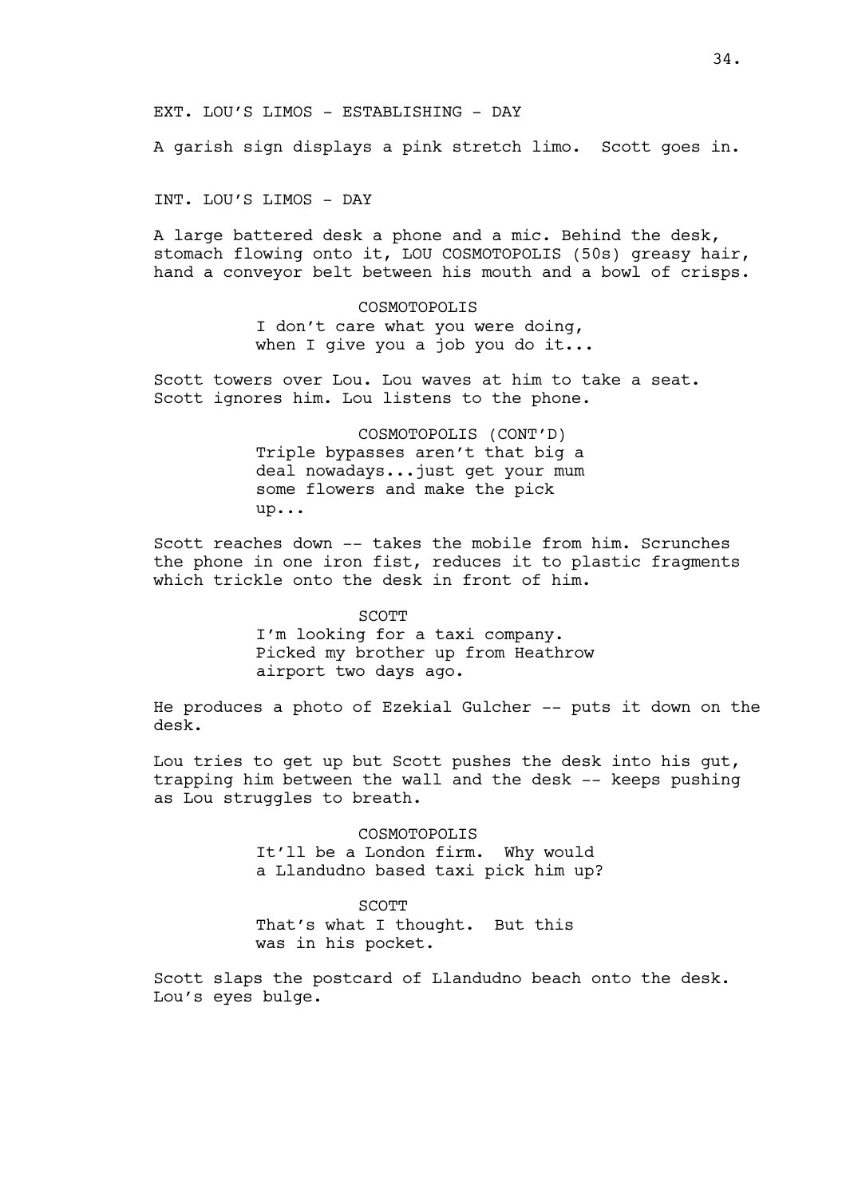EXT. LOU'S LIMOS - ESTABLISHING - DAY

A garish sign displays a pink stretch limo. Scott goes in.

INT. LOU'S LIMOS - DAY

A large battered desk a phone and a mic. Behind the desk, stomach flowing onto it, LOU COSMOTOPOLIS (50s) greasy hair, hand a conveyor belt between his mouth and a bowl of crisps.

COSMOTOPOLIS
I don't care what you were doing, when I give you a job you do it...

Scott towers over Lou. Lou waves at him to take a seat. Scott ignores him. Lou listens to the phone.

COSMOTOPOLIS (CONT'D)
Triple bypasses aren't that big a deal nowadays...just get your mum some flowers and make the pick up...

Scott reaches down -- takes the mobile from him. Scrunches the phone in one iron fist, reduces it to plastic fragments which trickle onto the desk in front of him.

SCOTT
I'm looking for a taxi company. Picked my brother up from Heathrow airport two days ago.

He produces a photo of Ezekial Gulcher -- puts it down on the desk.

Lou tries to get up but Scott pushes the desk into his gut, trapping him between the wall and the desk -- keeps pushing as Lou struggles to breath.

COSMOTOPOLIS
It'll be a London firm. Why would a Llandudno based taxi pick him up?

SCOTT
That's what I thought. But this was in his pocket.

Scott slaps the postcard of Llandudno beach onto the desk. Lou's eyes bulge.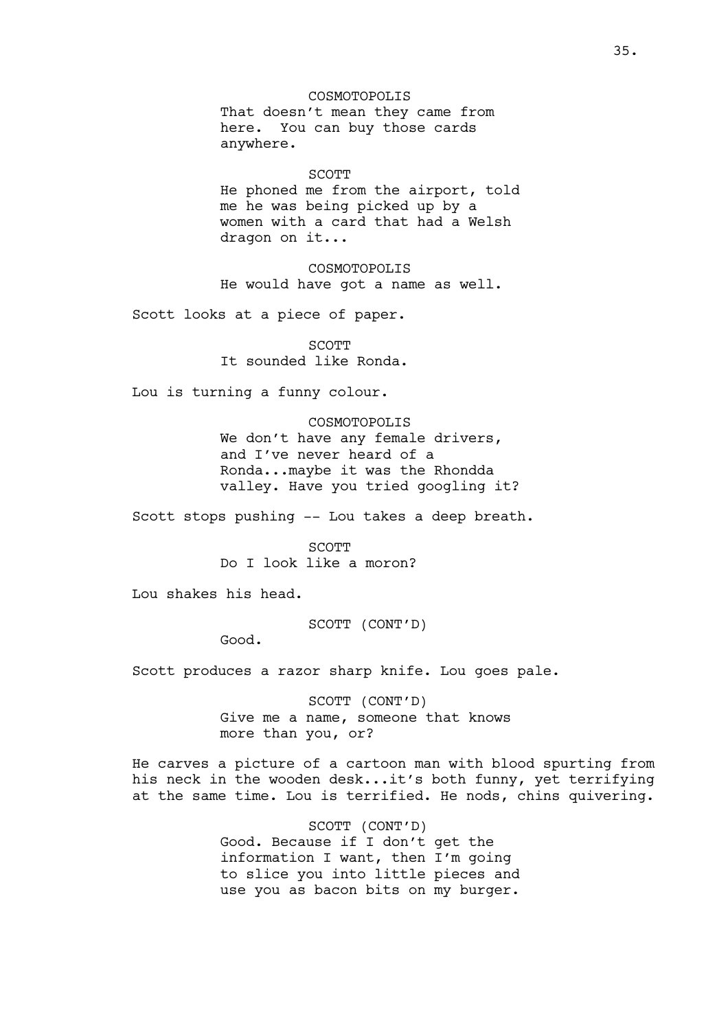COSMOTOPOLIS
That doesn't mean they came from here. You can buy those cards anywhere.

SCOTT
He phoned me from the airport, told me he was being picked up by a women with a card that had a Welsh dragon on it...

COSMOTOPOLIS
He would have got a name as well.

Scott looks at a piece of paper.

SCOTT
It sounded like Ronda.

Lou is turning a funny colour.

COSMOTOPOLIS
We don't have any female drivers, and I've never heard of a Ronda...maybe it was the Rhondda valley. Have you tried googling it?

Scott stops pushing -- Lou takes a deep breath.

SCOTT
Do I look like a moron?

Lou shakes his head.

SCOTT (CONT'D)
Good.

Scott produces a razor sharp knife. Lou goes pale.

SCOTT (CONT'D)
Give me a name, someone that knows more than you, or?

He carves a picture of a cartoon man with blood spurting from his neck in the wooden desk...it's both funny, yet terrifying at the same time. Lou is terrified. He nods, chins quivering.

SCOTT (CONT'D)
Good. Because if I don't get the information I want, then I'm going to slice you into little pieces and use you as bacon bits on my burger.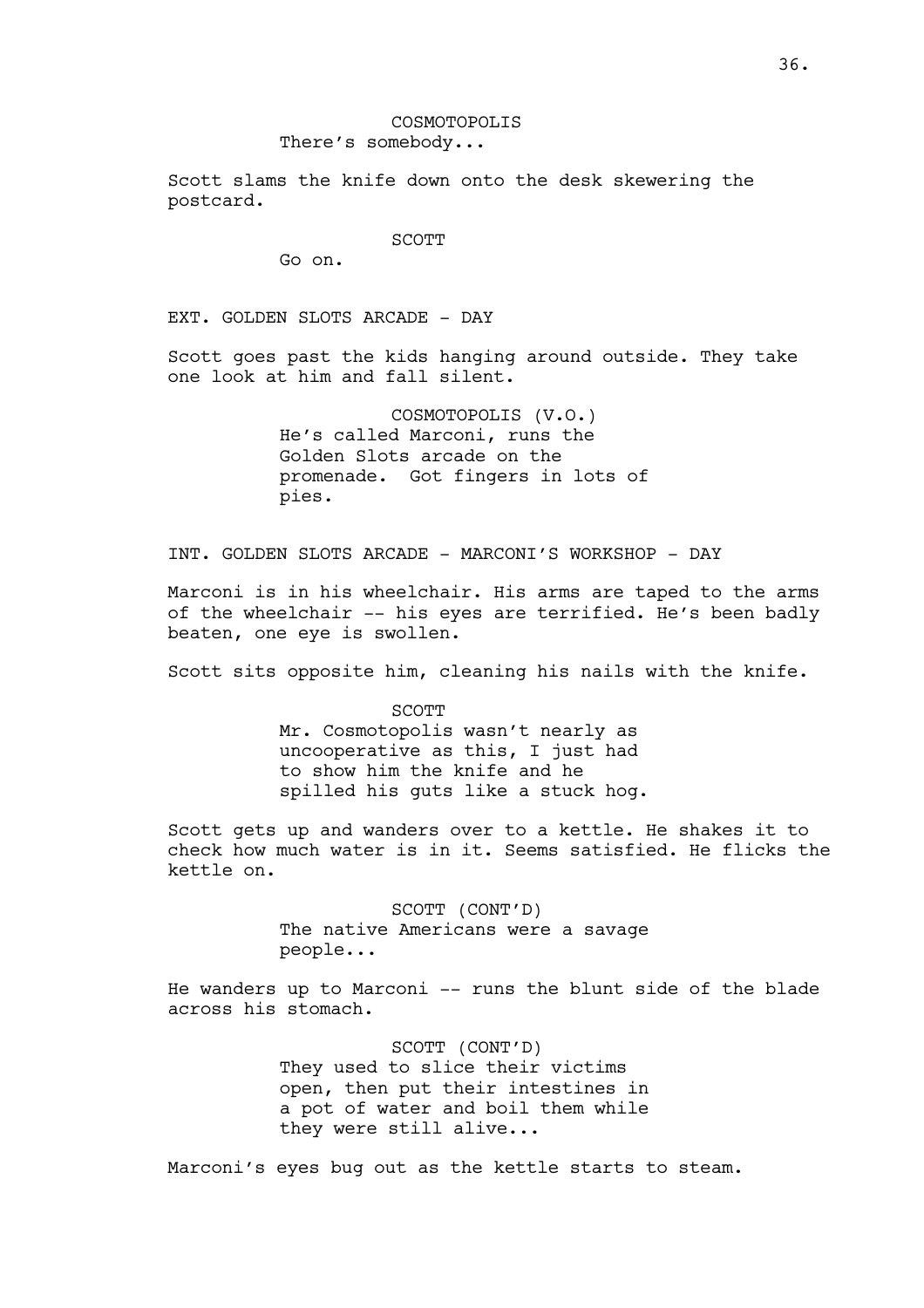COSMOTOPOLIS

There's somebody...

Scott slams the knife down onto the desk skewering the postcard.

SCOTT

Go on.

EXT. GOLDEN SLOTS ARCADE - DAY

Scott goes past the kids hanging around outside. They take one look at him and fall silent.

COSMOTOPOLIS (V.O.)

He's called Marconi, runs the Golden Slots arcade on the promenade. Got fingers in lots of pies.

INT. GOLDEN SLOTS ARCADE - MARCONI'S WORKSHOP - DAY

Marconi is in his wheelchair. His arms are taped to the arms of the wheelchair -- his eyes are terrified. He's been badly beaten, one eye is swollen.

Scott sits opposite him, cleaning his nails with the knife.

SCOTT

Mr. Cosmotopolis wasn't nearly as uncooperative as this, I just had to show him the knife and he spilled his guts like a stuck hog.

Scott gets up and wanders over to a kettle. He shakes it to check how much water is in it. Seems satisfied. He flicks the kettle on.

SCOTT (CONT'D)

The native Americans were a savage people...

He wanders up to Marconi -- runs the blunt side of the blade across his stomach.

SCOTT (CONT'D)

They used to slice their victims open, then put their intestines in a pot of water and boil them while they were still alive...

Marconi's eyes bug out as the kettle starts to steam.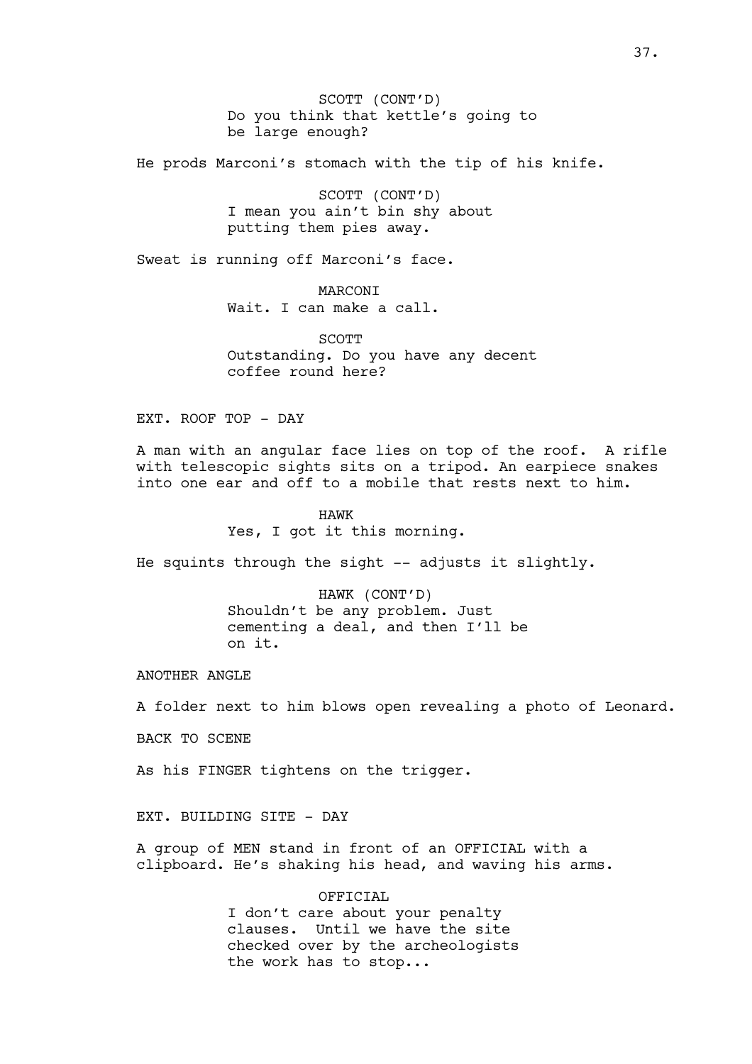SCOTT (CONT'D)
Do you think that kettle's going to be large enough?

He prods Marconi's stomach with the tip of his knife.

SCOTT (CONT'D)
I mean you ain't bin shy about putting them pies away.

Sweat is running off Marconi's face.

MARCONI
Wait. I can make a call.

SCOTT
Outstanding. Do you have any decent coffee round here?

EXT. ROOF TOP - DAY

A man with an angular face lies on top of the roof. A rifle with telescopic sights sits on a tripod. An earpiece snakes into one ear and off to a mobile that rests next to him.

HAWK
Yes, I got it this morning.

He squints through the sight -- adjusts it slightly.

HAWK (CONT'D)
Shouldn't be any problem. Just cementing a deal, and then I'll be on it.

ANOTHER ANGLE

A folder next to him blows open revealing a photo of Leonard.

BACK TO SCENE

As his FINGER tightens on the trigger.

EXT. BUILDING SITE - DAY

A group of MEN stand in front of an OFFICIAL with a clipboard. He's shaking his head, and waving his arms.

OFFICIAL
I don't care about your penalty clauses. Until we have the site checked over by the archeologists the work has to stop...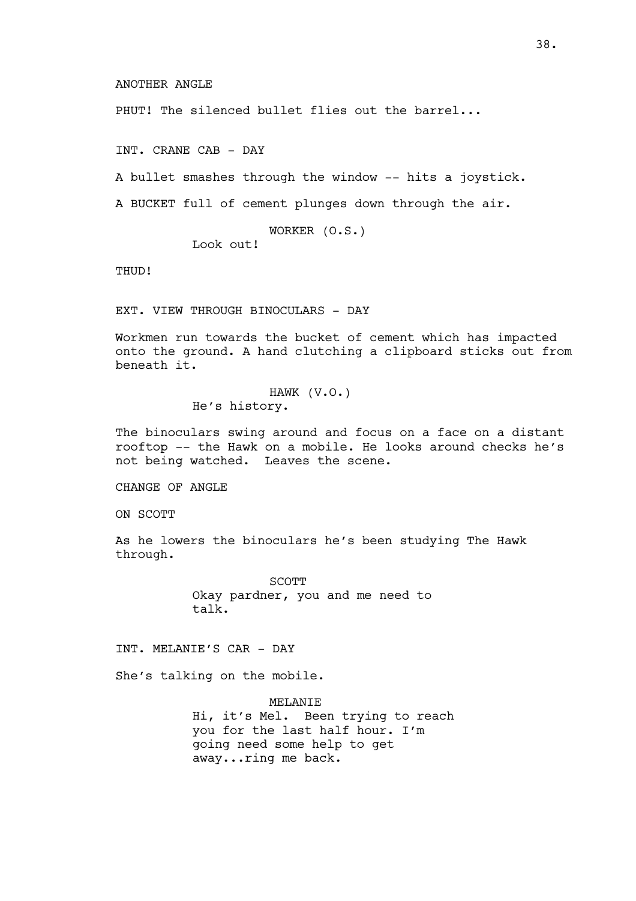ANOTHER ANGLE

PHUT! The silenced bullet flies out the barrel...

INT. CRANE CAB - DAY

A bullet smashes through the window -- hits a joystick.

A BUCKET full of cement plunges down through the air.

WORKER (O.S.)
Look out!

THUD!

EXT. VIEW THROUGH BINOCULARS - DAY

Workmen run towards the bucket of cement which has impacted onto the ground. A hand clutching a clipboard sticks out from beneath it.

HAWK (V.O.)
He's history.

The binoculars swing around and focus on a face on a distant rooftop -- the Hawk on a mobile. He looks around checks he's not being watched. Leaves the scene.

CHANGE OF ANGLE

ON SCOTT

As he lowers the binoculars he's been studying The Hawk through.

SCOTT
Okay pardner, you and me need to talk.

INT. MELANIE'S CAR - DAY

She's talking on the mobile.

MELANIE
Hi, it's Mel. Been trying to reach you for the last half hour. I'm going need some help to get away...ring me back.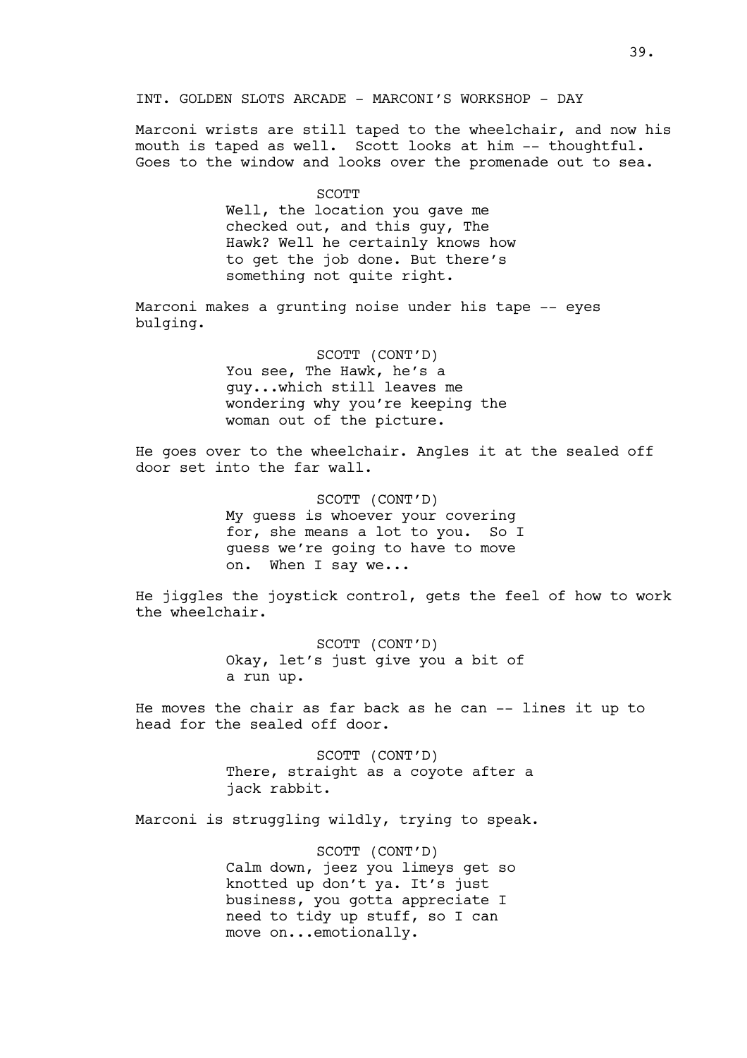INT. GOLDEN SLOTS ARCADE - MARCONI'S WORKSHOP - DAY

Marconi wrists are still taped to the wheelchair, and now his mouth is taped as well. Scott looks at him -- thoughtful. Goes to the window and looks over the promenade out to sea.

SCOTT

Well, the location you gave me checked out, and this guy, The Hawk? Well he certainly knows how to get the job done. But there's something not quite right.

Marconi makes a grunting noise under his tape -- eyes bulging.

SCOTT (CONT'D)

You see, The Hawk, he's a guy...which still leaves me wondering why you're keeping the woman out of the picture.

He goes over to the wheelchair. Angles it at the sealed off door set into the far wall.

SCOTT (CONT'D)

My guess is whoever your covering for, she means a lot to you. So I guess we're going to have to move on. When I say we...

He jiggles the joystick control, gets the feel of how to work the wheelchair.

SCOTT (CONT'D)

Okay, let's just give you a bit of a run up.

He moves the chair as far back as he can -- lines it up to head for the sealed off door.

SCOTT (CONT'D)

There, straight as a coyote after a jack rabbit.

Marconi is struggling wildly, trying to speak.

SCOTT (CONT'D)

Calm down, jeez you limeys get so knotted up don't ya. It's just business, you gotta appreciate I need to tidy up stuff, so I can move on...emotionally.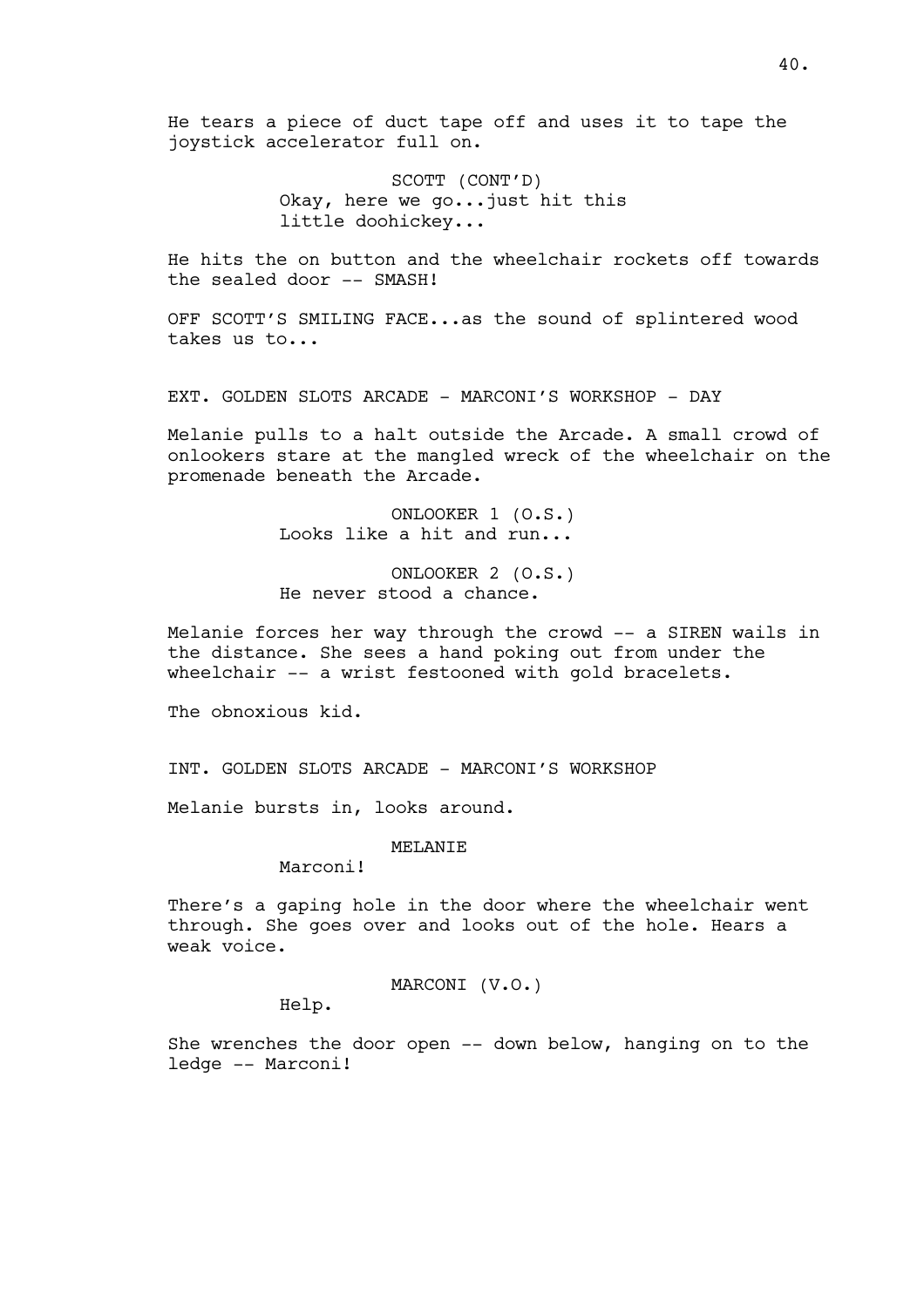He tears a piece of duct tape off and uses it to tape the joystick accelerator full on.

SCOTT (CONT'D)
Okay, here we go...just hit this little doohickey...

He hits the on button and the wheelchair rockets off towards the sealed door -- SMASH!

OFF SCOTT'S SMILING FACE...as the sound of splintered wood takes us to...

EXT. GOLDEN SLOTS ARCADE - MARCONI'S WORKSHOP - DAY

Melanie pulls to a halt outside the Arcade. A small crowd of onlookers stare at the mangled wreck of the wheelchair on the promenade beneath the Arcade.

ONLOOKER 1 (O.S.)
Looks like a hit and run...

ONLOOKER 2 (O.S.)
He never stood a chance.

Melanie forces her way through the crowd -- a SIREN wails in the distance. She sees a hand poking out from under the wheelchair -- a wrist festooned with gold bracelets.

The obnoxious kid.

INT. GOLDEN SLOTS ARCADE - MARCONI'S WORKSHOP

Melanie bursts in, looks around.

MELANIE
Marconi!

There's a gaping hole in the door where the wheelchair went through. She goes over and looks out of the hole. Hears a weak voice.

MARCONI (V.O.)
Help.

She wrenches the door open -- down below, hanging on to the ledge -- Marconi!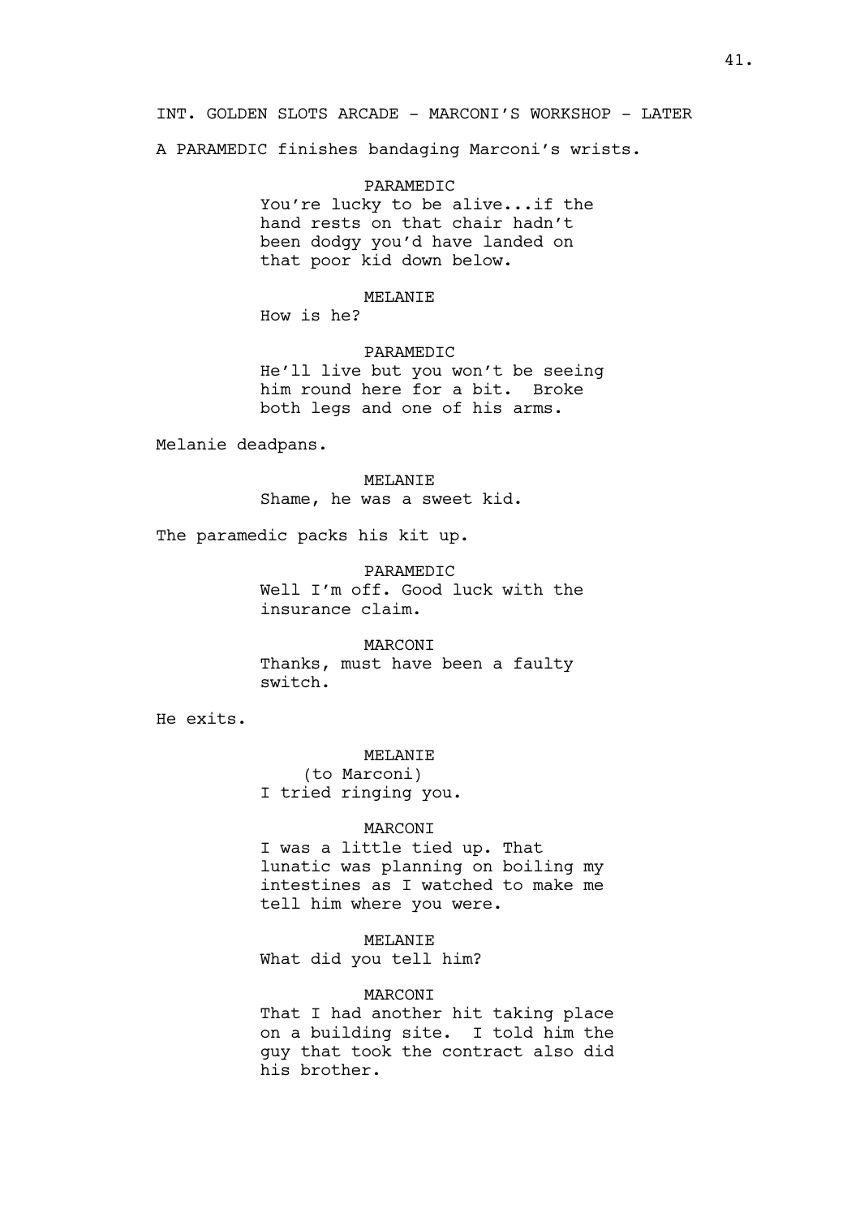INT. GOLDEN SLOTS ARCADE - MARCONI'S WORKSHOP - LATER

A PARAMEDIC finishes bandaging Marconi's wrists.

PARAMEDIC
You're lucky to be alive...if the hand rests on that chair hadn't been dodgy you'd have landed on that poor kid down below.

MELANIE
How is he?

PARAMEDIC
He'll live but you won't be seeing him round here for a bit. Broke both legs and one of his arms.

Melanie deadpans.

MELANIE
Shame, he was a sweet kid.

The paramedic packs his kit up.

PARAMEDIC
Well I'm off. Good luck with the insurance claim.

MARCONI
Thanks, must have been a faulty switch.

He exits.

MELANIE
(to Marconi)
I tried ringing you.

MARCONI
I was a little tied up. That lunatic was planning on boiling my intestines as I watched to make me tell him where you were.

MELANIE
What did you tell him?

MARCONI
That I had another hit taking place on a building site. I told him the guy that took the contract also did his brother.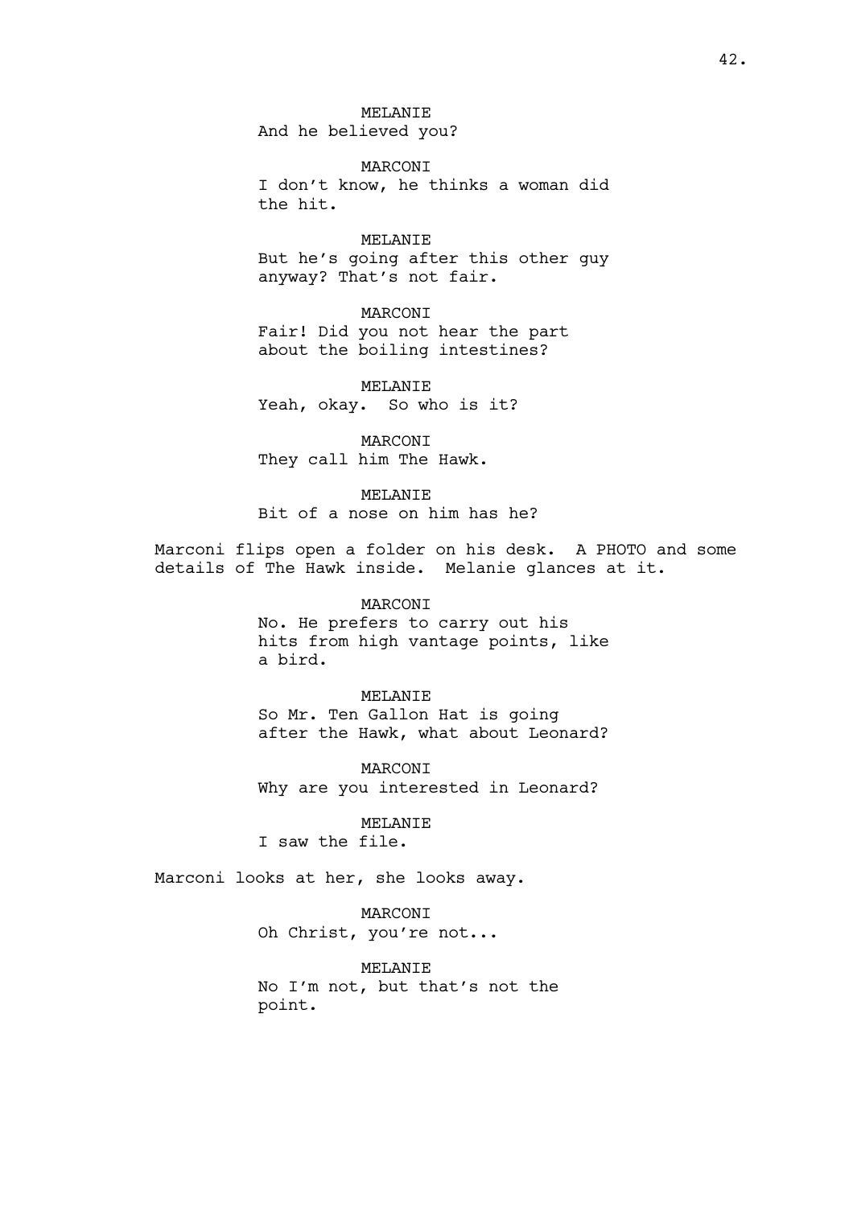MELANIE
And he believed you?

MARCONI
I don't know, he thinks a woman did the hit.

MELANIE
But he's going after this other guy anyway? That's not fair.

MARCONI
Fair! Did you not hear the part about the boiling intestines?

MELANIE
Yeah, okay. So who is it?

MARCONI
They call him The Hawk.

MELANIE
Bit of a nose on him has he?

Marconi flips open a folder on his desk. A PHOTO and some details of The Hawk inside. Melanie glances at it.

MARCONI
No. He prefers to carry out his hits from high vantage points, like a bird.

MELANIE
So Mr. Ten Gallon Hat is going after the Hawk, what about Leonard?

MARCONI
Why are you interested in Leonard?

MELANIE
I saw the file.

Marconi looks at her, she looks away.

MARCONI
Oh Christ, you're not...

MELANIE
No I'm not, but that's not the point.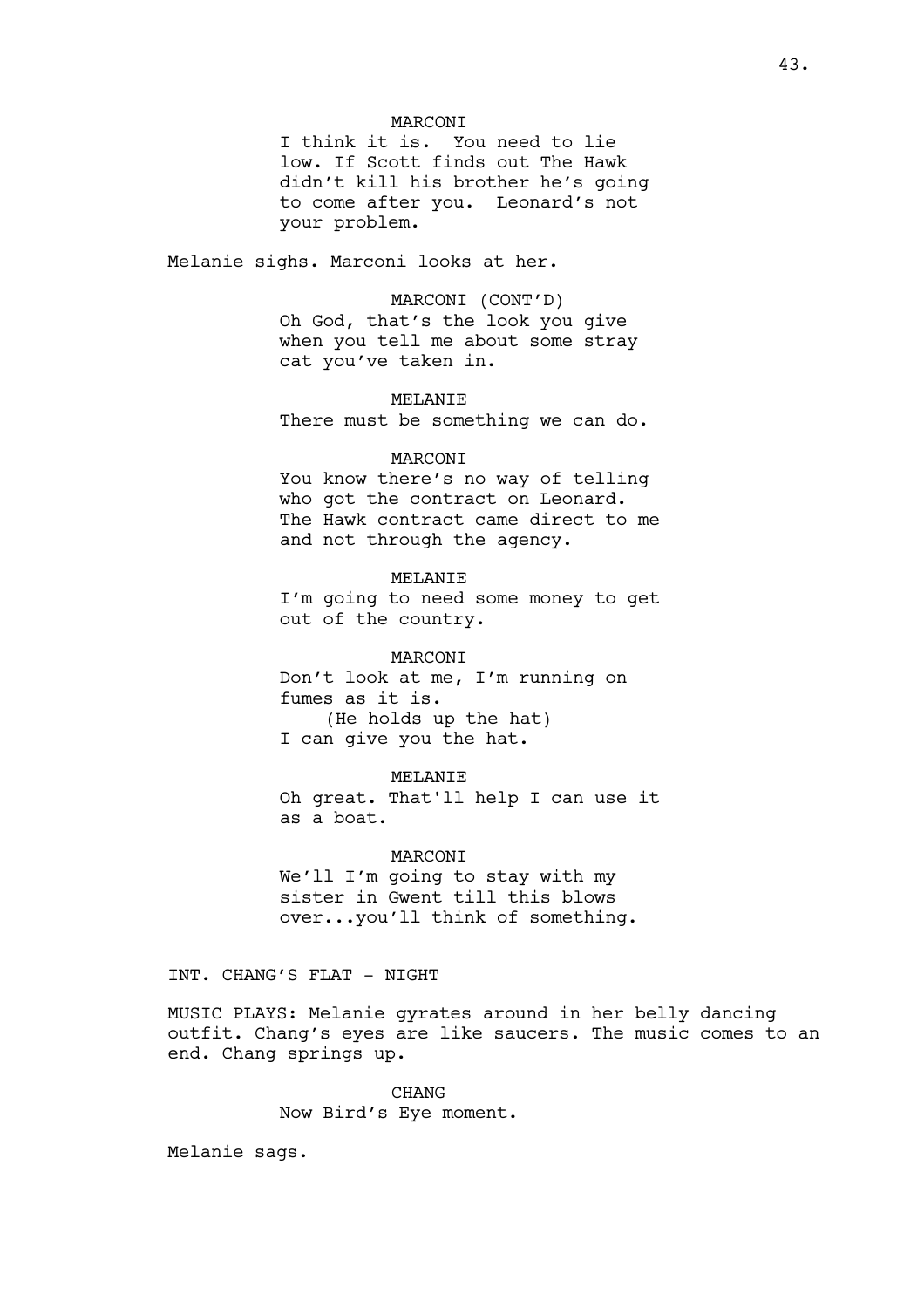MARCONI
I think it is. You need to lie low. If Scott finds out The Hawk didn't kill his brother he's going to come after you. Leonard's not your problem.

Melanie sighs. Marconi looks at her.

MARCONI (CONT'D)
Oh God, that's the look you give when you tell me about some stray cat you've taken in.

MELANIE
There must be something we can do.

MARCONI
You know there's no way of telling who got the contract on Leonard. The Hawk contract came direct to me and not through the agency.

MELANIE
I'm going to need some money to get out of the country.

MARCONI
Don't look at me, I'm running on fumes as it is.
(He holds up the hat)
I can give you the hat.

MELANIE
Oh great. That'll help I can use it as a boat.

MARCONI
We'll I'm going to stay with my sister in Gwent till this blows over...you'll think of something.

INT. CHANG'S FLAT - NIGHT

MUSIC PLAYS: Melanie gyrates around in her belly dancing outfit. Chang's eyes are like saucers. The music comes to an end. Chang springs up.

CHANG
Now Bird's Eye moment.

Melanie sags.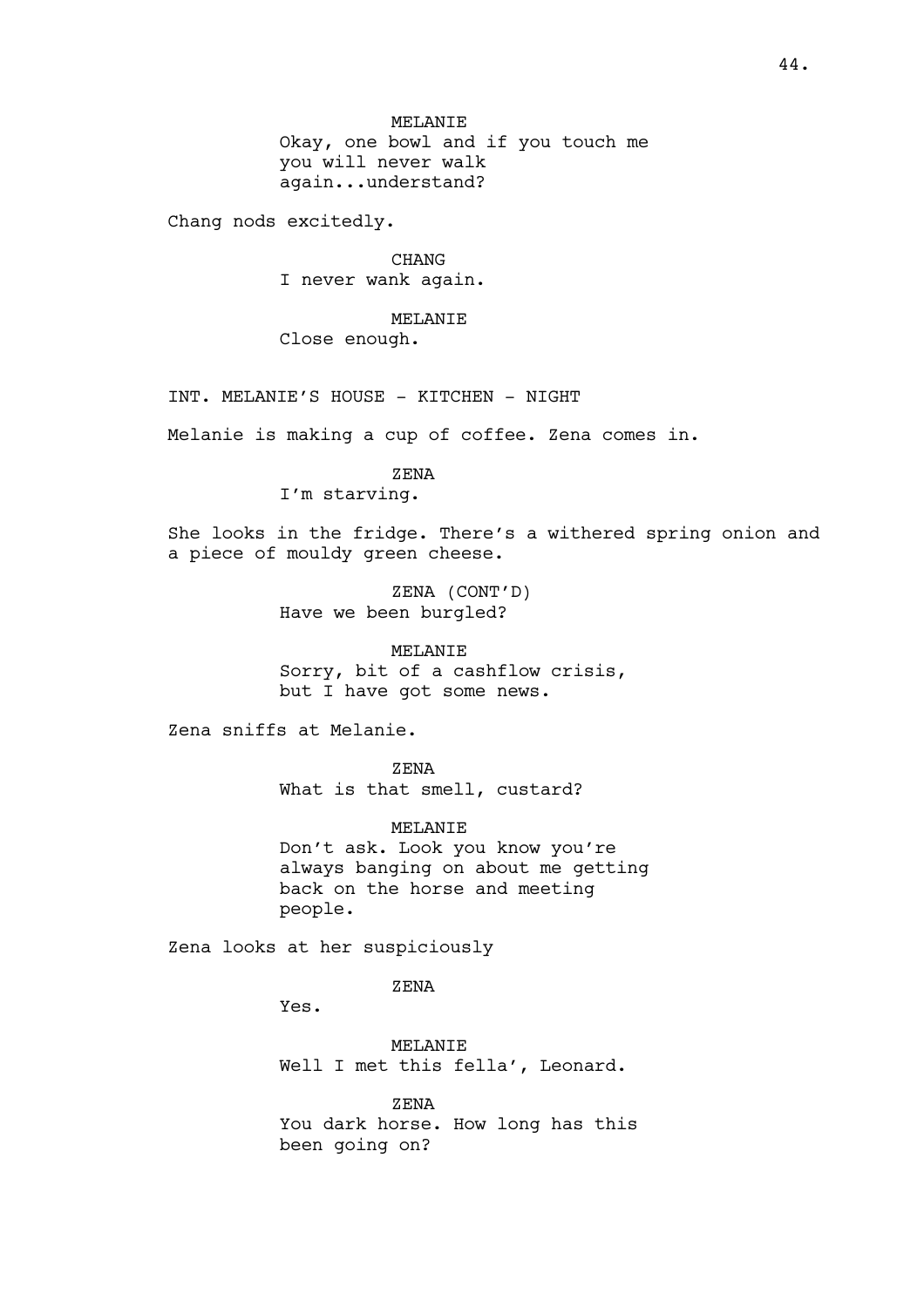MELANIE
Okay, one bowl and if you touch me you will never walk again...understand?

Chang nods excitedly.

CHANG
I never wank again.

MELANIE
Close enough.

INT. MELANIE'S HOUSE - KITCHEN - NIGHT

Melanie is making a cup of coffee. Zena comes in.

ZENA
I'm starving.

She looks in the fridge. There's a withered spring onion and a piece of mouldy green cheese.

ZENA (CONT'D)
Have we been burgled?

MELANIE
Sorry, bit of a cashflow crisis, but I have got some news.

Zena sniffs at Melanie.

ZENA
What is that smell, custard?

MELANIE
Don't ask. Look you know you're always banging on about me getting back on the horse and meeting people.

Zena looks at her suspiciously

ZENA
Yes.

MELANIE
Well I met this fella', Leonard.

ZENA
You dark horse. How long has this been going on?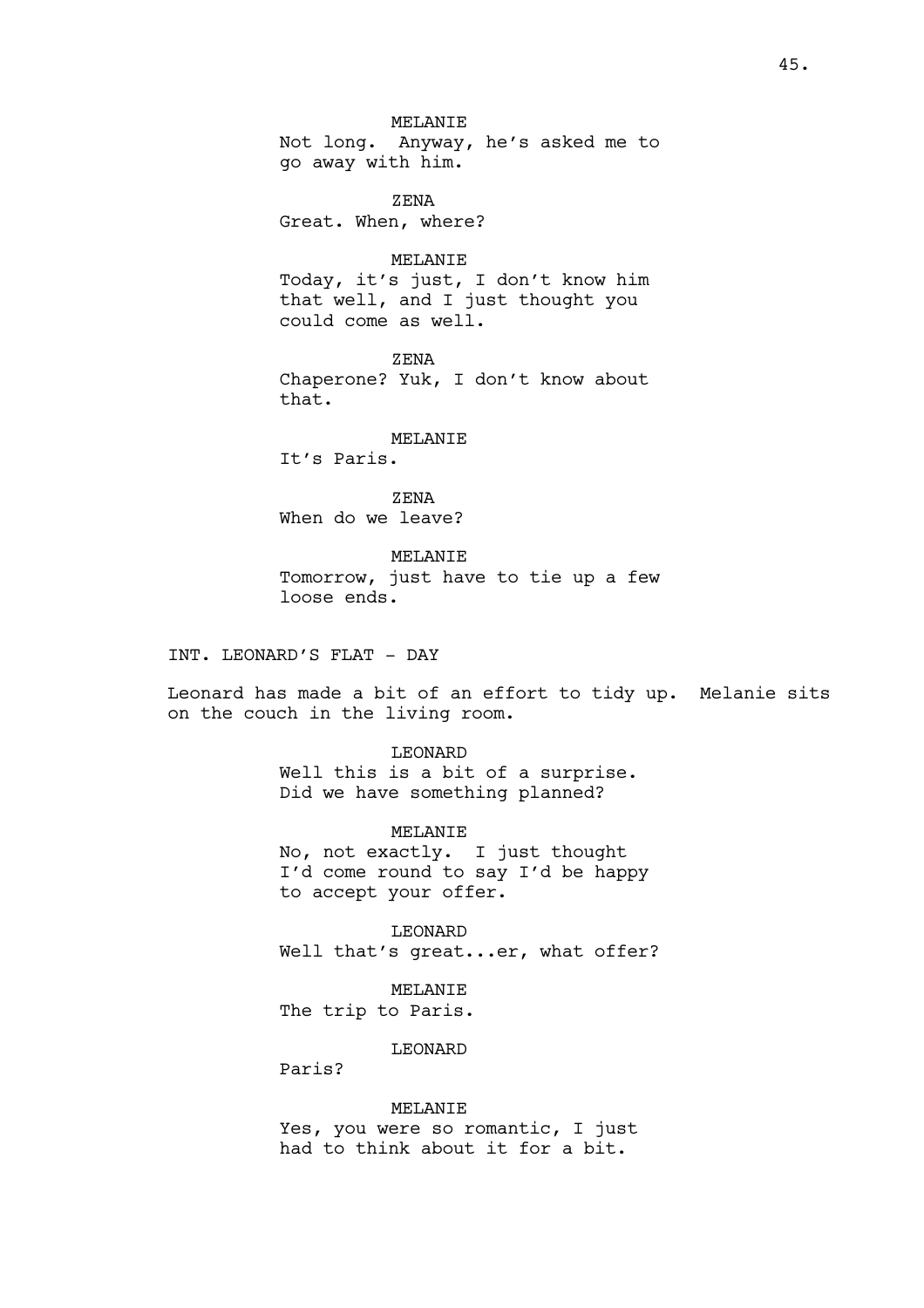MELANIE
Not long. Anyway, he's asked me to go away with him.

ZENA
Great. When, where?

MELANIE
Today, it's just, I don't know him that well, and I just thought you could come as well.

ZENA
Chaperone? Yuk, I don't know about that.

MELANIE
It's Paris.

ZENA
When do we leave?

MELANIE
Tomorrow, just have to tie up a few loose ends.

INT. LEONARD'S FLAT - DAY

Leonard has made a bit of an effort to tidy up. Melanie sits on the couch in the living room.

LEONARD
Well this is a bit of a surprise. Did we have something planned?

MELANIE
No, not exactly. I just thought I'd come round to say I'd be happy to accept your offer.

LEONARD
Well that's great...er, what offer?

MELANIE
The trip to Paris.

LEONARD
Paris?

MELANIE
Yes, you were so romantic, I just had to think about it for a bit.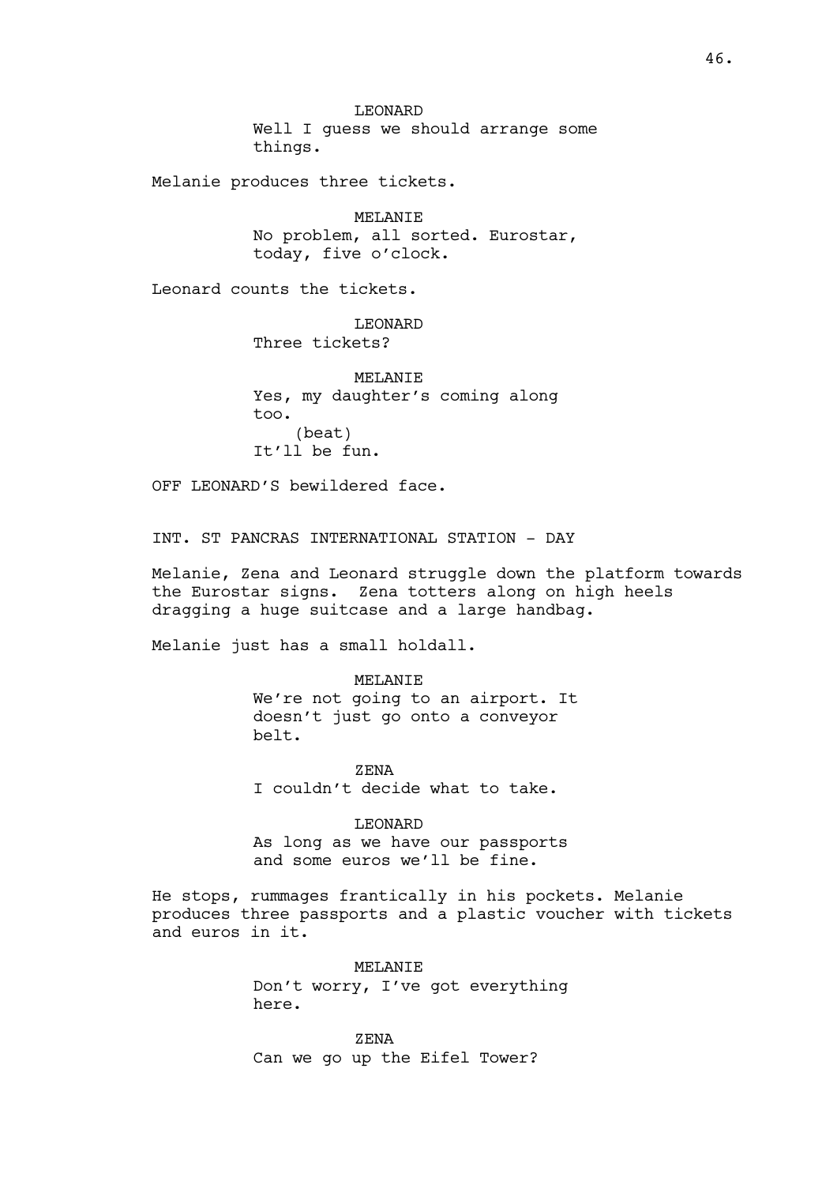LEONARD
Well I guess we should arrange some things.

Melanie produces three tickets.

MELANIE
No problem, all sorted. Eurostar, today, five o'clock.

Leonard counts the tickets.

LEONARD
Three tickets?

MELANIE
Yes, my daughter's coming along too.
(beat)
It'll be fun.

OFF LEONARD'S bewildered face.

INT. ST PANCRAS INTERNATIONAL STATION - DAY

Melanie, Zena and Leonard struggle down the platform towards the Eurostar signs. Zena totters along on high heels dragging a huge suitcase and a large handbag.

Melanie just has a small holdall.

MELANIE
We're not going to an airport. It doesn't just go onto a conveyor belt.

ZENA
I couldn't decide what to take.

LEONARD
As long as we have our passports and some euros we'll be fine.

He stops, rummages frantically in his pockets. Melanie produces three passports and a plastic voucher with tickets and euros in it.

MELANIE
Don't worry, I've got everything here.

ZENA
Can we go up the Eifel Tower?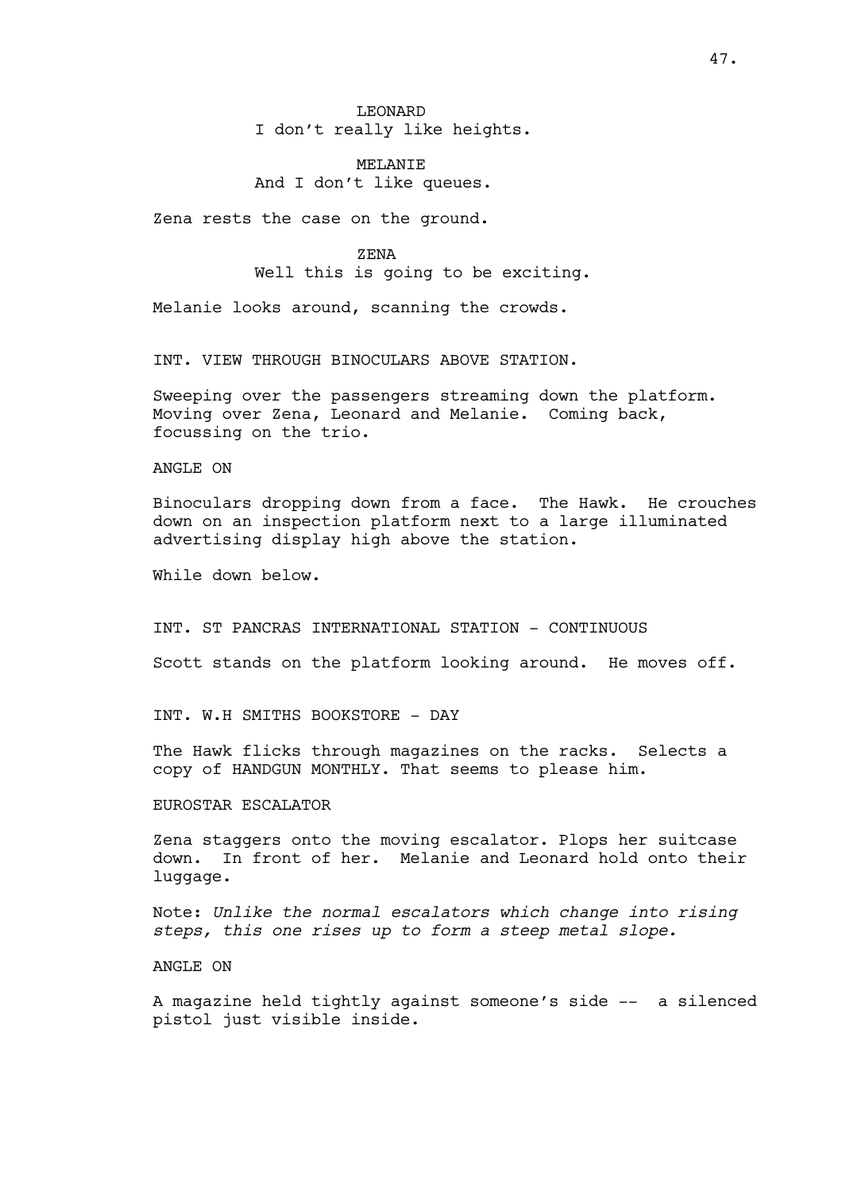LEONARD
I don't really like heights.

MELANIE
And I don't like queues.

Zena rests the case on the ground.

ZENA
Well this is going to be exciting.

Melanie looks around, scanning the crowds.

INT. VIEW THROUGH BINOCULARS ABOVE STATION.

Sweeping over the passengers streaming down the platform. Moving over Zena, Leonard and Melanie. Coming back, focussing on the trio.

ANGLE ON

Binoculars dropping down from a face. The Hawk. He crouches down on an inspection platform next to a large illuminated advertising display high above the station.

While down below.

INT. ST PANCRAS INTERNATIONAL STATION - CONTINUOUS

Scott stands on the platform looking around. He moves off.

INT. W.H SMITHS BOOKSTORE - DAY

The Hawk flicks through magazines on the racks. Selects a copy of HANDGUN MONTHLY. That seems to please him.

EUROSTAR ESCALATOR

Zena staggers onto the moving escalator. Plops her suitcase down. In front of her. Melanie and Leonard hold onto their luggage.

Note: *Unlike the normal escalators which change into rising steps, this one rises up to form a steep metal slope.*

ANGLE ON

A magazine held tightly against someone's side -- a silenced pistol just visible inside.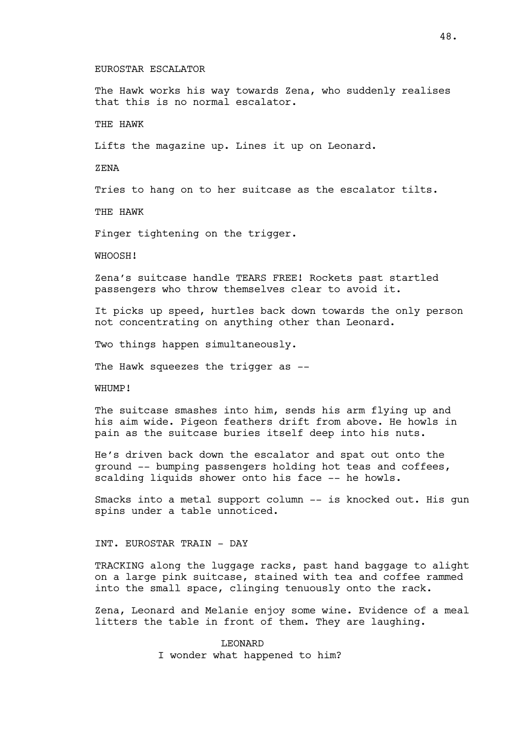EUROSTAR ESCALATOR

The Hawk works his way towards Zena, who suddenly realises that this is no normal escalator.

THE HAWK

Lifts the magazine up. Lines it up on Leonard.

ZENA

Tries to hang on to her suitcase as the escalator tilts.

THE HAWK

Finger tightening on the trigger.

WHOOSH!

Zena's suitcase handle TEARS FREE! Rockets past startled passengers who throw themselves clear to avoid it.

It picks up speed, hurtles back down towards the only person not concentrating on anything other than Leonard.

Two things happen simultaneously.

The Hawk squeezes the trigger as --

WHUMP!

The suitcase smashes into him, sends his arm flying up and his aim wide. Pigeon feathers drift from above. He howls in pain as the suitcase buries itself deep into his nuts.

He's driven back down the escalator and spat out onto the ground -- bumping passengers holding hot teas and coffees, scalding liquids shower onto his face -- he howls.

Smacks into a metal support column -- is knocked out. His gun spins under a table unnoticed.

INT. EUROSTAR TRAIN - DAY

TRACKING along the luggage racks, past hand baggage to alight on a large pink suitcase, stained with tea and coffee rammed into the small space, clinging tenuously onto the rack.

Zena, Leonard and Melanie enjoy some wine. Evidence of a meal litters the table in front of them. They are laughing.

LEONARD

I wonder what happened to him?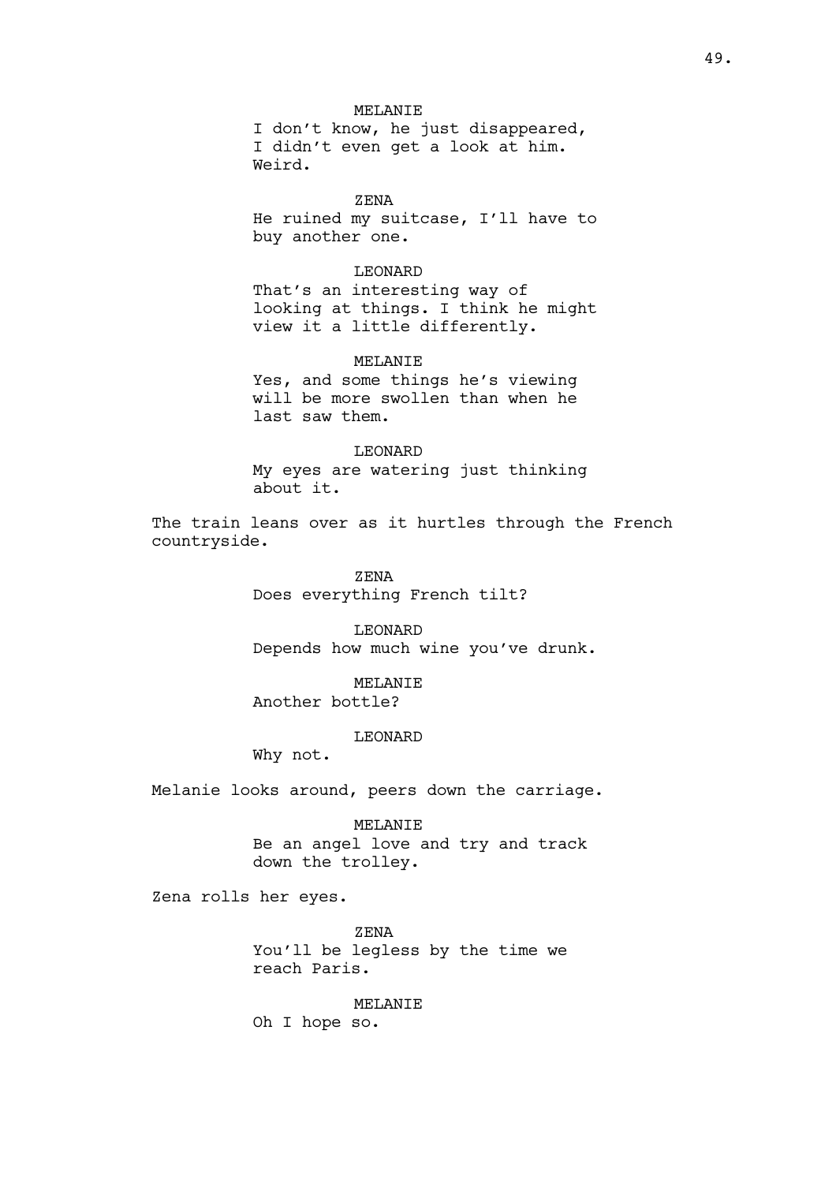MELANIE
I don't know, he just disappeared, I didn't even get a look at him. Weird.

ZENA
He ruined my suitcase, I'll have to buy another one.

LEONARD
That's an interesting way of looking at things. I think he might view it a little differently.

MELANIE
Yes, and some things he's viewing will be more swollen than when he last saw them.

LEONARD
My eyes are watering just thinking about it.

The train leans over as it hurtles through the French countryside.

ZENA
Does everything French tilt?

LEONARD
Depends how much wine you've drunk.

MELANIE
Another bottle?

LEONARD
Why not.

Melanie looks around, peers down the carriage.

MELANIE
Be an angel love and try and track down the trolley.

Zena rolls her eyes.

ZENA
You'll be legless by the time we reach Paris.

MELANIE
Oh I hope so.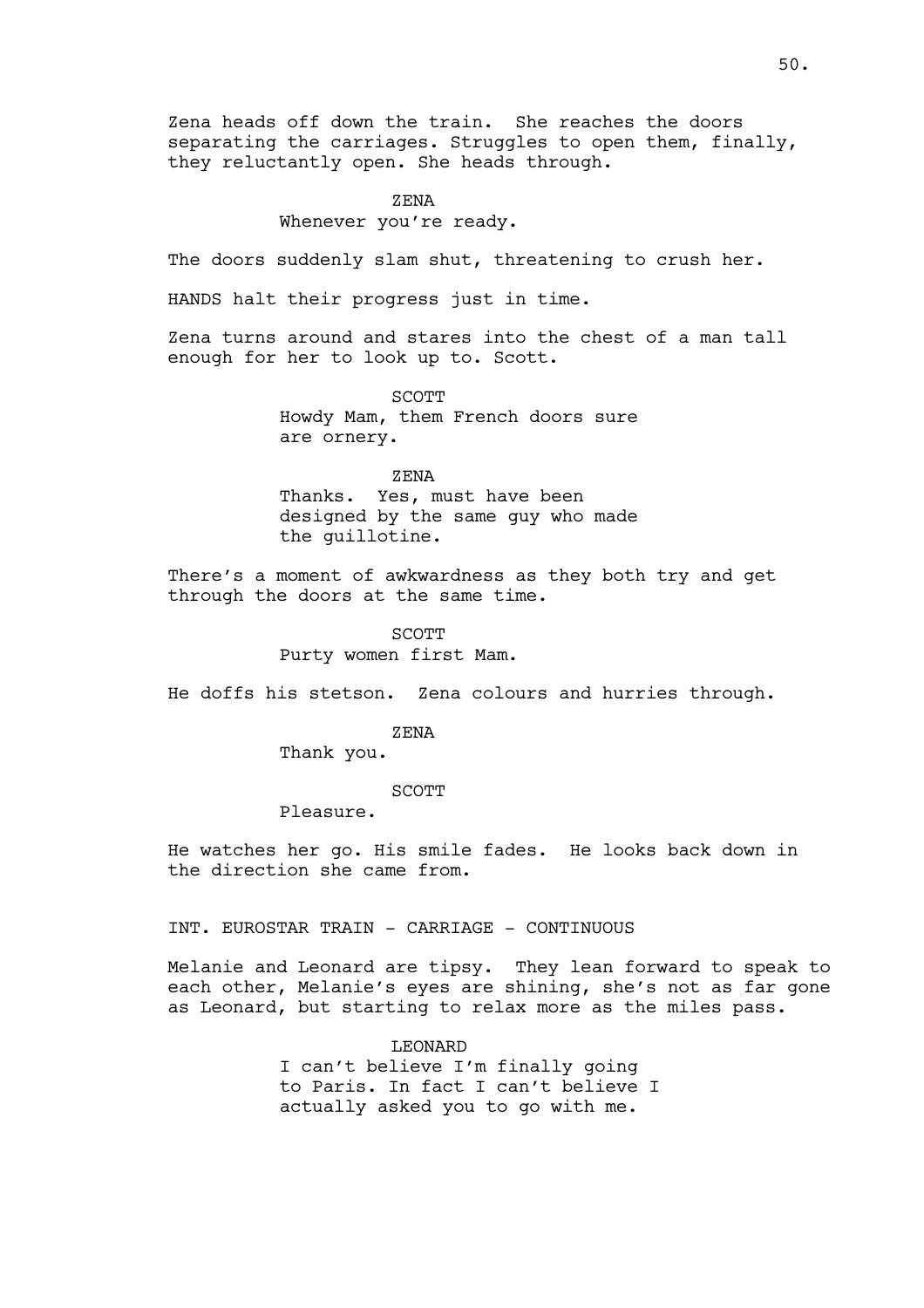Zena heads off down the train. She reaches the doors separating the carriages. Struggles to open them, finally, they reluctantly open. She heads through.

ZENA
Whenever you're ready.

The doors suddenly slam shut, threatening to crush her.

HANDS halt their progress just in time.

Zena turns around and stares into the chest of a man tall enough for her to look up to. Scott.

SCOTT
Howdy Mam, them French doors sure are ornery.

ZENA
Thanks. Yes, must have been designed by the same guy who made the guillotine.

There's a moment of awkwardness as they both try and get through the doors at the same time.

SCOTT
Purty women first Mam.

He doffs his stetson. Zena colours and hurries through.

ZENA
Thank you.

SCOTT
Pleasure.

He watches her go. His smile fades. He looks back down in the direction she came from.

INT. EUROSTAR TRAIN - CARRIAGE - CONTINUOUS

Melanie and Leonard are tipsy. They lean forward to speak to each other, Melanie's eyes are shining, she's not as far gone as Leonard, but starting to relax more as the miles pass.

LEONARD
I can't believe I'm finally going to Paris. In fact I can't believe I actually asked you to go with me.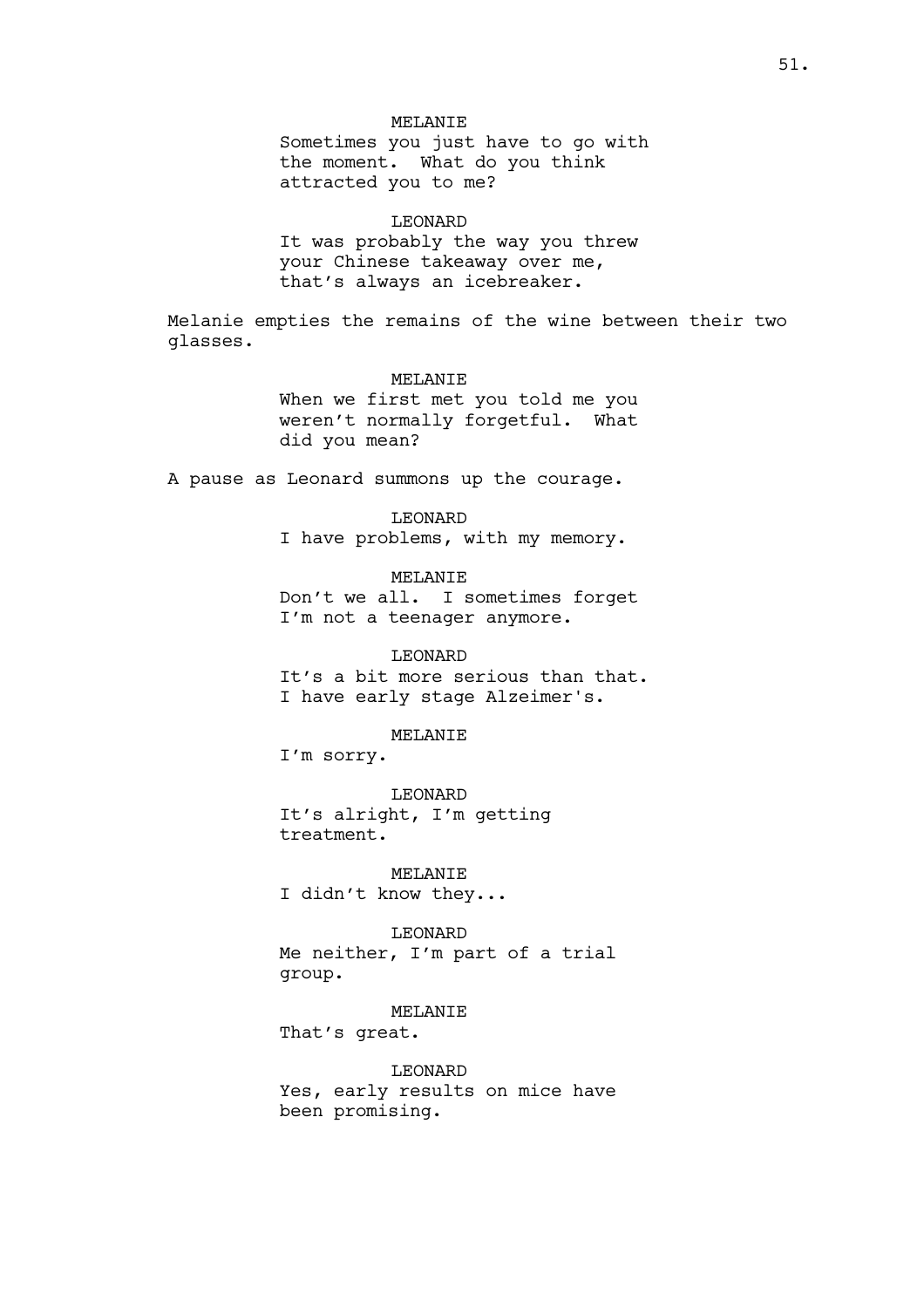MELANIE
Sometimes you just have to go with the moment. What do you think attracted you to me?

LEONARD
It was probably the way you threw your Chinese takeaway over me, that's always an icebreaker.

Melanie empties the remains of the wine between their two glasses.

MELANIE
When we first met you told me you weren't normally forgetful. What did you mean?

A pause as Leonard summons up the courage.

LEONARD
I have problems, with my memory.

MELANIE
Don't we all. I sometimes forget I'm not a teenager anymore.

LEONARD
It's a bit more serious than that. I have early stage Alzeimer's.

MELANIE
I'm sorry.

LEONARD
It's alright, I'm getting treatment.

MELANIE
I didn't know they...

LEONARD
Me neither, I'm part of a trial group.

MELANIE
That's great.

LEONARD
Yes, early results on mice have been promising.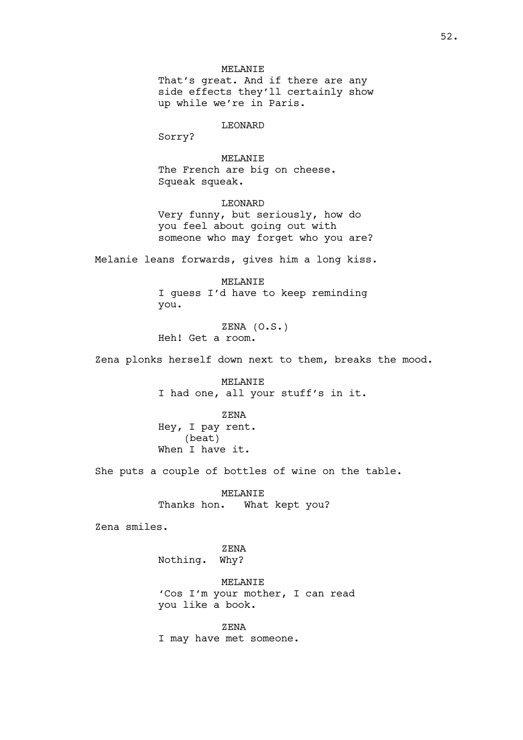MELANIE
That's great. And if there are any side effects they'll certainly show up while we're in Paris.

LEONARD
Sorry?

MELANIE
The French are big on cheese. Squeak squeak.

LEONARD
Very funny, but seriously, how do you feel about going out with someone who may forget who you are?

Melanie leans forwards, gives him a long kiss.

MELANIE
I guess I'd have to keep reminding you.

ZENA (O.S.)
Heh! Get a room.

Zena plonks herself down next to them, breaks the mood.

MELANIE
I had one, all your stuff's in it.

ZENA
Hey, I pay rent.
(beat)
When I have it.

She puts a couple of bottles of wine on the table.

MELANIE
Thanks hon. What kept you?

Zena smiles.

ZENA
Nothing. Why?

MELANIE
'Cos I'm your mother, I can read you like a book.

ZENA
I may have met someone.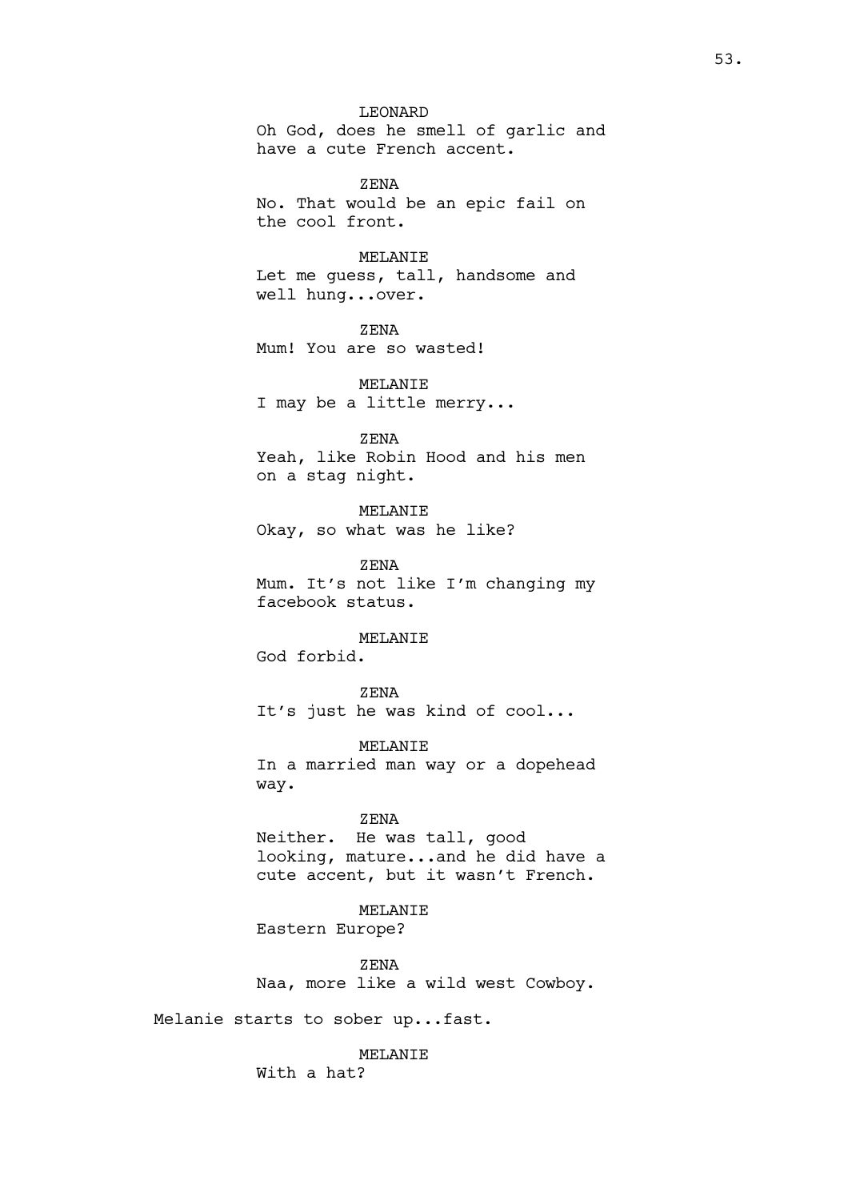LEONARD

Oh God, does he smell of garlic and have a cute French accent.

ZENA

No. That would be an epic fail on the cool front.

MELANIE

Let me guess, tall, handsome and well hung...over.

ZENA

Mum! You are so wasted!

MELANIE

I may be a little merry...

ZENA

Yeah, like Robin Hood and his men on a stag night.

MELANIE

Okay, so what was he like?

ZENA

Mum. It's not like I'm changing my facebook status.

MELANIE

God forbid.

ZENA

It's just he was kind of cool...

MELANIE

In a married man way or a dopehead way.

ZENA

Neither. He was tall, good looking, mature...and he did have a cute accent, but it wasn't French.

MELANIE

Eastern Europe?

ZENA

Naa, more like a wild west Cowboy.

Melanie starts to sober up...fast.

MELANIE

With a hat?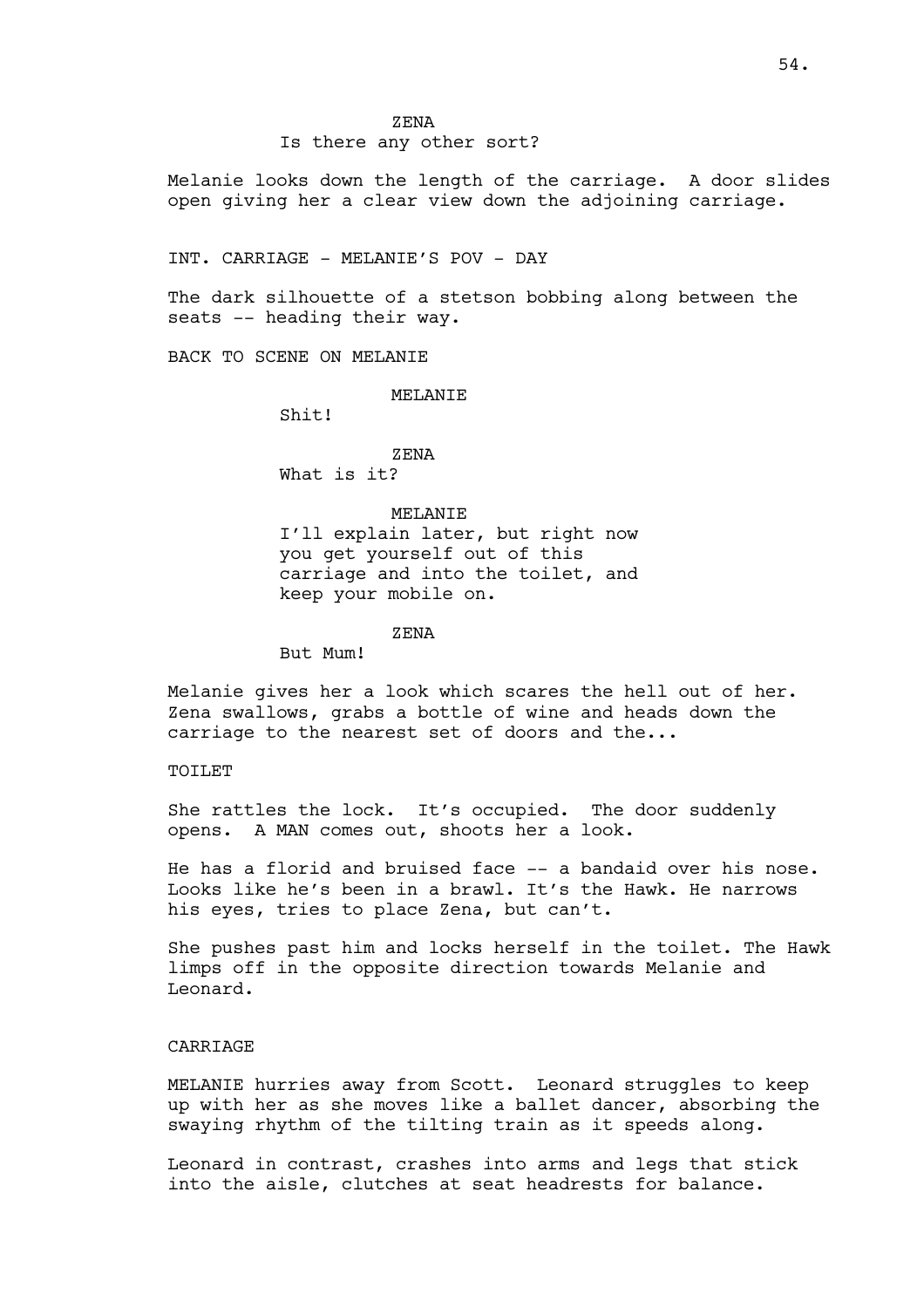ZENA

Is there any other sort?

Melanie looks down the length of the carriage. A door slides open giving her a clear view down the adjoining carriage.

INT. CARRIAGE - MELANIE'S POV - DAY

The dark silhouette of a stetson bobbing along between the seats -- heading their way.

BACK TO SCENE ON MELANIE

MELANIE

Shit!

ZENA

What is it?

MELANIE

I'll explain later, but right now you get yourself out of this carriage and into the toilet, and keep your mobile on.

ZENA

But Mum!

Melanie gives her a look which scares the hell out of her. Zena swallows, grabs a bottle of wine and heads down the carriage to the nearest set of doors and the...

TOILET

She rattles the lock. It's occupied. The door suddenly opens. A MAN comes out, shoots her a look.

He has a florid and bruised face -- a bandaid over his nose. Looks like he's been in a brawl. It's the Hawk. He narrows his eyes, tries to place Zena, but can't.

She pushes past him and locks herself in the toilet. The Hawk limps off in the opposite direction towards Melanie and Leonard.

CARRIAGE

MELANIE hurries away from Scott. Leonard struggles to keep up with her as she moves like a ballet dancer, absorbing the swaying rhythm of the tilting train as it speeds along.

Leonard in contrast, crashes into arms and legs that stick into the aisle, clutches at seat headrests for balance.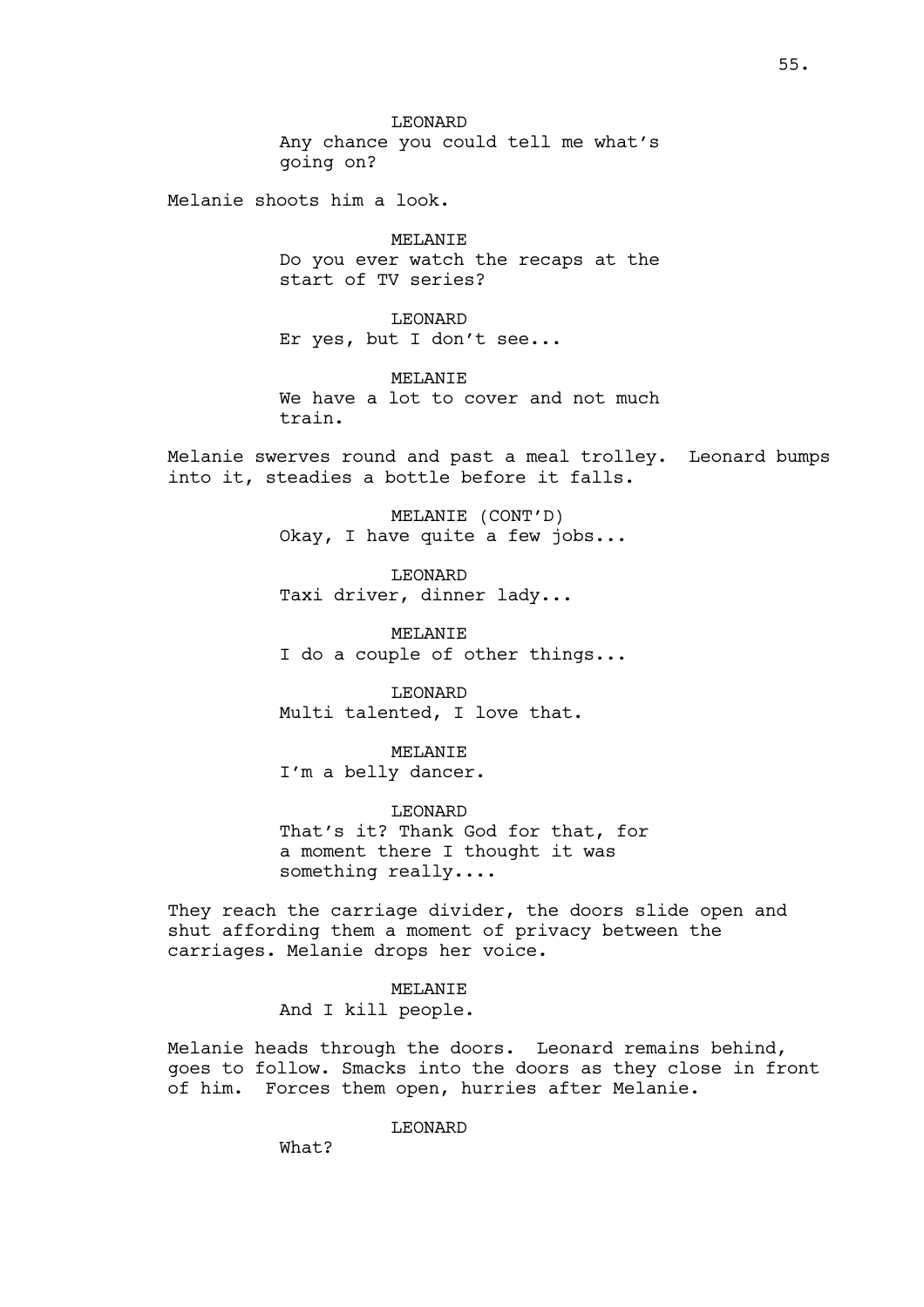LEONARD

Any chance you could tell me what's going on?

Melanie shoots him a look.

MELANIE

Do you ever watch the recaps at the start of TV series?

LEONARD

Er yes, but I don't see...

MELANIE

We have a lot to cover and not much train.

Melanie swerves round and past a meal trolley. Leonard bumps into it, steadies a bottle before it falls.

MELANIE (CONT'D)

Okay, I have quite a few jobs...

LEONARD

Taxi driver, dinner lady...

MELANIE

I do a couple of other things...

LEONARD

Multi talented, I love that.

MELANIE

I'm a belly dancer.

LEONARD

That's it? Thank God for that, for a moment there I thought it was something really....

They reach the carriage divider, the doors slide open and shut affording them a moment of privacy between the carriages. Melanie drops her voice.

MELANIE

And I kill people.

Melanie heads through the doors. Leonard remains behind, goes to follow. Smacks into the doors as they close in front of him. Forces them open, hurries after Melanie.

LEONARD

What?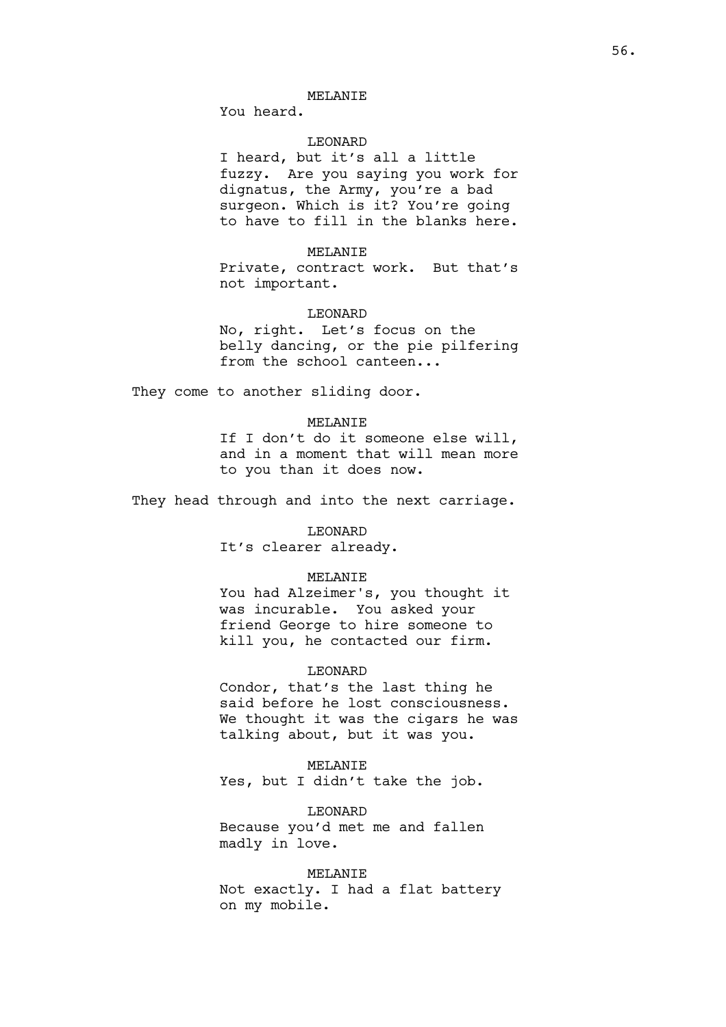MELANIE

You heard.

LEONARD

I heard, but it's all a little fuzzy. Are you saying you work for dignatus, the Army, you're a bad surgeon. Which is it? You're going to have to fill in the blanks here.

MELANIE

Private, contract work. But that's not important.

LEONARD

No, right. Let's focus on the belly dancing, or the pie pilfering from the school canteen...

They come to another sliding door.

MELANIE

If I don't do it someone else will, and in a moment that will mean more to you than it does now.

They head through and into the next carriage.

LEONARD

It's clearer already.

MELANIE

You had Alzeimer's, you thought it was incurable. You asked your friend George to hire someone to kill you, he contacted our firm.

LEONARD

Condor, that's the last thing he said before he lost consciousness. We thought it was the cigars he was talking about, but it was you.

MELANIE

Yes, but I didn't take the job.

LEONARD

Because you'd met me and fallen madly in love.

MELANIE

Not exactly. I had a flat battery on my mobile.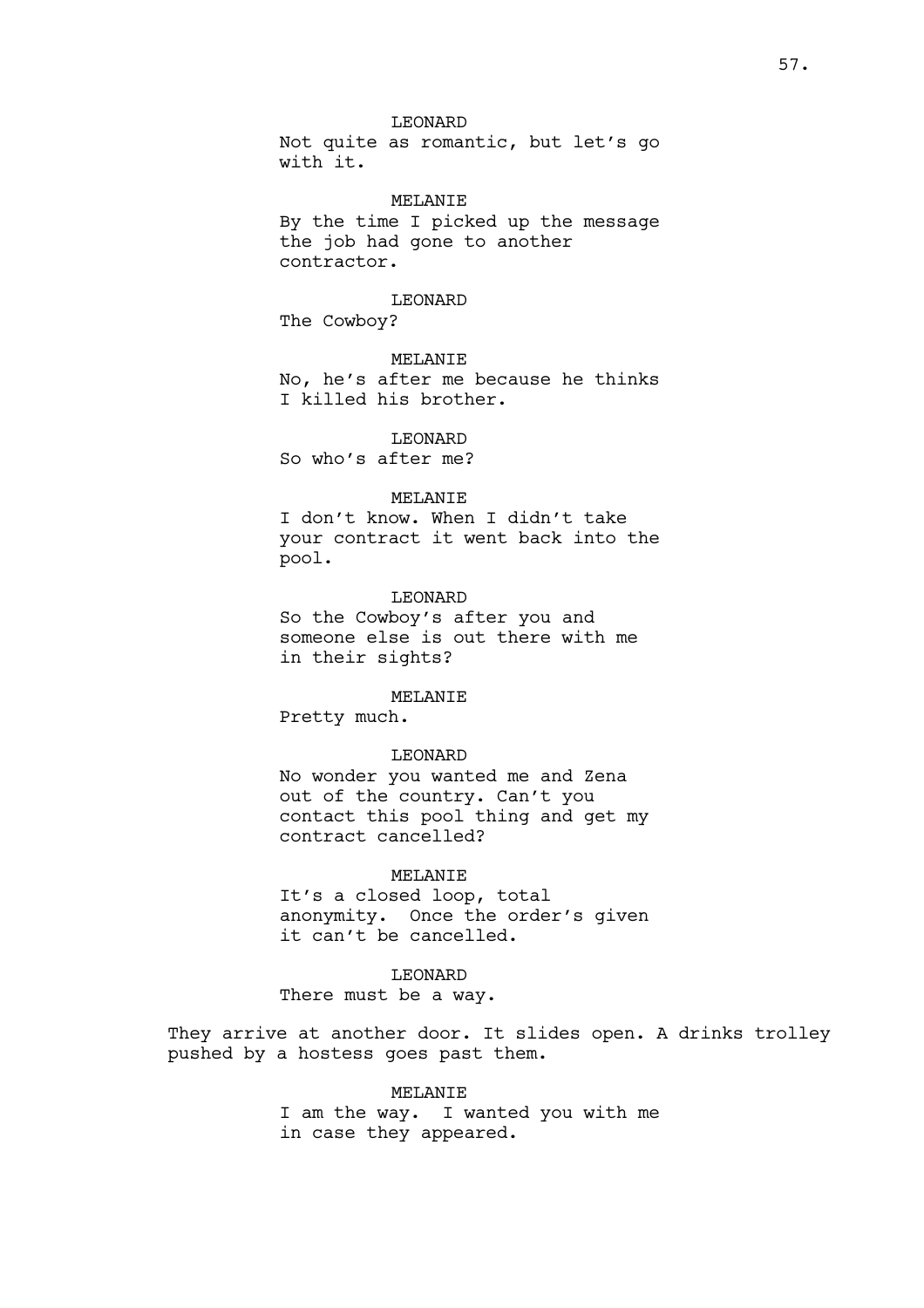LEONARD
Not quite as romantic, but let's go with it.

MELANIE
By the time I picked up the message the job had gone to another contractor.

LEONARD
The Cowboy?

MELANIE
No, he's after me because he thinks I killed his brother.

LEONARD
So who's after me?

MELANIE
I don't know. When I didn't take your contract it went back into the pool.

LEONARD
So the Cowboy's after you and someone else is out there with me in their sights?

MELANIE
Pretty much.

LEONARD
No wonder you wanted me and Zena out of the country. Can't you contact this pool thing and get my contract cancelled?

MELANIE
It's a closed loop, total anonymity. Once the order's given it can't be cancelled.

LEONARD
There must be a way.

They arrive at another door. It slides open. A drinks trolley pushed by a hostess goes past them.

MELANIE
I am the way. I wanted you with me in case they appeared.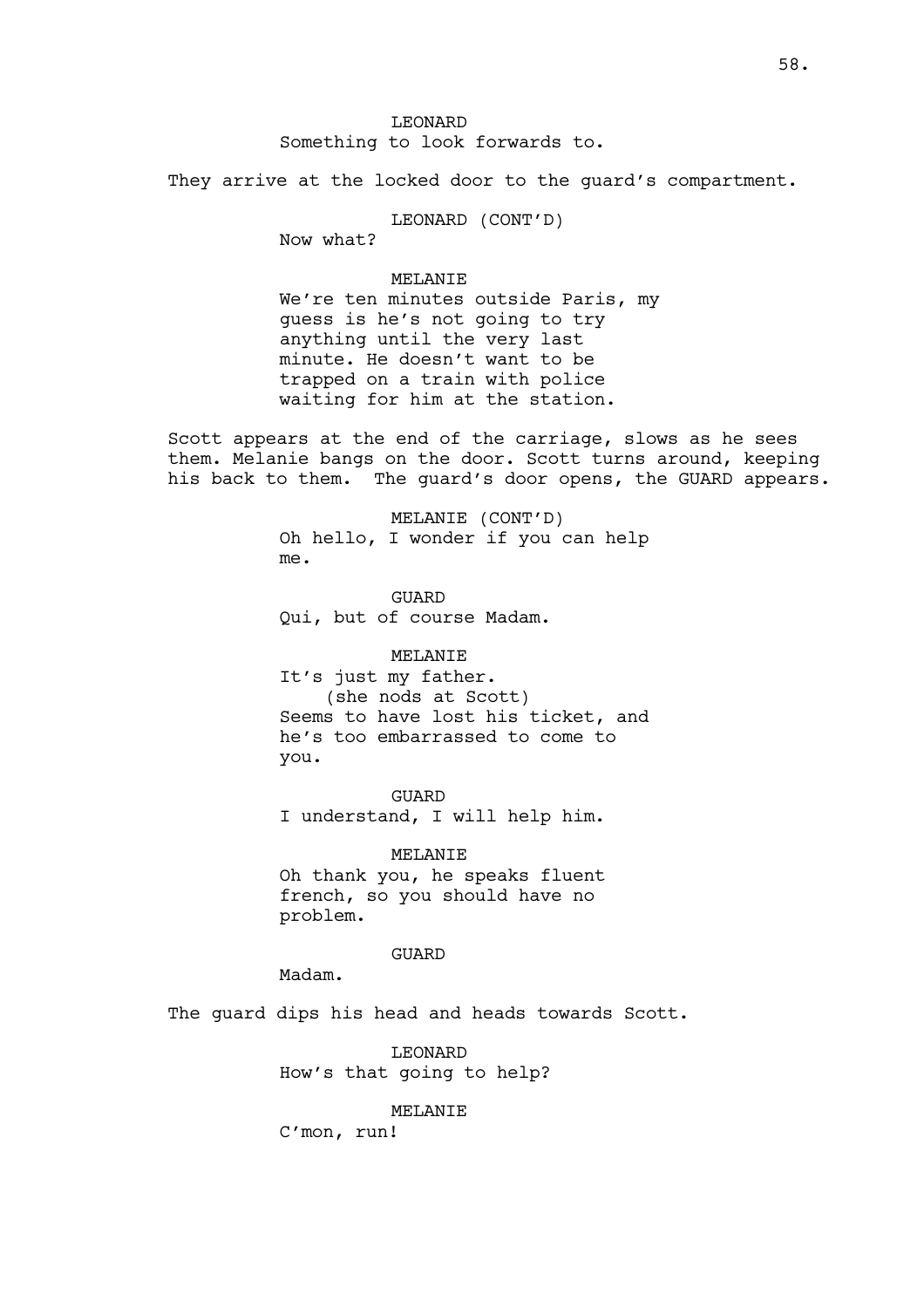LEONARD
Something to look forwards to.

They arrive at the locked door to the guard's compartment.

LEONARD (CONT'D)
Now what?

MELANIE
We're ten minutes outside Paris, my guess is he's not going to try anything until the very last minute. He doesn't want to be trapped on a train with police waiting for him at the station.

Scott appears at the end of the carriage, slows as he sees them. Melanie bangs on the door. Scott turns around, keeping his back to them. The guard's door opens, the GUARD appears.

MELANIE (CONT'D)
Oh hello, I wonder if you can help me.

GUARD
Qui, but of course Madam.

MELANIE
It's just my father.
(she nods at Scott)
Seems to have lost his ticket, and he's too embarrassed to come to you.

GUARD
I understand, I will help him.

MELANIE
Oh thank you, he speaks fluent french, so you should have no problem.

GUARD
Madam.

The guard dips his head and heads towards Scott.

LEONARD
How's that going to help?

MELANIE
C'mon, run!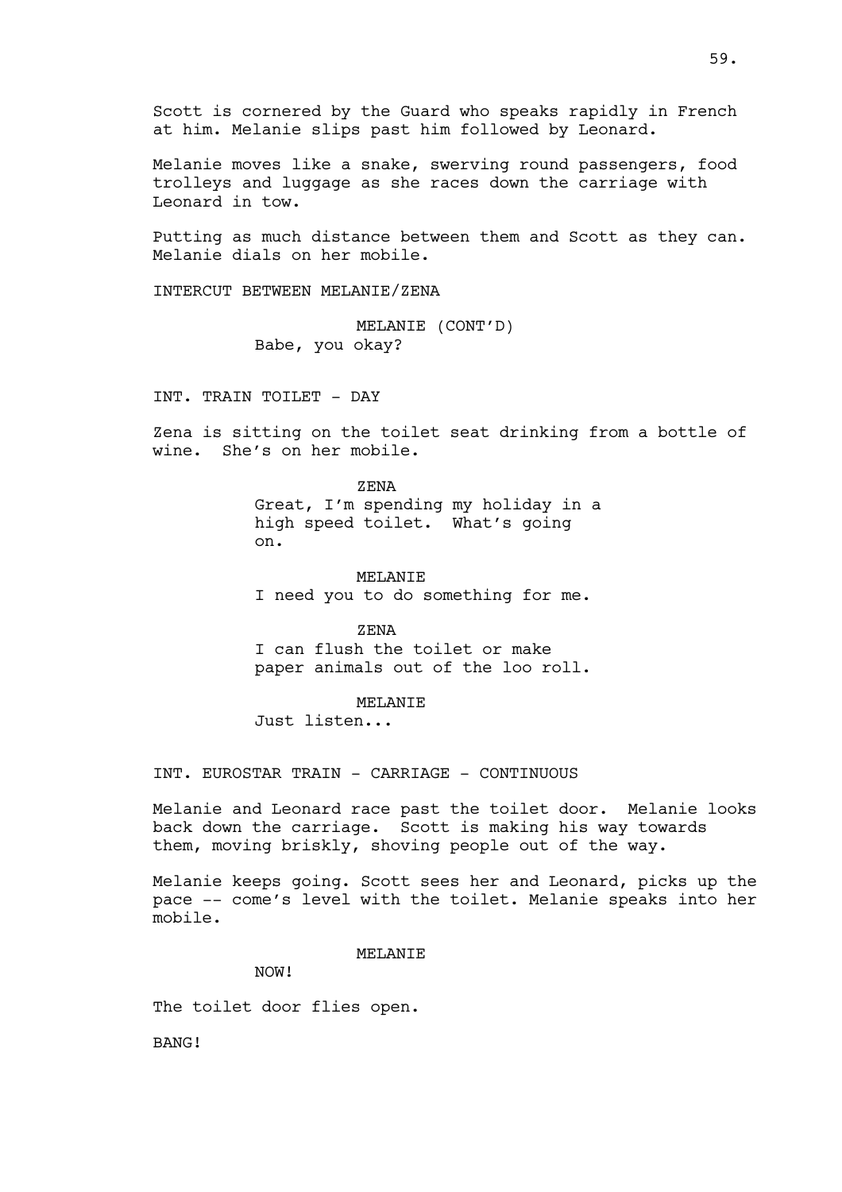Scott is cornered by the Guard who speaks rapidly in French at him. Melanie slips past him followed by Leonard.

Melanie moves like a snake, swerving round passengers, food trolleys and luggage as she races down the carriage with Leonard in tow.

Putting as much distance between them and Scott as they can. Melanie dials on her mobile.

INTERCUT BETWEEN MELANIE/ZENA

MELANIE (CONT'D)
Babe, you okay?

INT. TRAIN TOILET - DAY

Zena is sitting on the toilet seat drinking from a bottle of wine. She's on her mobile.

ZENA
Great, I'm spending my holiday in a high speed toilet. What's going on.

MELANIE
I need you to do something for me.

ZENA
I can flush the toilet or make paper animals out of the loo roll.

MELANIE
Just listen...

INT. EUROSTAR TRAIN - CARRIAGE - CONTINUOUS

Melanie and Leonard race past the toilet door. Melanie looks back down the carriage. Scott is making his way towards them, moving briskly, shoving people out of the way.

Melanie keeps going. Scott sees her and Leonard, picks up the pace -- come's level with the toilet. Melanie speaks into her mobile.

MELANIE
NOW!

The toilet door flies open.

BANG!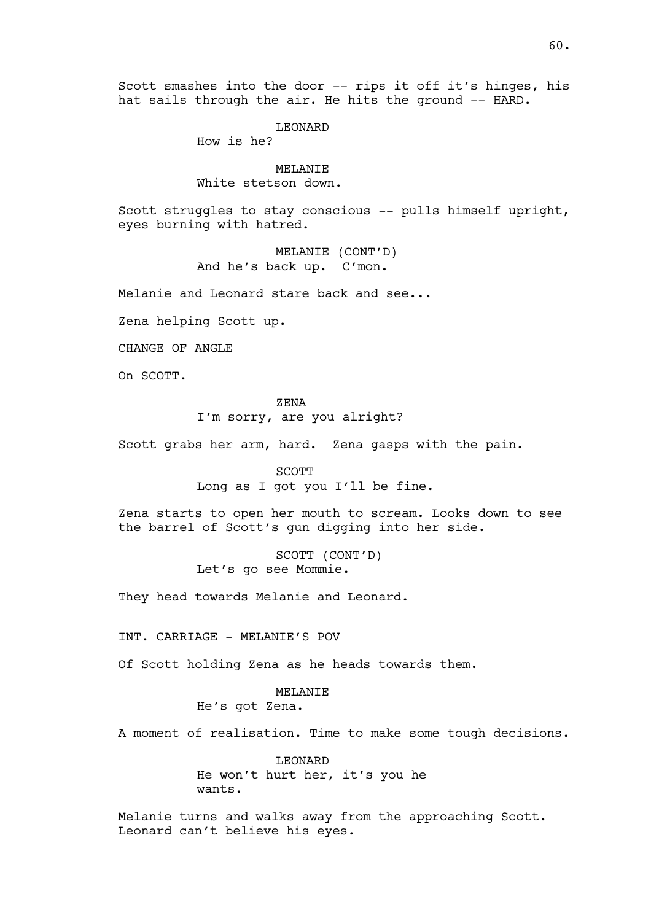Scott smashes into the door -- rips it off it's hinges, his hat sails through the air. He hits the ground -- HARD.

LEONARD
How is he?

MELANIE
White stetson down.

Scott struggles to stay conscious -- pulls himself upright, eyes burning with hatred.

MELANIE (CONT'D)
And he's back up. C'mon.

Melanie and Leonard stare back and see...

Zena helping Scott up.

CHANGE OF ANGLE

On SCOTT.

ZENA
I'm sorry, are you alright?

Scott grabs her arm, hard. Zena gasps with the pain.

SCOTT
Long as I got you I'll be fine.

Zena starts to open her mouth to scream. Looks down to see the barrel of Scott's gun digging into her side.

SCOTT (CONT'D)
Let's go see Mommie.

They head towards Melanie and Leonard.

INT. CARRIAGE - MELANIE'S POV

Of Scott holding Zena as he heads towards them.

MELANIE
He's got Zena.

A moment of realisation. Time to make some tough decisions.

LEONARD
He won't hurt her, it's you he wants.

Melanie turns and walks away from the approaching Scott. Leonard can't believe his eyes.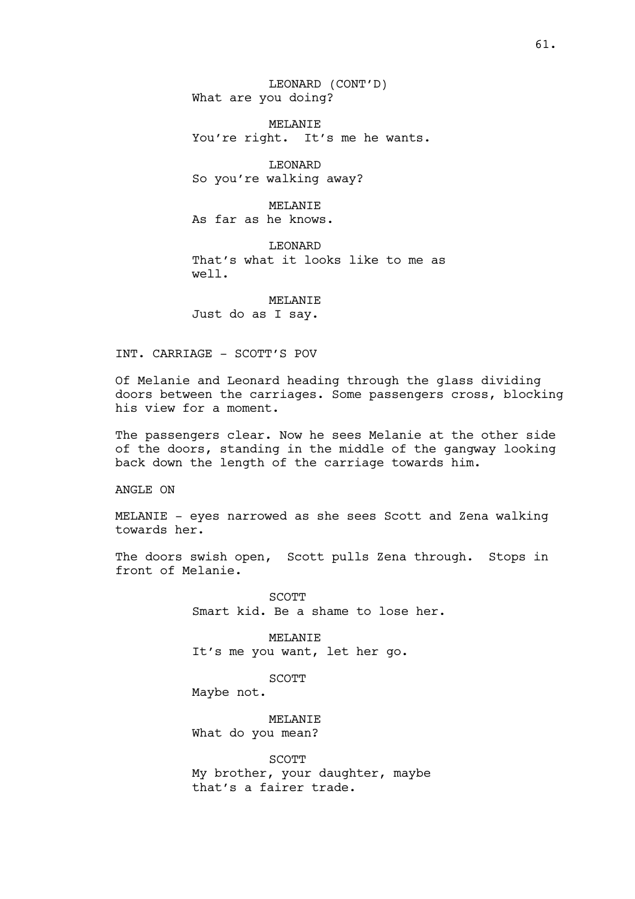LEONARD (CONT'D)
What are you doing?

MELANIE
You're right. It's me he wants.

LEONARD
So you're walking away?

MELANIE
As far as he knows.

LEONARD
That's what it looks like to me as well.

MELANIE
Just do as I say.

INT. CARRIAGE - SCOTT'S POV

Of Melanie and Leonard heading through the glass dividing doors between the carriages. Some passengers cross, blocking his view for a moment.

The passengers clear. Now he sees Melanie at the other side of the doors, standing in the middle of the gangway looking back down the length of the carriage towards him.

ANGLE ON

MELANIE - eyes narrowed as she sees Scott and Zena walking towards her.

The doors swish open, Scott pulls Zena through. Stops in front of Melanie.

SCOTT
Smart kid. Be a shame to lose her.

MELANIE
It's me you want, let her go.

SCOTT
Maybe not.

MELANIE
What do you mean?

SCOTT
My brother, your daughter, maybe that's a fairer trade.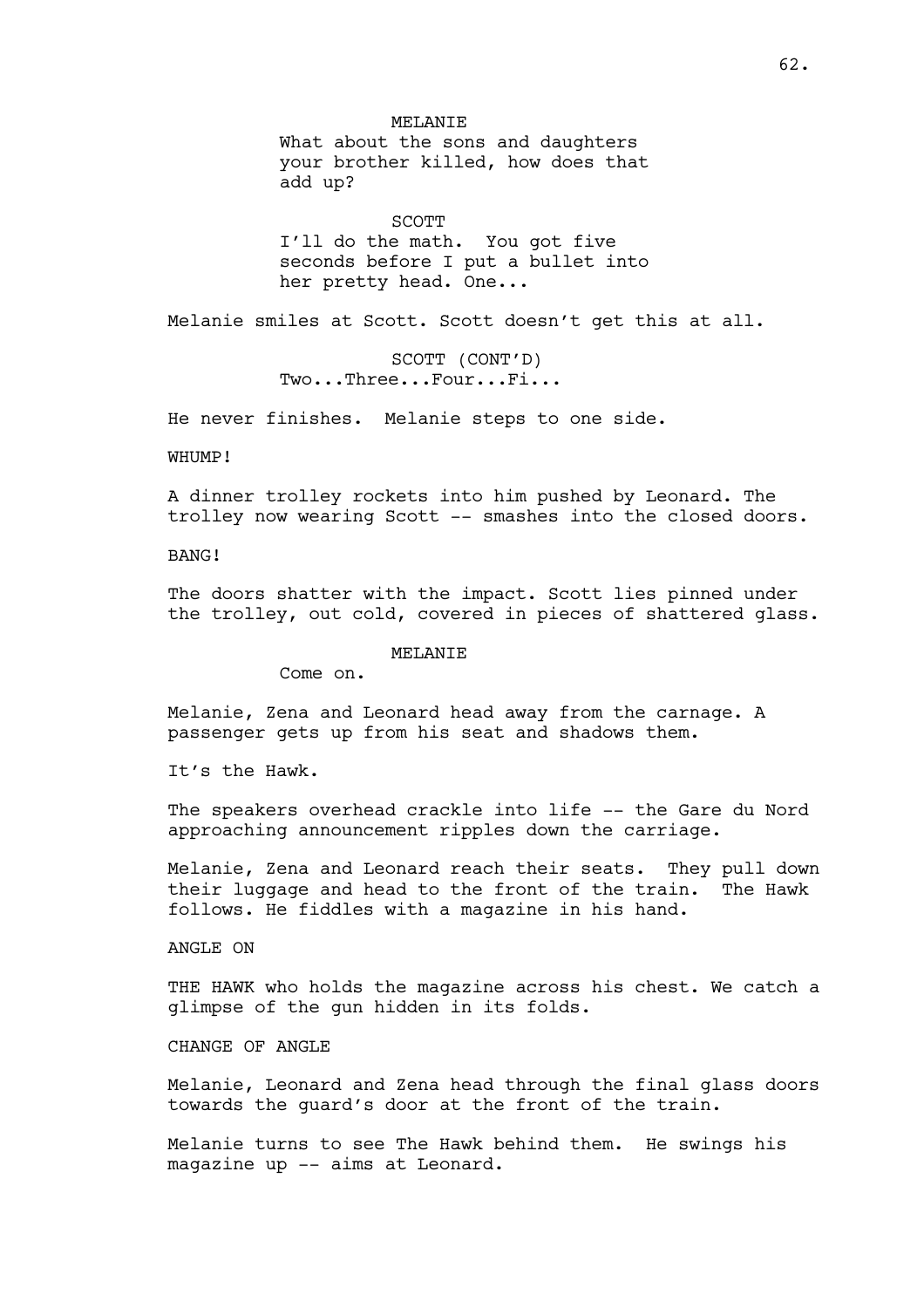MELANIE
What about the sons and daughters your brother killed, how does that add up?

SCOTT
I'll do the math. You got five seconds before I put a bullet into her pretty head. One...

Melanie smiles at Scott. Scott doesn't get this at all.

SCOTT (CONT'D)
Two...Three...Four...Fi...

He never finishes. Melanie steps to one side.

WHUMP!

A dinner trolley rockets into him pushed by Leonard. The trolley now wearing Scott -- smashes into the closed doors.

BANG!

The doors shatter with the impact. Scott lies pinned under the trolley, out cold, covered in pieces of shattered glass.

MELANIE
Come on.

Melanie, Zena and Leonard head away from the carnage. A passenger gets up from his seat and shadows them.

It's the Hawk.

The speakers overhead crackle into life -- the Gare du Nord approaching announcement ripples down the carriage.

Melanie, Zena and Leonard reach their seats. They pull down their luggage and head to the front of the train. The Hawk follows. He fiddles with a magazine in his hand.

ANGLE ON

THE HAWK who holds the magazine across his chest. We catch a glimpse of the gun hidden in its folds.

CHANGE OF ANGLE

Melanie, Leonard and Zena head through the final glass doors towards the guard's door at the front of the train.

Melanie turns to see The Hawk behind them. He swings his magazine up -- aims at Leonard.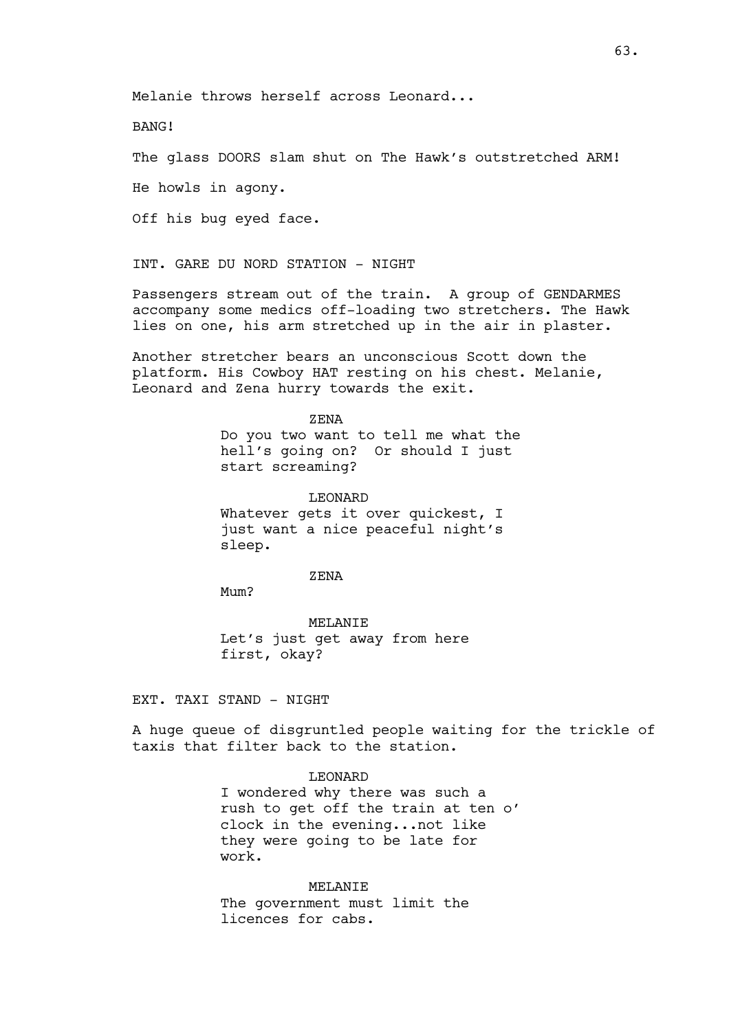Melanie throws herself across Leonard...

BANG!

The glass DOORS slam shut on The Hawk's outstretched ARM!

He howls in agony.

Off his bug eyed face.

INT. GARE DU NORD STATION - NIGHT

Passengers stream out of the train. A group of GENDARMES accompany some medics off-loading two stretchers. The Hawk lies on one, his arm stretched up in the air in plaster.

Another stretcher bears an unconscious Scott down the platform. His Cowboy HAT resting on his chest. Melanie, Leonard and Zena hurry towards the exit.

ZENA

Do you two want to tell me what the hell's going on? Or should I just start screaming?

LEONARD

Whatever gets it over quickest, I just want a nice peaceful night's sleep.

ZENA

Mum?

MELANIE

Let's just get away from here first, okay?

EXT. TAXI STAND - NIGHT

A huge queue of disgruntled people waiting for the trickle of taxis that filter back to the station.

LEONARD

I wondered why there was such a rush to get off the train at ten o' clock in the evening...not like they were going to be late for work.

MELANIE

The government must limit the licences for cabs.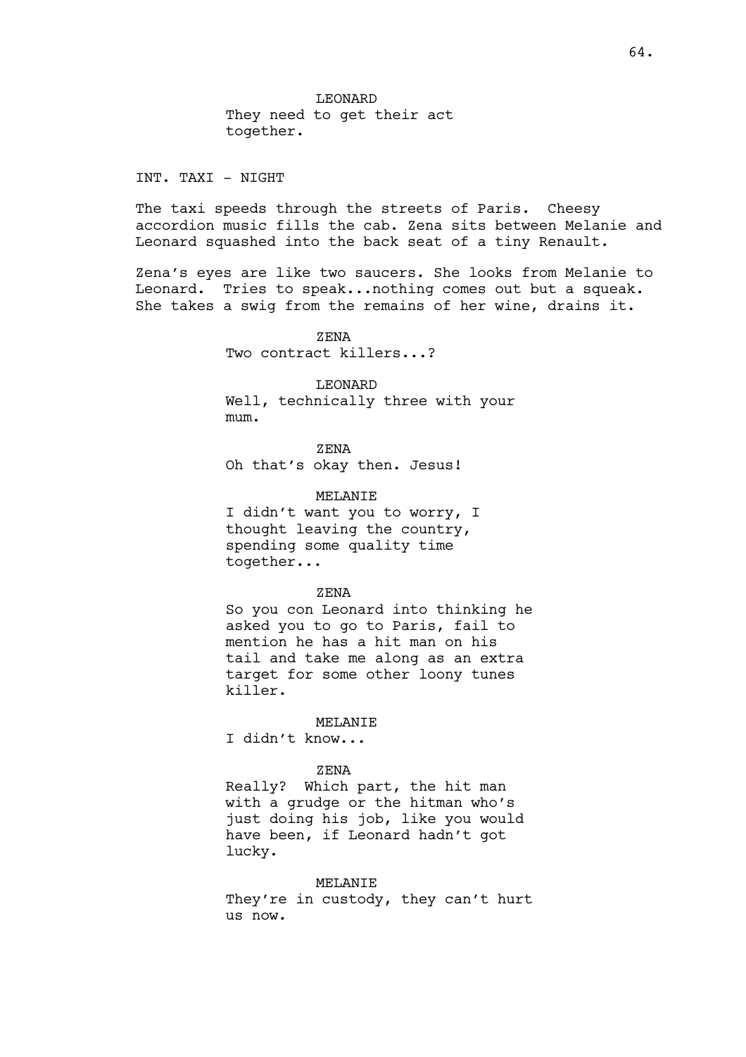LEONARD

They need to get their act together.

INT. TAXI - NIGHT

The taxi speeds through the streets of Paris. Cheesy accordion music fills the cab. Zena sits between Melanie and Leonard squashed into the back seat of a tiny Renault.

Zena's eyes are like two saucers. She looks from Melanie to Leonard. Tries to speak...nothing comes out but a squeak. She takes a swig from the remains of her wine, drains it.

ZENA

Two contract killers...?

LEONARD

Well, technically three with your mum.

ZENA

Oh that's okay then. Jesus!

MELANIE

I didn't want you to worry, I thought leaving the country, spending some quality time together...

ZENA

So you con Leonard into thinking he asked you to go to Paris, fail to mention he has a hit man on his tail and take me along as an extra target for some other loony tunes killer.

MELANIE

I didn't know...

ZENA

Really? Which part, the hit man with a grudge or the hitman who's just doing his job, like you would have been, if Leonard hadn't got lucky.

MELANIE

They're in custody, they can't hurt us now.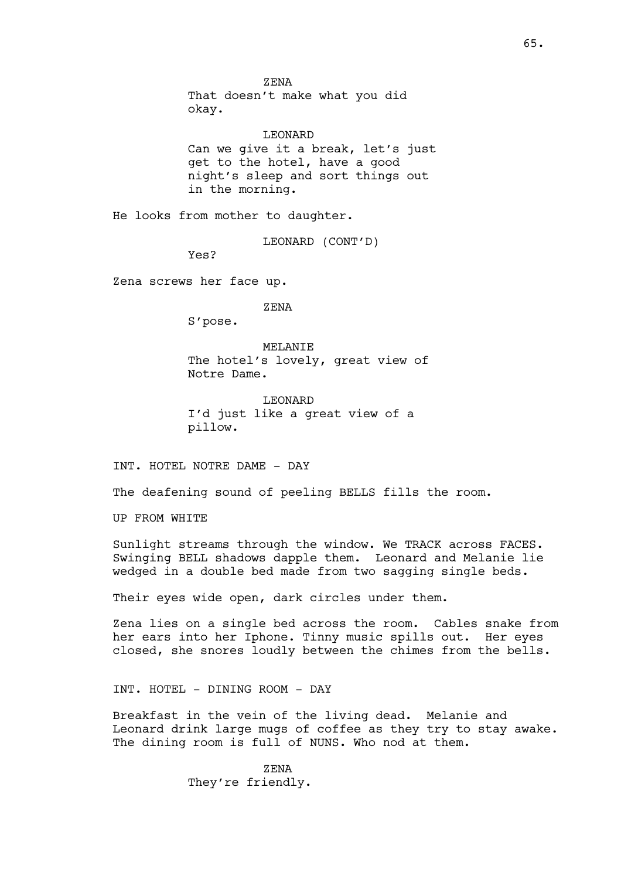ZENA
That doesn't make what you did okay.

LEONARD
Can we give it a break, let's just get to the hotel, have a good night's sleep and sort things out in the morning.

He looks from mother to daughter.

LEONARD (CONT'D)
Yes?

Zena screws her face up.

ZENA
S'pose.

MELANIE
The hotel's lovely, great view of Notre Dame.

LEONARD
I'd just like a great view of a pillow.

INT. HOTEL NOTRE DAME - DAY

The deafening sound of peeling BELLS fills the room.

UP FROM WHITE

Sunlight streams through the window. We TRACK across FACES. Swinging BELL shadows dapple them. Leonard and Melanie lie wedged in a double bed made from two sagging single beds.

Their eyes wide open, dark circles under them.

Zena lies on a single bed across the room. Cables snake from her ears into her Iphone. Tinny music spills out. Her eyes closed, she snores loudly between the chimes from the bells.

INT. HOTEL - DINING ROOM - DAY

Breakfast in the vein of the living dead. Melanie and Leonard drink large mugs of coffee as they try to stay awake. The dining room is full of NUNS. Who nod at them.

ZENA
They're friendly.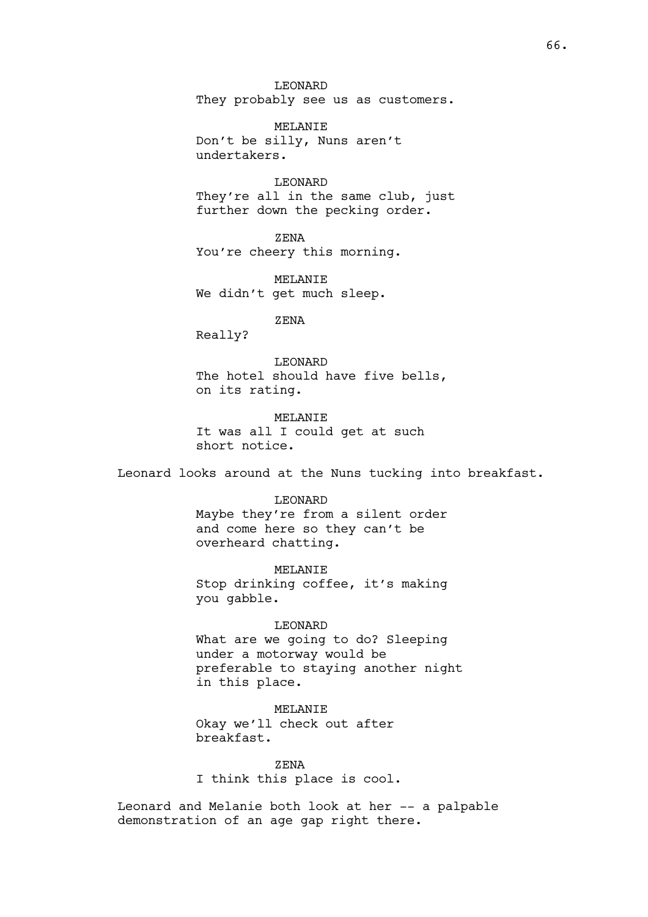LEONARD

They probably see us as customers.

MELANIE

Don't be silly, Nuns aren't undertakers.

LEONARD

They're all in the same club, just further down the pecking order.

ZENA

You're cheery this morning.

MELANIE

We didn't get much sleep.

ZENA

Really?

LEONARD

The hotel should have five bells, on its rating.

MELANIE

It was all I could get at such short notice.

Leonard looks around at the Nuns tucking into breakfast.

LEONARD

Maybe they're from a silent order and come here so they can't be overheard chatting.

MELANIE

Stop drinking coffee, it's making you gabble.

LEONARD

What are we going to do? Sleeping under a motorway would be preferable to staying another night in this place.

MELANIE

Okay we'll check out after breakfast.

ZENA

I think this place is cool.

Leonard and Melanie both look at her -- a palpable demonstration of an age gap right there.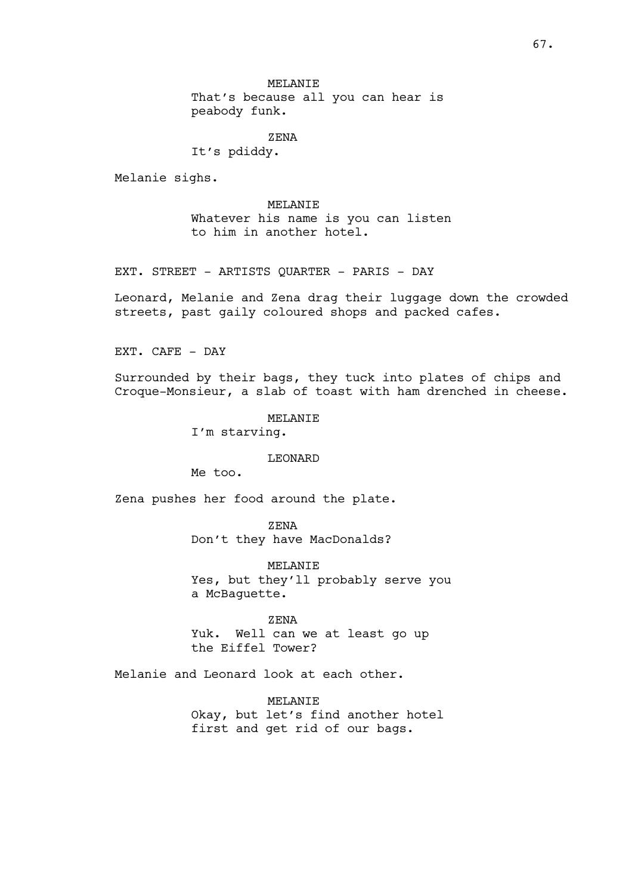MELANIE
That's because all you can hear is peabody funk.

ZENA
It's pdiddy.

Melanie sighs.

MELANIE
Whatever his name is you can listen to him in another hotel.

EXT. STREET - ARTISTS QUARTER - PARIS - DAY

Leonard, Melanie and Zena drag their luggage down the crowded streets, past gaily coloured shops and packed cafes.

EXT. CAFE - DAY

Surrounded by their bags, they tuck into plates of chips and Croque-Monsieur, a slab of toast with ham drenched in cheese.

MELANIE
I'm starving.

LEONARD
Me too.

Zena pushes her food around the plate.

ZENA
Don't they have MacDonalds?

MELANIE
Yes, but they'll probably serve you a McBaguette.

ZENA
Yuk. Well can we at least go up the Eiffel Tower?

Melanie and Leonard look at each other.

MELANIE
Okay, but let's find another hotel first and get rid of our bags.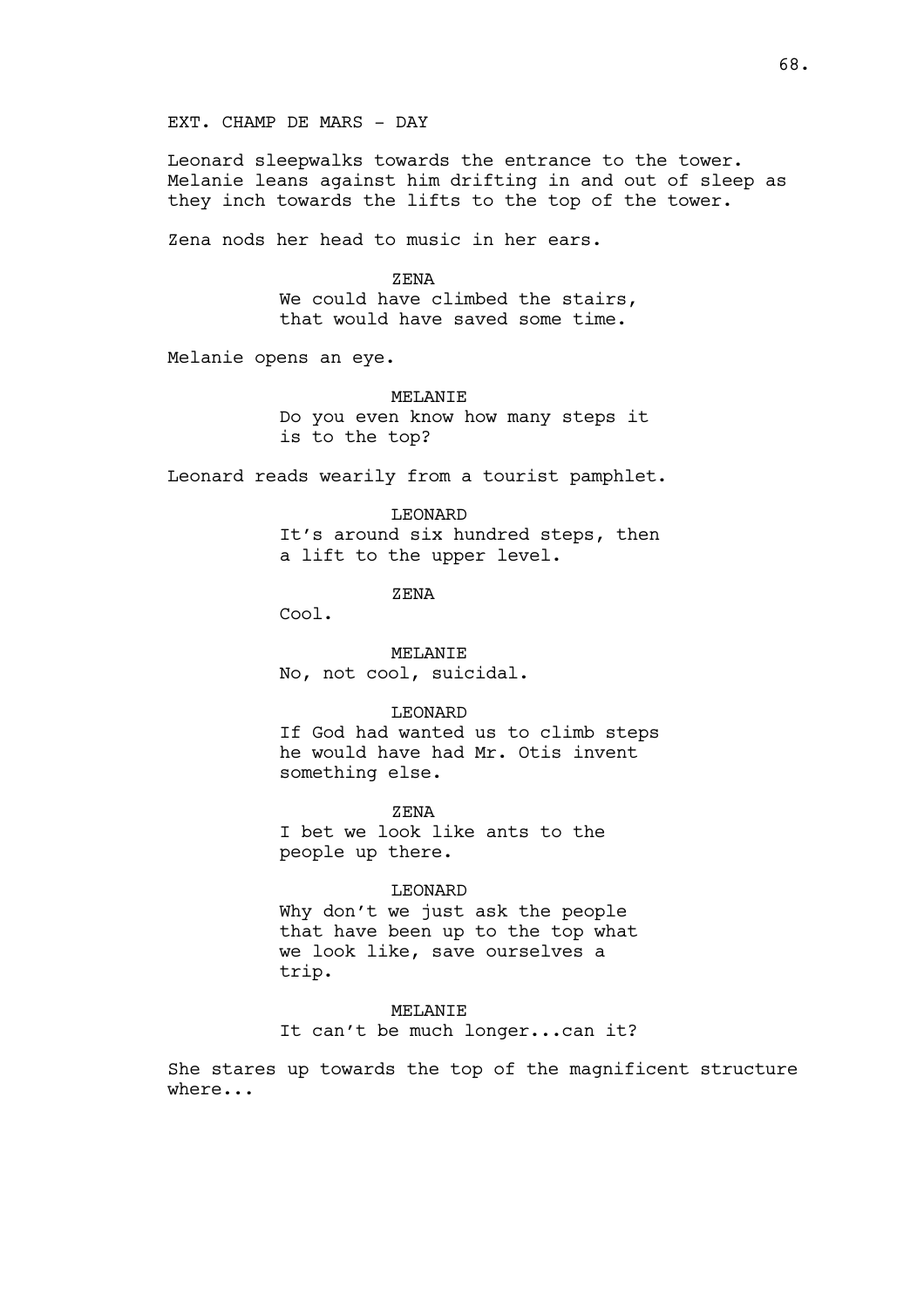EXT. CHAMP DE MARS - DAY

Leonard sleepwalks towards the entrance to the tower. Melanie leans against him drifting in and out of sleep as they inch towards the lifts to the top of the tower.

Zena nods her head to music in her ears.

ZENA
We could have climbed the stairs, that would have saved some time.

Melanie opens an eye.

MELANIE
Do you even know how many steps it is to the top?

Leonard reads wearily from a tourist pamphlet.

LEONARD
It's around six hundred steps, then a lift to the upper level.

ZENA
Cool.

MELANIE
No, not cool, suicidal.

LEONARD
If God had wanted us to climb steps he would have had Mr. Otis invent something else.

ZENA
I bet we look like ants to the people up there.

LEONARD
Why don't we just ask the people that have been up to the top what we look like, save ourselves a trip.

MELANIE
It can't be much longer...can it?

She stares up towards the top of the magnificent structure where...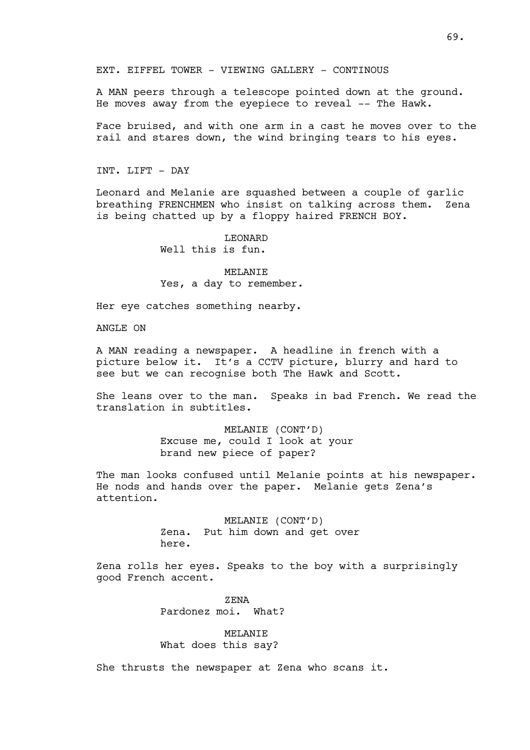EXT. EIFFEL TOWER - VIEWING GALLERY - CONTINOUS

A MAN peers through a telescope pointed down at the ground. He moves away from the eyepiece to reveal -- The Hawk.

Face bruised, and with one arm in a cast he moves over to the rail and stares down, the wind bringing tears to his eyes.

INT. LIFT - DAY

Leonard and Melanie are squashed between a couple of garlic breathing FRENCHMEN who insist on talking across them. Zena is being chatted up by a floppy haired FRENCH BOY.

LEONARD
Well this is fun.

MELANIE
Yes, a day to remember.

Her eye catches something nearby.

ANGLE ON

A MAN reading a newspaper. A headline in french with a picture below it. It's a CCTV picture, blurry and hard to see but we can recognise both The Hawk and Scott.

She leans over to the man. Speaks in bad French. We read the translation in subtitles.

MELANIE (CONT'D)
Excuse me, could I look at your brand new piece of paper?

The man looks confused until Melanie points at his newspaper. He nods and hands over the paper. Melanie gets Zena's attention.

MELANIE (CONT'D)
Zena. Put him down and get over here.

Zena rolls her eyes. Speaks to the boy with a surprisingly good French accent.

ZENA
Pardonez moi. What?

MELANIE
What does this say?

She thrusts the newspaper at Zena who scans it.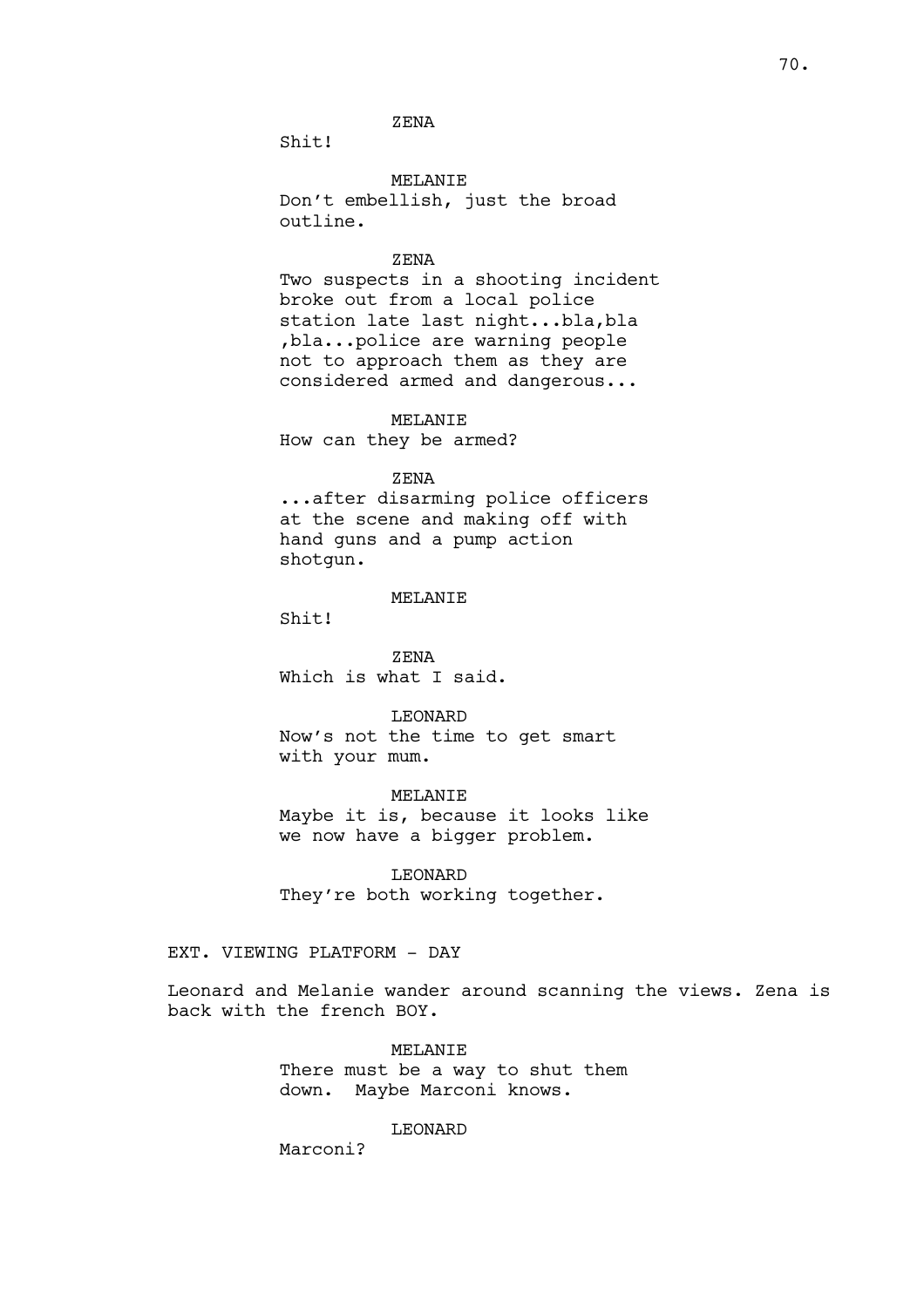ZENA

Shit!

MELANIE

Don't embellish, just the broad outline.

ZENA

Two suspects in a shooting incident broke out from a local police station late last night...bla,bla ,bla...police are warning people not to approach them as they are considered armed and dangerous...

MELANIE

How can they be armed?

ZENA

...after disarming police officers at the scene and making off with hand guns and a pump action shotgun.

MELANIE

Shit!

ZENA

Which is what I said.

LEONARD

Now's not the time to get smart with your mum.

MELANIE

Maybe it is, because it looks like we now have a bigger problem.

LEONARD

They're both working together.

EXT. VIEWING PLATFORM - DAY

Leonard and Melanie wander around scanning the views. Zena is back with the french BOY.

MELANIE

There must be a way to shut them down. Maybe Marconi knows.

LEONARD

Marconi?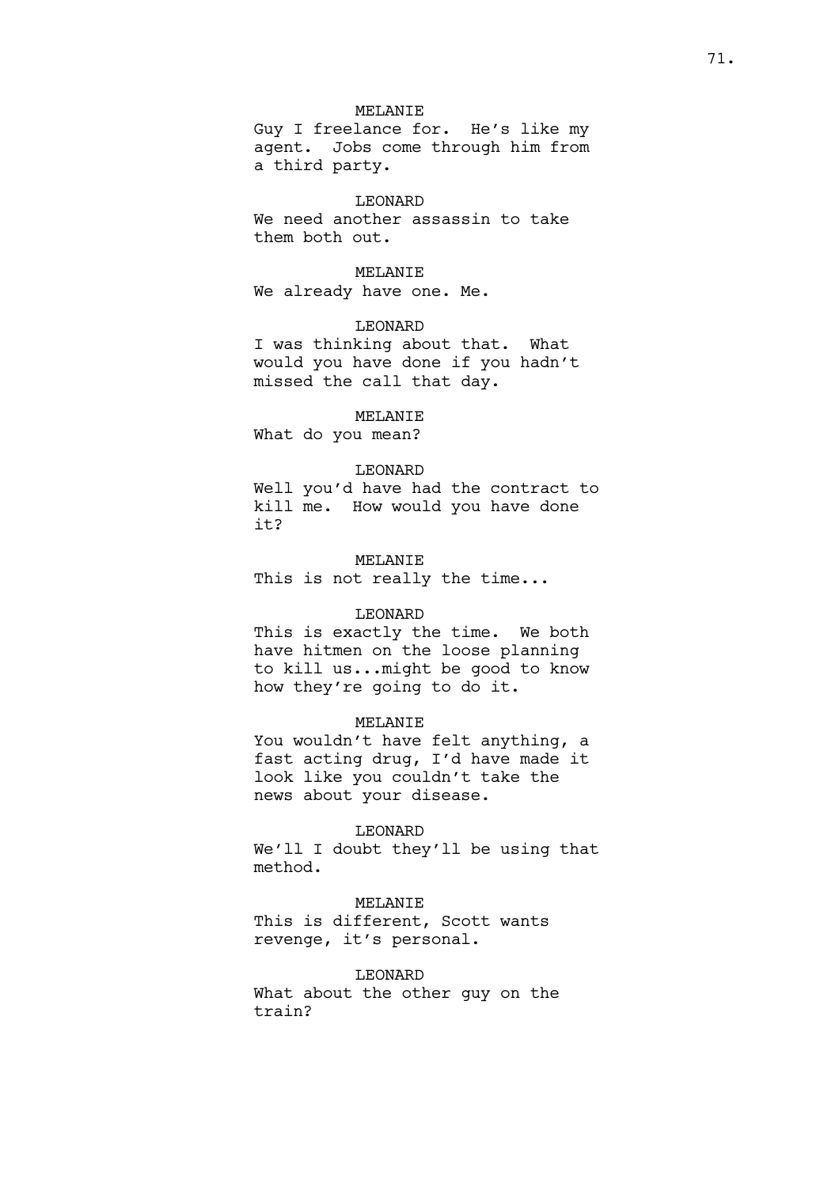MELANIE
Guy I freelance for. He's like my agent. Jobs come through him from a third party.

LEONARD
We need another assassin to take them both out.

MELANIE
We already have one. Me.

LEONARD
I was thinking about that. What would you have done if you hadn't missed the call that day.

MELANIE
What do you mean?

LEONARD
Well you'd have had the contract to kill me. How would you have done it?

MELANIE
This is not really the time...

LEONARD
This is exactly the time. We both have hitmen on the loose planning to kill us...might be good to know how they're going to do it.

MELANIE
You wouldn't have felt anything, a fast acting drug, I'd have made it look like you couldn't take the news about your disease.

LEONARD
We'll I doubt they'll be using that method.

MELANIE
This is different, Scott wants revenge, it's personal.

LEONARD
What about the other guy on the train?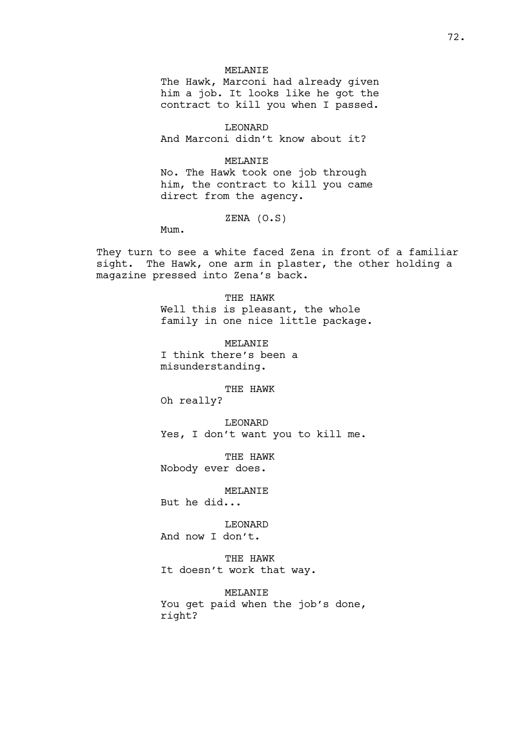MELANIE
The Hawk, Marconi had already given him a job. It looks like he got the contract to kill you when I passed.

LEONARD
And Marconi didn't know about it?

MELANIE
No. The Hawk took one job through him, the contract to kill you came direct from the agency.

ZENA (O.S)
Mum.

They turn to see a white faced Zena in front of a familiar sight. The Hawk, one arm in plaster, the other holding a magazine pressed into Zena's back.

THE HAWK
Well this is pleasant, the whole family in one nice little package.

MELANIE
I think there's been a misunderstanding.

THE HAWK
Oh really?

LEONARD
Yes, I don't want you to kill me.

THE HAWK
Nobody ever does.

MELANIE
But he did...

LEONARD
And now I don't.

THE HAWK
It doesn't work that way.

MELANIE
You get paid when the job's done, right?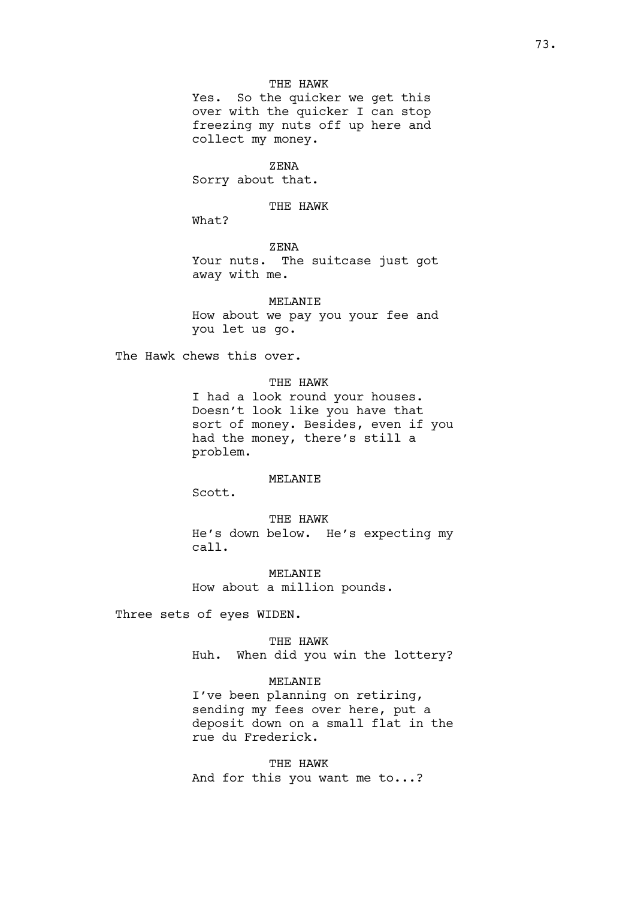THE HAWK

Yes. So the quicker we get this over with the quicker I can stop freezing my nuts off up here and collect my money.

ZENA

Sorry about that.

THE HAWK

What?

ZENA

Your nuts. The suitcase just got away with me.

MELANIE

How about we pay you your fee and you let us go.

The Hawk chews this over.

THE HAWK

I had a look round your houses. Doesn't look like you have that sort of money. Besides, even if you had the money, there's still a problem.

MELANIE

Scott.

THE HAWK

He's down below. He's expecting my call.

MELANIE

How about a million pounds.

Three sets of eyes WIDEN.

THE HAWK

Huh. When did you win the lottery?

MELANIE

I've been planning on retiring, sending my fees over here, put a deposit down on a small flat in the rue du Frederick.

THE HAWK

And for this you want me to...?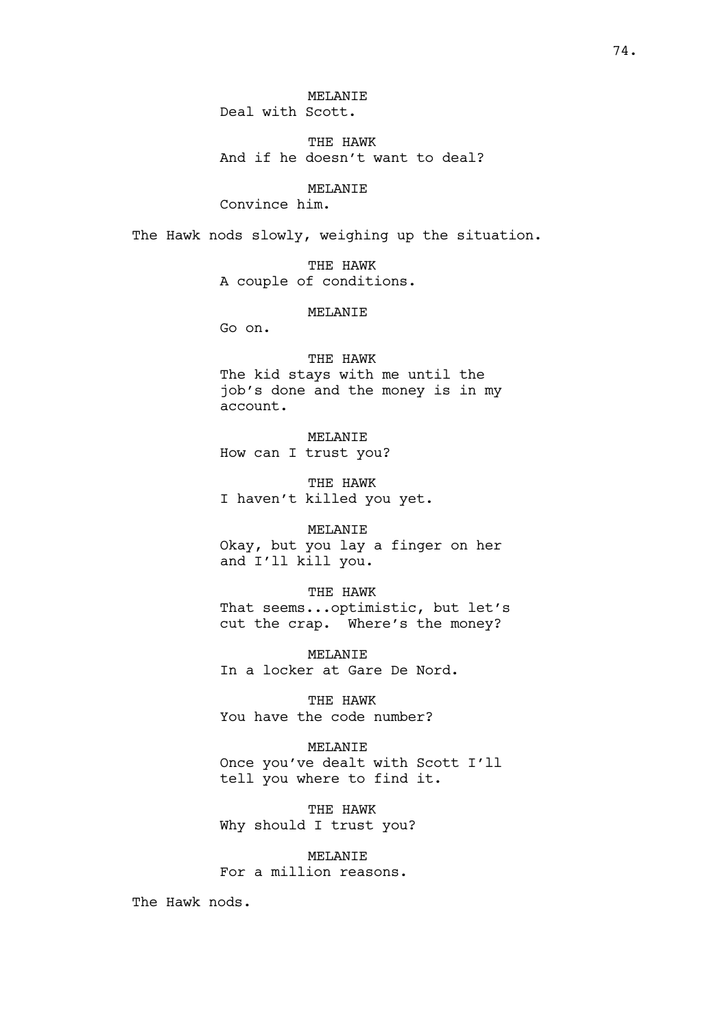MELANIE
Deal with Scott.

THE HAWK
And if he doesn't want to deal?

MELANIE
Convince him.

The Hawk nods slowly, weighing up the situation.

THE HAWK
A couple of conditions.

MELANIE
Go on.

THE HAWK
The kid stays with me until the job's done and the money is in my account.

MELANIE
How can I trust you?

THE HAWK
I haven't killed you yet.

MELANIE
Okay, but you lay a finger on her and I'll kill you.

THE HAWK
That seems...optimistic, but let's cut the crap. Where's the money?

MELANIE
In a locker at Gare De Nord.

THE HAWK
You have the code number?

MELANIE
Once you've dealt with Scott I'll tell you where to find it.

THE HAWK
Why should I trust you?

MELANIE
For a million reasons.

The Hawk nods.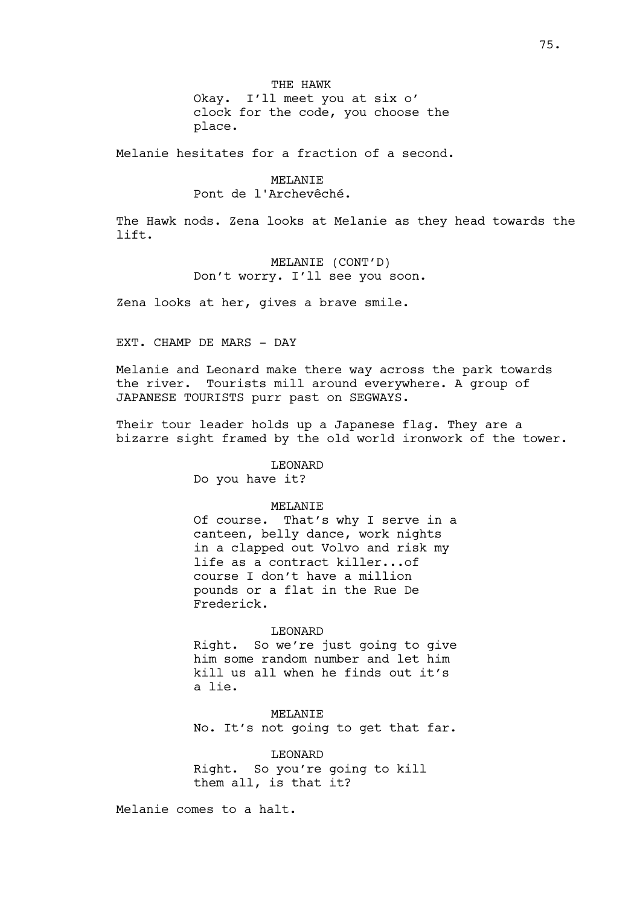THE HAWK

Okay. I'll meet you at six o' clock for the code, you choose the place.

Melanie hesitates for a fraction of a second.

MELANIE

Pont de l'Archevêché.

The Hawk nods. Zena looks at Melanie as they head towards the lift.

MELANIE (CONT'D)

Don't worry. I'll see you soon.

Zena looks at her, gives a brave smile.

EXT. CHAMP DE MARS - DAY

Melanie and Leonard make there way across the park towards the river. Tourists mill around everywhere. A group of JAPANESE TOURISTS purr past on SEGWAYS.

Their tour leader holds up a Japanese flag. They are a bizarre sight framed by the old world ironwork of the tower.

LEONARD

Do you have it?

MELANIE

Of course. That's why I serve in a canteen, belly dance, work nights in a clapped out Volvo and risk my life as a contract killer...of course I don't have a million pounds or a flat in the Rue De Frederick.

LEONARD

Right. So we're just going to give him some random number and let him kill us all when he finds out it's a lie.

MELANIE

No. It's not going to get that far.

LEONARD

Right. So you're going to kill them all, is that it?

Melanie comes to a halt.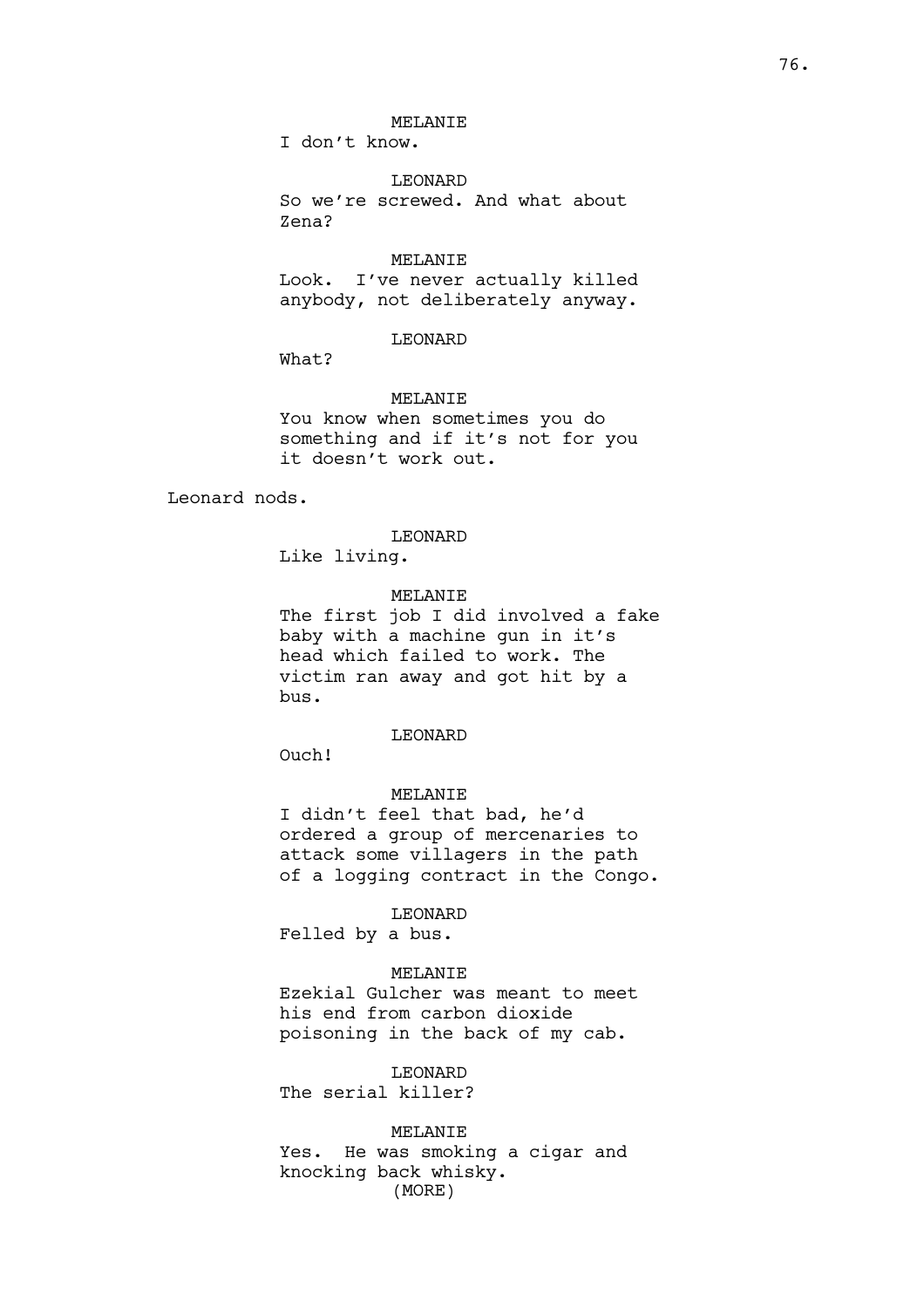MELANIE
I don't know.

LEONARD
So we're screwed. And what about Zena?

MELANIE
Look. I've never actually killed anybody, not deliberately anyway.

LEONARD
What?

MELANIE
You know when sometimes you do something and if it's not for you it doesn't work out.

Leonard nods.

LEONARD
Like living.

MELANIE
The first job I did involved a fake baby with a machine gun in it's head which failed to work. The victim ran away and got hit by a bus.

LEONARD
Ouch!

MELANIE
I didn't feel that bad, he'd ordered a group of mercenaries to attack some villagers in the path of a logging contract in the Congo.

LEONARD
Felled by a bus.

MELANIE
Ezekial Gulcher was meant to meet his end from carbon dioxide poisoning in the back of my cab.

LEONARD
The serial killer?

MELANIE
Yes. He was smoking a cigar and knocking back whisky.
(MORE)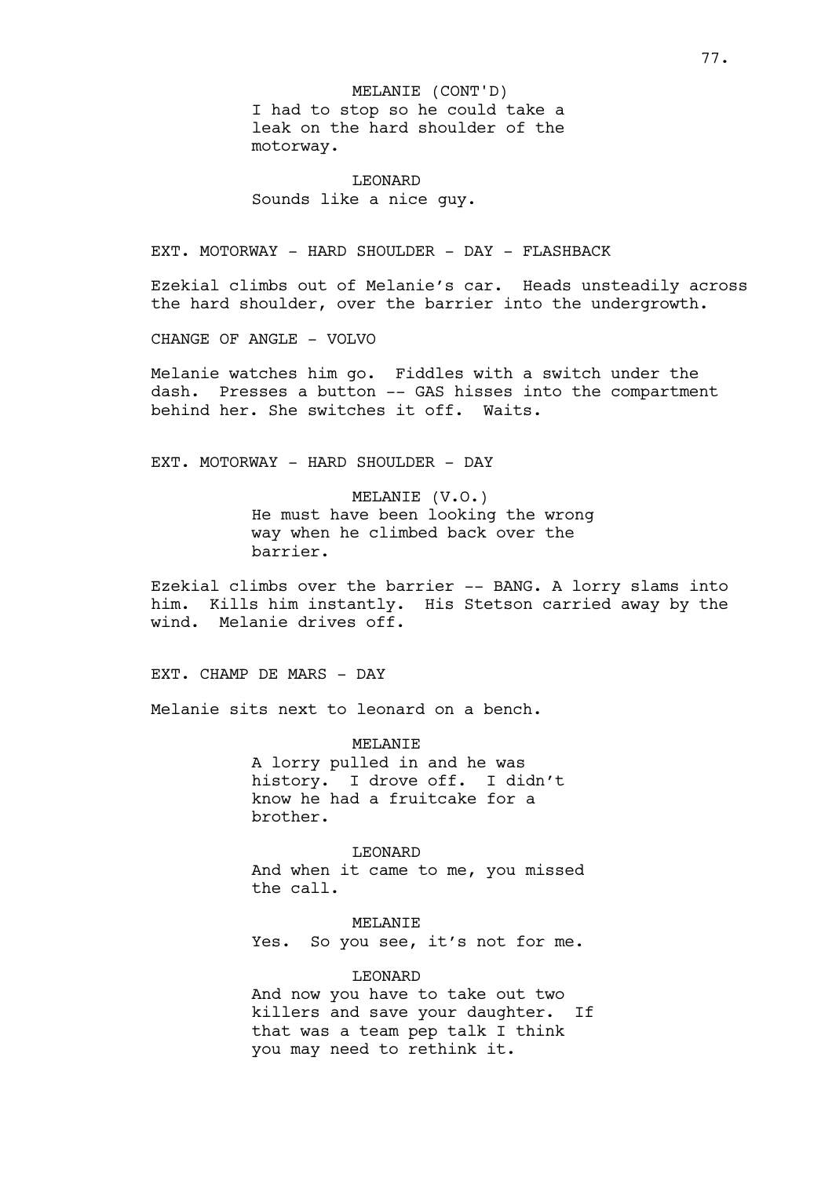MELANIE (CONT'D)
I had to stop so he could take a leak on the hard shoulder of the motorway.

LEONARD
Sounds like a nice guy.

EXT. MOTORWAY - HARD SHOULDER - DAY - FLASHBACK

Ezekial climbs out of Melanie's car. Heads unsteadily across the hard shoulder, over the barrier into the undergrowth.

CHANGE OF ANGLE - VOLVO

Melanie watches him go. Fiddles with a switch under the dash. Presses a button -- GAS hisses into the compartment behind her. She switches it off. Waits.

EXT. MOTORWAY - HARD SHOULDER - DAY

MELANIE (V.O.)
He must have been looking the wrong way when he climbed back over the barrier.

Ezekial climbs over the barrier -- BANG. A lorry slams into him. Kills him instantly. His Stetson carried away by the wind. Melanie drives off.

EXT. CHAMP DE MARS - DAY

Melanie sits next to leonard on a bench.

MELANIE
A lorry pulled in and he was history. I drove off. I didn't know he had a fruitcake for a brother.

LEONARD
And when it came to me, you missed the call.

MELANIE
Yes. So you see, it's not for me.

LEONARD
And now you have to take out two killers and save your daughter. If that was a team pep talk I think you may need to rethink it.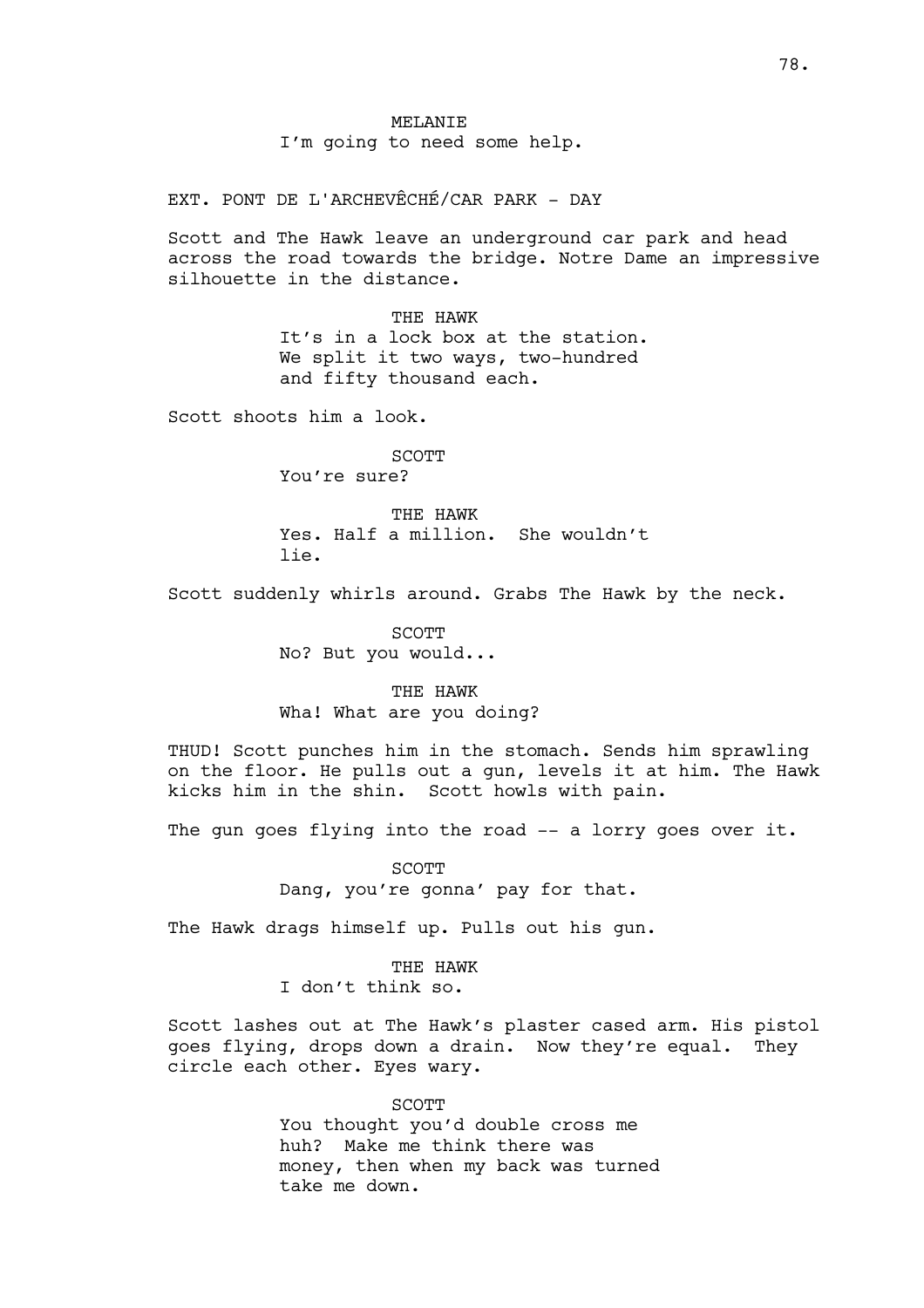MELANIE
I'm going to need some help.

EXT. PONT DE L'ARCHEVÊCHÉ/CAR PARK - DAY

Scott and The Hawk leave an underground car park and head across the road towards the bridge. Notre Dame an impressive silhouette in the distance.

THE HAWK
It's in a lock box at the station. We split it two ways, two-hundred and fifty thousand each.

Scott shoots him a look.

SCOTT
You're sure?

THE HAWK
Yes. Half a million. She wouldn't lie.

Scott suddenly whirls around. Grabs The Hawk by the neck.

SCOTT
No? But you would...

THE HAWK
Wha! What are you doing?

THUD! Scott punches him in the stomach. Sends him sprawling on the floor. He pulls out a gun, levels it at him. The Hawk kicks him in the shin. Scott howls with pain.

The gun goes flying into the road -- a lorry goes over it.

SCOTT
Dang, you're gonna' pay for that.

The Hawk drags himself up. Pulls out his gun.

THE HAWK
I don't think so.

Scott lashes out at The Hawk's plaster cased arm. His pistol goes flying, drops down a drain. Now they're equal. They circle each other. Eyes wary.

SCOTT
You thought you'd double cross me huh? Make me think there was money, then when my back was turned take me down.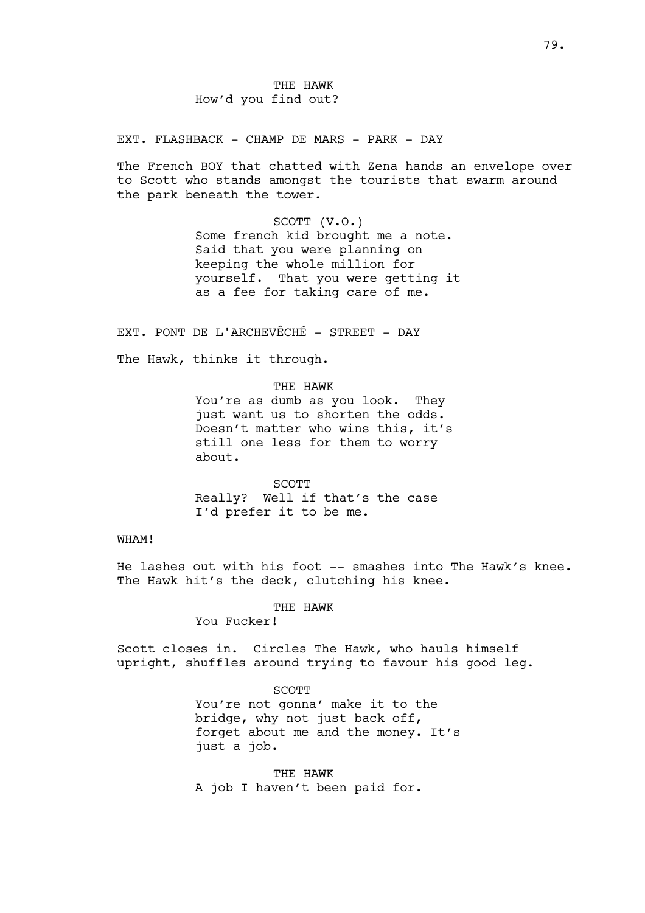THE HAWK
How'd you find out?

EXT. FLASHBACK - CHAMP DE MARS - PARK - DAY

The French BOY that chatted with Zena hands an envelope over to Scott who stands amongst the tourists that swarm around the park beneath the tower.

SCOTT (V.O.)
Some french kid brought me a note. Said that you were planning on keeping the whole million for yourself. That you were getting it as a fee for taking care of me.

EXT. PONT DE L'ARCHEVÊCHÉ - STREET - DAY

The Hawk, thinks it through.

THE HAWK
You're as dumb as you look. They just want us to shorten the odds. Doesn't matter who wins this, it's still one less for them to worry about.

SCOTT
Really? Well if that's the case I'd prefer it to be me.

WHAM!

He lashes out with his foot -- smashes into The Hawk's knee. The Hawk hit's the deck, clutching his knee.

THE HAWK
You Fucker!

Scott closes in. Circles The Hawk, who hauls himself upright, shuffles around trying to favour his good leg.

SCOTT
You're not gonna' make it to the bridge, why not just back off, forget about me and the money. It's just a job.

THE HAWK
A job I haven't been paid for.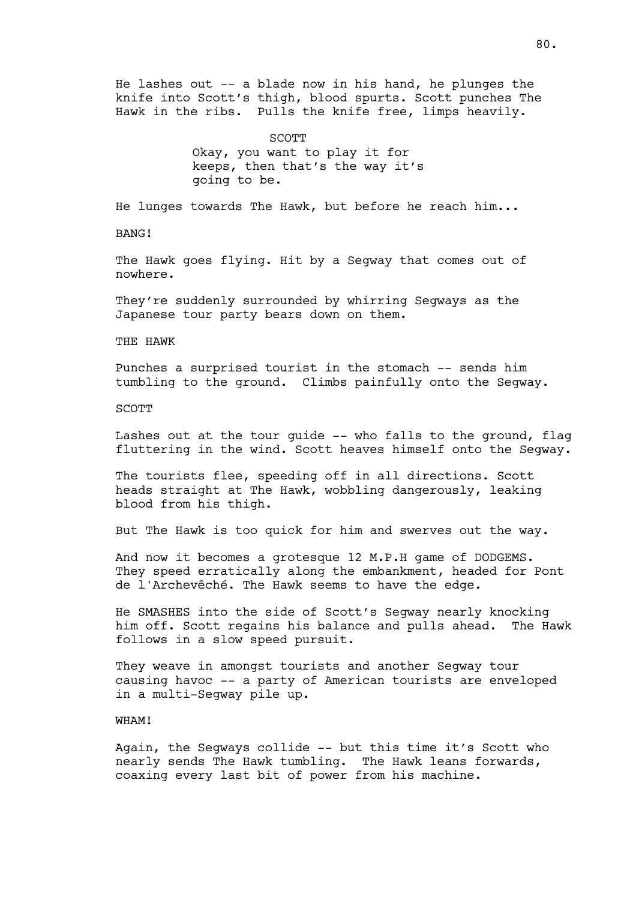He lashes out -- a blade now in his hand, he plunges the knife into Scott's thigh, blood spurts. Scott punches The Hawk in the ribs. Pulls the knife free, limps heavily.

SCOTT
Okay, you want to play it for keeps, then that's the way it's going to be.

He lunges towards The Hawk, but before he reach him...

BANG!

The Hawk goes flying. Hit by a Segway that comes out of nowhere.

They're suddenly surrounded by whirring Segways as the Japanese tour party bears down on them.

THE HAWK

Punches a surprised tourist in the stomach -- sends him tumbling to the ground. Climbs painfully onto the Segway.

SCOTT

Lashes out at the tour guide -- who falls to the ground, flag fluttering in the wind. Scott heaves himself onto the Segway.

The tourists flee, speeding off in all directions. Scott heads straight at The Hawk, wobbling dangerously, leaking blood from his thigh.

But The Hawk is too quick for him and swerves out the way.

And now it becomes a grotesque 12 M.P.H game of DODGEMS. They speed erratically along the embankment, headed for Pont de l'Archevêché. The Hawk seems to have the edge.

He SMASHES into the side of Scott's Segway nearly knocking him off. Scott regains his balance and pulls ahead. The Hawk follows in a slow speed pursuit.

They weave in amongst tourists and another Segway tour causing havoc -- a party of American tourists are enveloped in a multi-Segway pile up.

WHAM!

Again, the Segways collide -- but this time it's Scott who nearly sends The Hawk tumbling. The Hawk leans forwards, coaxing every last bit of power from his machine.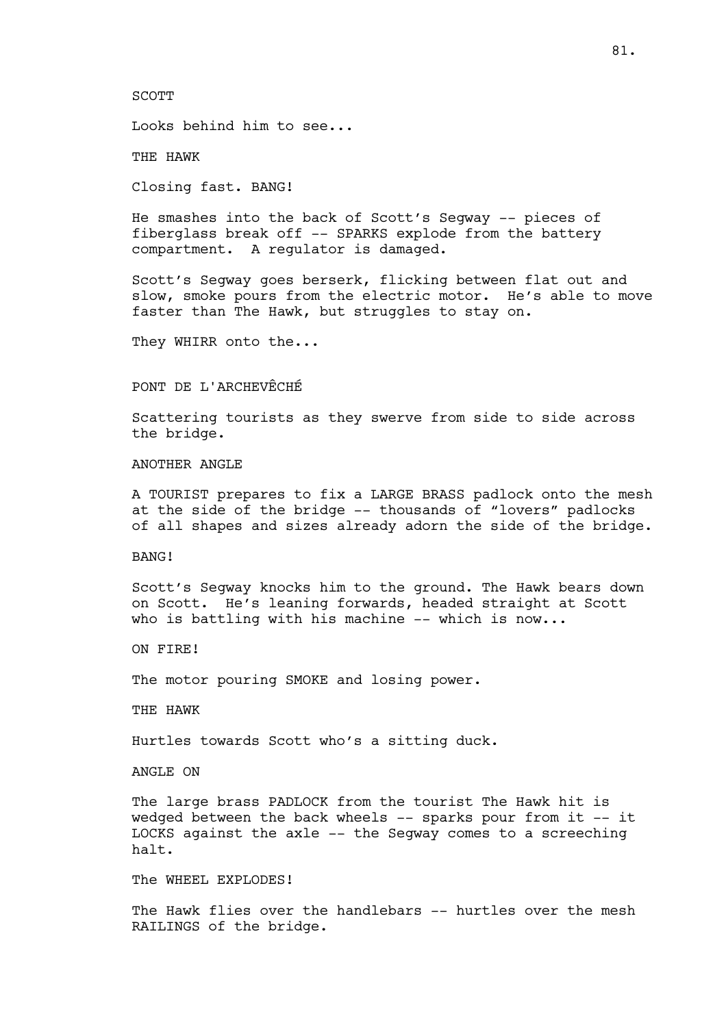SCOTT

Looks behind him to see...

THE HAWK

Closing fast. BANG!

He smashes into the back of Scott's Segway -- pieces of fiberglass break off -- SPARKS explode from the battery compartment. A regulator is damaged.

Scott's Segway goes berserk, flicking between flat out and slow, smoke pours from the electric motor. He's able to move faster than The Hawk, but struggles to stay on.

They WHIRR onto the...

PONT DE L'ARCHEVÊCHÉ

Scattering tourists as they swerve from side to side across the bridge.

ANOTHER ANGLE

A TOURIST prepares to fix a LARGE BRASS padlock onto the mesh at the side of the bridge -- thousands of "lovers" padlocks of all shapes and sizes already adorn the side of the bridge.

BANG!

Scott's Segway knocks him to the ground. The Hawk bears down on Scott. He's leaning forwards, headed straight at Scott who is battling with his machine -- which is now...

ON FIRE!

The motor pouring SMOKE and losing power.

THE HAWK

Hurtles towards Scott who's a sitting duck.

ANGLE ON

The large brass PADLOCK from the tourist The Hawk hit is wedged between the back wheels -- sparks pour from it -- it LOCKS against the axle -- the Segway comes to a screeching halt.

The WHEEL EXPLODES!

The Hawk flies over the handlebars -- hurtles over the mesh RAILINGS of the bridge.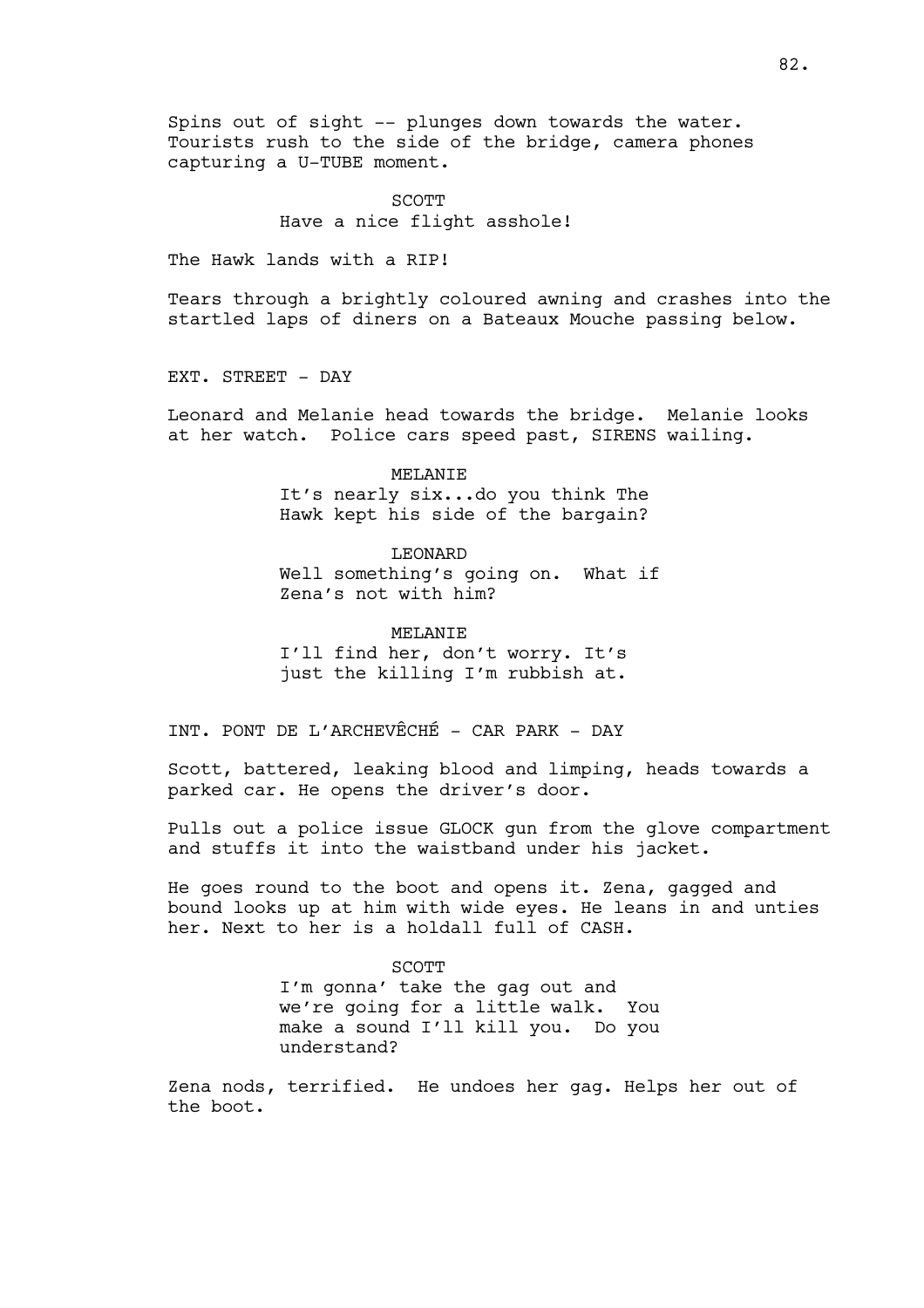Spins out of sight -- plunges down towards the water. Tourists rush to the side of the bridge, camera phones capturing a U-TUBE moment.

SCOTT
Have a nice flight asshole!

The Hawk lands with a RIP!

Tears through a brightly coloured awning and crashes into the startled laps of diners on a Bateaux Mouche passing below.

EXT. STREET - DAY

Leonard and Melanie head towards the bridge. Melanie looks at her watch. Police cars speed past, SIRENS wailing.

MELANIE
It's nearly six...do you think The Hawk kept his side of the bargain?

LEONARD
Well something's going on. What if Zena's not with him?

MELANIE
I'll find her, don't worry. It's just the killing I'm rubbish at.

INT. PONT DE L'ARCHEVÊCHÉ - CAR PARK - DAY

Scott, battered, leaking blood and limping, heads towards a parked car. He opens the driver's door.

Pulls out a police issue GLOCK gun from the glove compartment and stuffs it into the waistband under his jacket.

He goes round to the boot and opens it. Zena, gagged and bound looks up at him with wide eyes. He leans in and unties her. Next to her is a holdall full of CASH.

SCOTT
I'm gonna' take the gag out and we're going for a little walk. You make a sound I'll kill you. Do you understand?

Zena nods, terrified. He undoes her gag. Helps her out of the boot.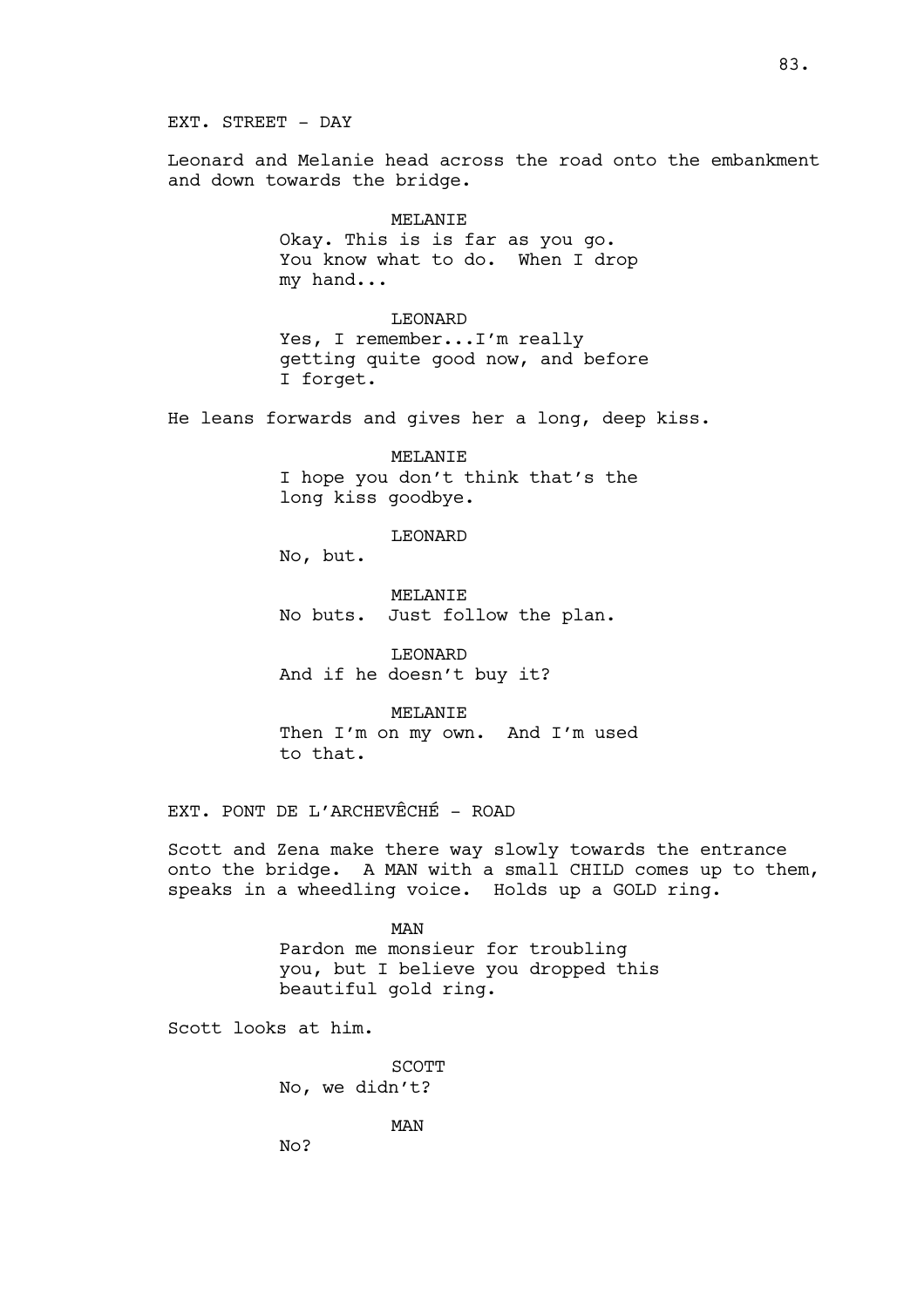EXT. STREET - DAY

Leonard and Melanie head across the road onto the embankment and down towards the bridge.

MELANIE
Okay. This is is far as you go. You know what to do. When I drop my hand...

LEONARD
Yes, I remember...I'm really getting quite good now, and before I forget.

He leans forwards and gives her a long, deep kiss.

MELANIE
I hope you don't think that's the long kiss goodbye.

LEONARD
No, but.

MELANIE
No buts. Just follow the plan.

LEONARD
And if he doesn't buy it?

MELANIE
Then I'm on my own. And I'm used to that.

EXT. PONT DE L'ARCHEVÊCHÉ - ROAD

Scott and Zena make there way slowly towards the entrance onto the bridge. A MAN with a small CHILD comes up to them, speaks in a wheedling voice. Holds up a GOLD ring.

MAN
Pardon me monsieur for troubling you, but I believe you dropped this beautiful gold ring.

Scott looks at him.

SCOTT
No, we didn't?

MAN
No?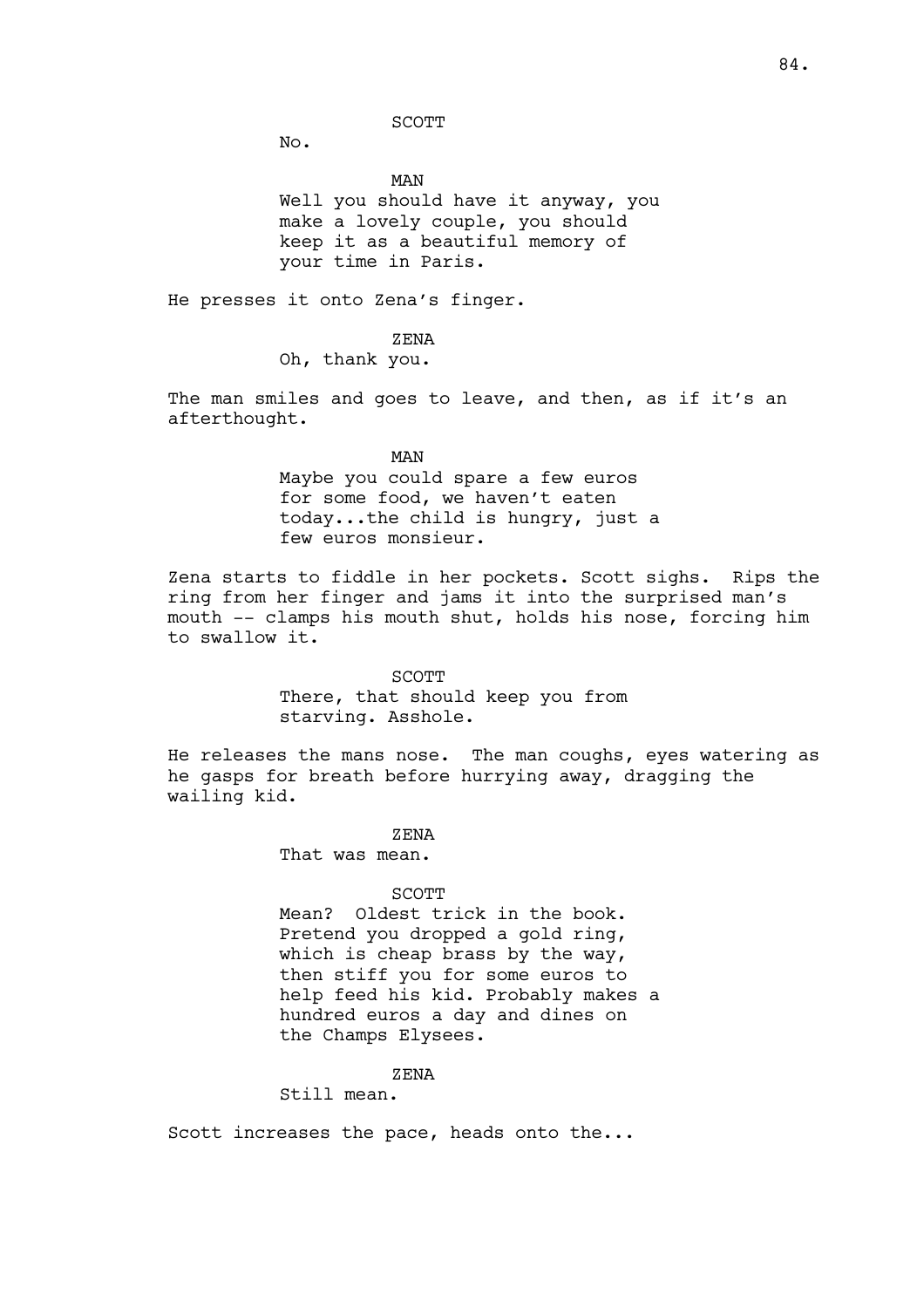SCOTT

No.

MAN

Well you should have it anyway, you make a lovely couple, you should keep it as a beautiful memory of your time in Paris.

He presses it onto Zena's finger.

ZENA

Oh, thank you.

The man smiles and goes to leave, and then, as if it's an afterthought.

MAN

Maybe you could spare a few euros for some food, we haven't eaten today...the child is hungry, just a few euros monsieur.

Zena starts to fiddle in her pockets. Scott sighs. Rips the ring from her finger and jams it into the surprised man's mouth -- clamps his mouth shut, holds his nose, forcing him to swallow it.

SCOTT

There, that should keep you from starving. Asshole.

He releases the mans nose. The man coughs, eyes watering as he gasps for breath before hurrying away, dragging the wailing kid.

ZENA

That was mean.

SCOTT

Mean? Oldest trick in the book. Pretend you dropped a gold ring, which is cheap brass by the way, then stiff you for some euros to help feed his kid. Probably makes a hundred euros a day and dines on the Champs Elysees.

ZENA

Still mean.

Scott increases the pace, heads onto the...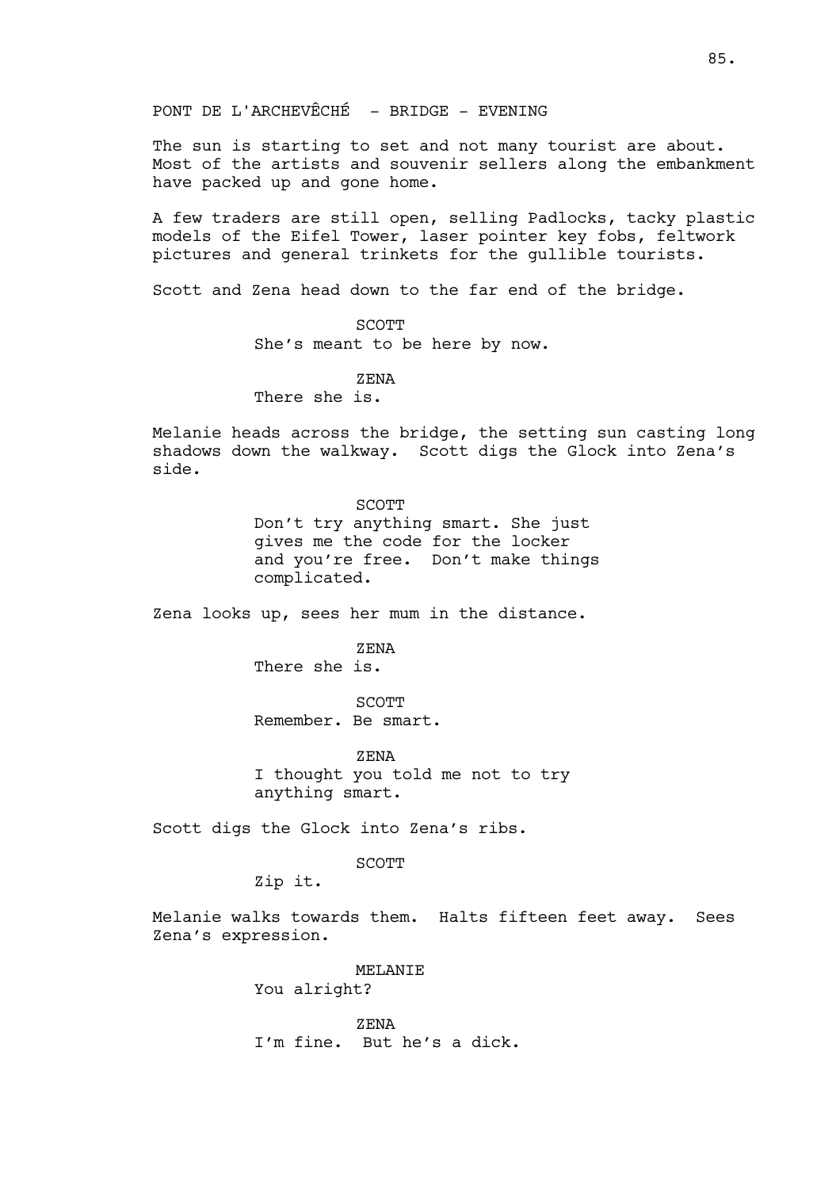PONT DE L'ARCHEVÊCHÉ - BRIDGE - EVENING

The sun is starting to set and not many tourist are about. Most of the artists and souvenir sellers along the embankment have packed up and gone home.

A few traders are still open, selling Padlocks, tacky plastic models of the Eifel Tower, laser pointer key fobs, feltwork pictures and general trinkets for the gullible tourists.

Scott and Zena head down to the far end of the bridge.

SCOTT
She's meant to be here by now.

ZENA
There she is.

Melanie heads across the bridge, the setting sun casting long shadows down the walkway. Scott digs the Glock into Zena's side.

SCOTT
Don't try anything smart. She just gives me the code for the locker and you're free. Don't make things complicated.

Zena looks up, sees her mum in the distance.

ZENA
There she is.

SCOTT
Remember. Be smart.

ZENA
I thought you told me not to try anything smart.

Scott digs the Glock into Zena's ribs.

SCOTT
Zip it.

Melanie walks towards them. Halts fifteen feet away. Sees Zena's expression.

MELANIE
You alright?

ZENA
I'm fine. But he's a dick.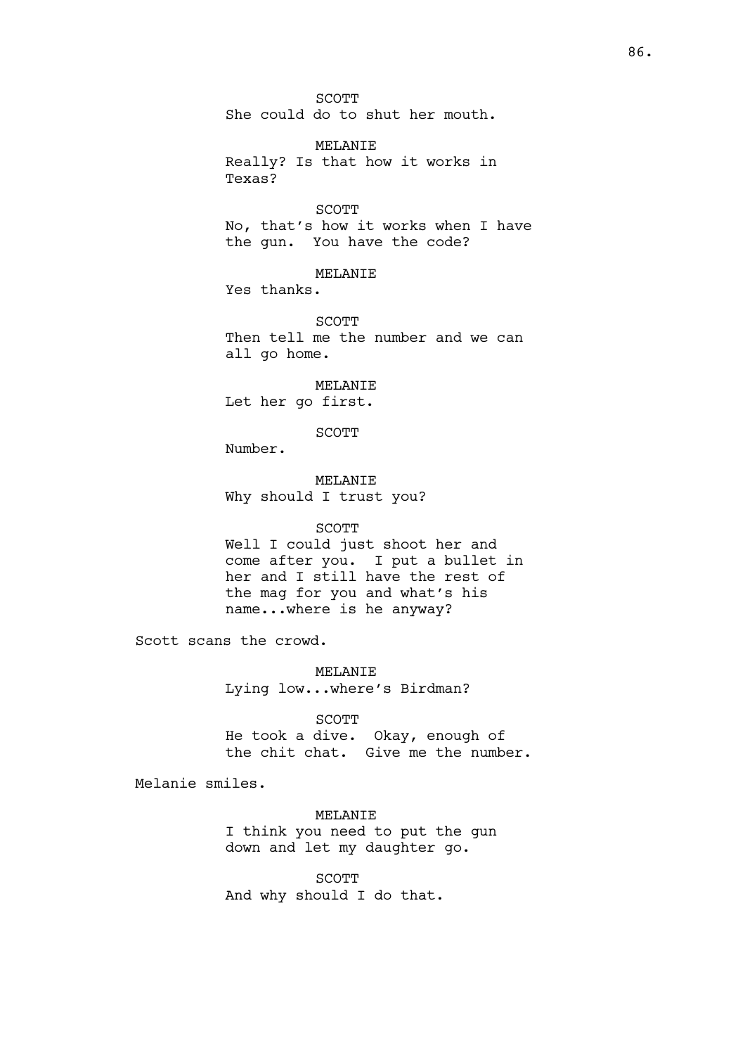SCOTT

She could do to shut her mouth.

MELANIE

Really? Is that how it works in Texas?

SCOTT

No, that's how it works when I have the gun. You have the code?

MELANIE

Yes thanks.

SCOTT

Then tell me the number and we can all go home.

MELANIE

Let her go first.

SCOTT

Number.

MELANIE

Why should I trust you?

SCOTT

Well I could just shoot her and come after you. I put a bullet in her and I still have the rest of the mag for you and what's his name...where is he anyway?

Scott scans the crowd.

MELANIE

Lying low...where's Birdman?

SCOTT

He took a dive. Okay, enough of the chit chat. Give me the number.

Melanie smiles.

MELANIE

I think you need to put the gun down and let my daughter go.

SCOTT

And why should I do that.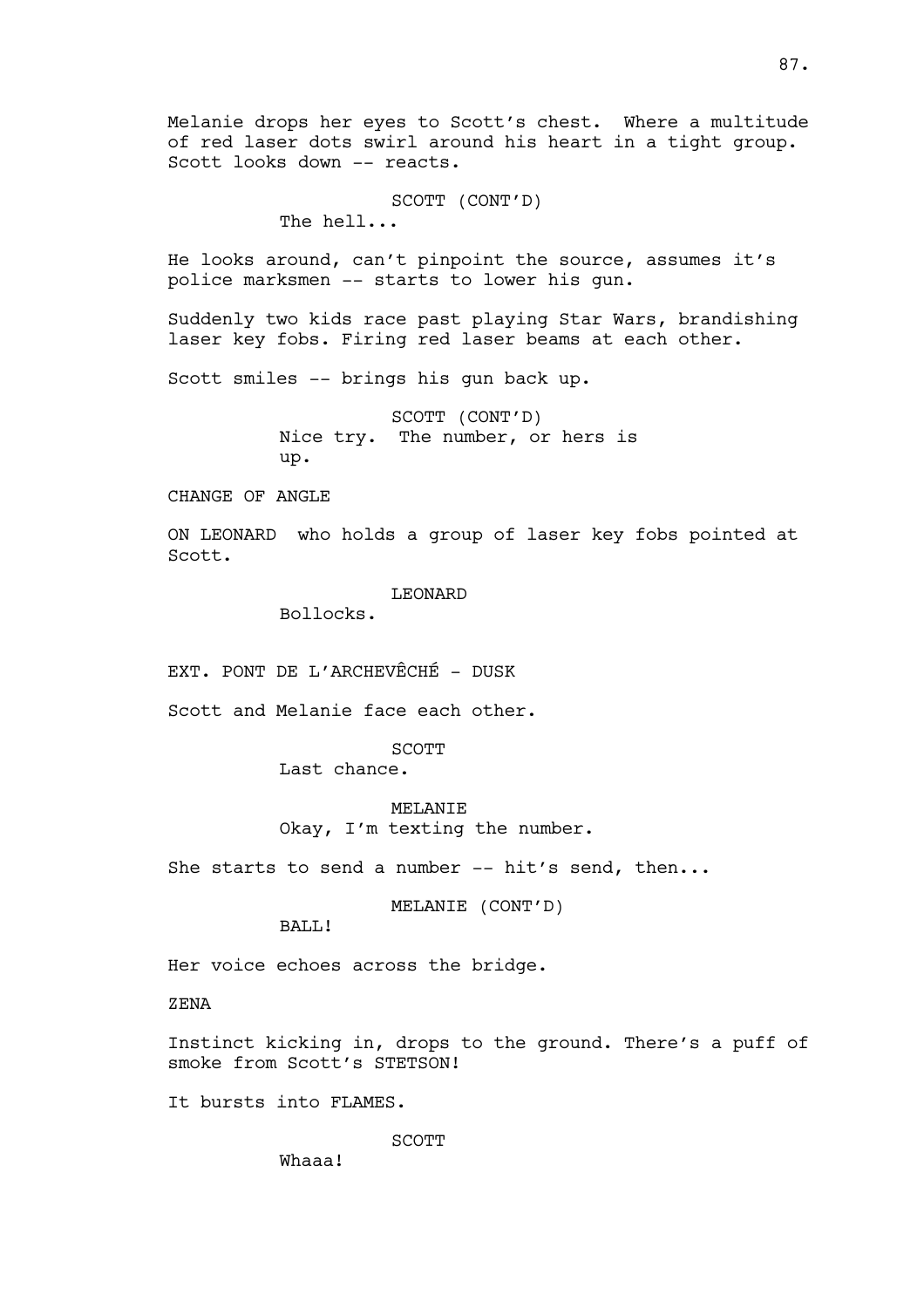Melanie drops her eyes to Scott's chest. Where a multitude of red laser dots swirl around his heart in a tight group. Scott looks down -- reacts.

SCOTT (CONT'D)
The hell...

He looks around, can't pinpoint the source, assumes it's police marksmen -- starts to lower his gun.

Suddenly two kids race past playing Star Wars, brandishing laser key fobs. Firing red laser beams at each other.

Scott smiles -- brings his gun back up.

SCOTT (CONT'D)
Nice try. The number, or hers is up.

CHANGE OF ANGLE

ON LEONARD who holds a group of laser key fobs pointed at Scott.

LEONARD
Bollocks.

EXT. PONT DE L'ARCHEVÊCHÉ - DUSK

Scott and Melanie face each other.

SCOTT
Last chance.

MELANIE
Okay, I'm texting the number.

She starts to send a number -- hit's send, then...

MELANIE (CONT'D)
BALL!

Her voice echoes across the bridge.

ZENA

Instinct kicking in, drops to the ground. There's a puff of smoke from Scott's STETSON!

It bursts into FLAMES.

SCOTT
Whaaa!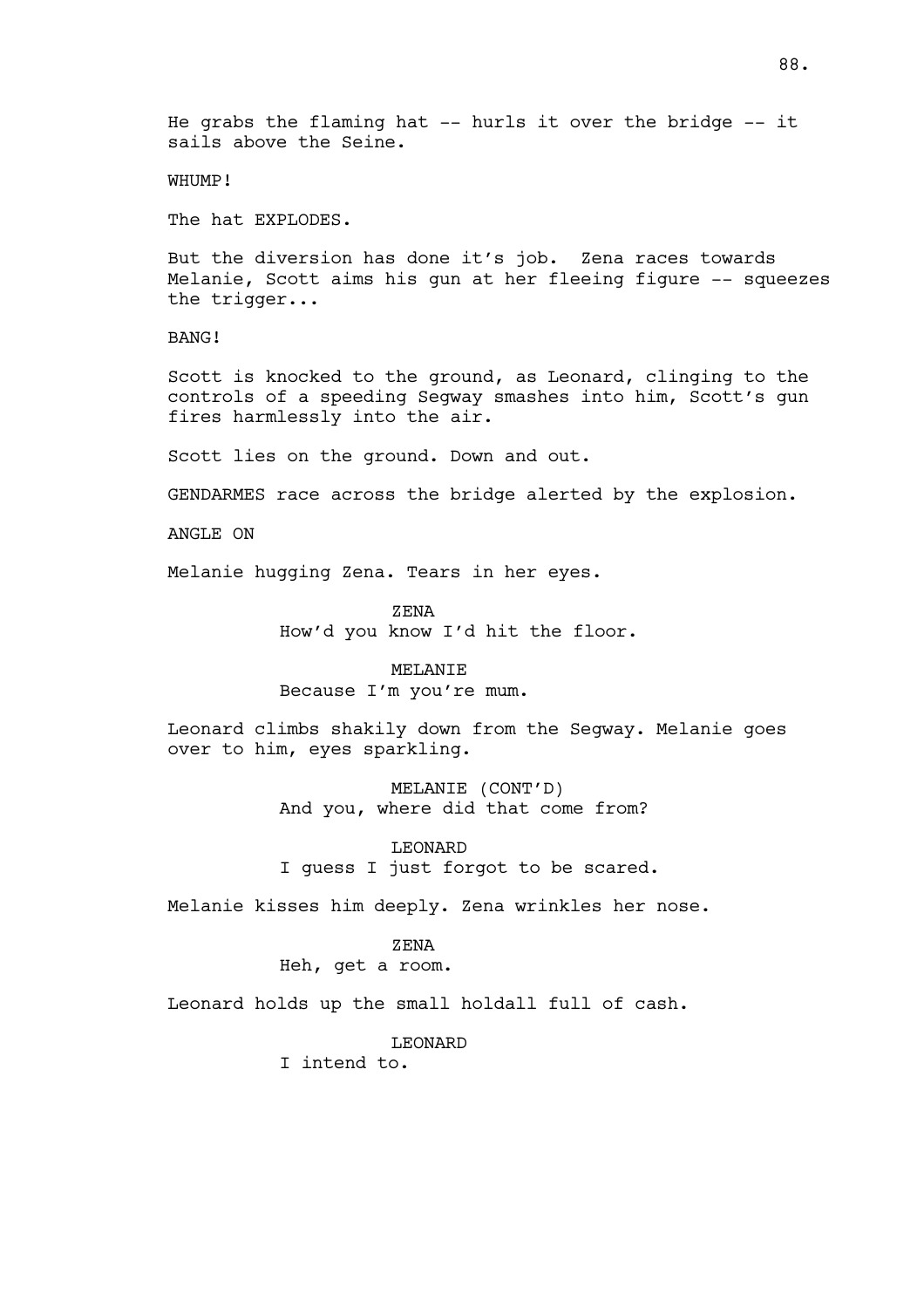He grabs the flaming hat -- hurls it over the bridge -- it sails above the Seine.

WHUMP!

The hat EXPLODES.

But the diversion has done it's job. Zena races towards Melanie, Scott aims his gun at her fleeing figure -- squeezes the trigger...

BANG!

Scott is knocked to the ground, as Leonard, clinging to the controls of a speeding Segway smashes into him, Scott's gun fires harmlessly into the air.

Scott lies on the ground. Down and out.

GENDARMES race across the bridge alerted by the explosion.

ANGLE ON

Melanie hugging Zena. Tears in her eyes.

ZENA
How'd you know I'd hit the floor.

MELANIE
Because I'm you're mum.

Leonard climbs shakily down from the Segway. Melanie goes over to him, eyes sparkling.

MELANIE (CONT'D)
And you, where did that come from?

LEONARD
I guess I just forgot to be scared.

Melanie kisses him deeply. Zena wrinkles her nose.

ZENA
Heh, get a room.

Leonard holds up the small holdall full of cash.

LEONARD
I intend to.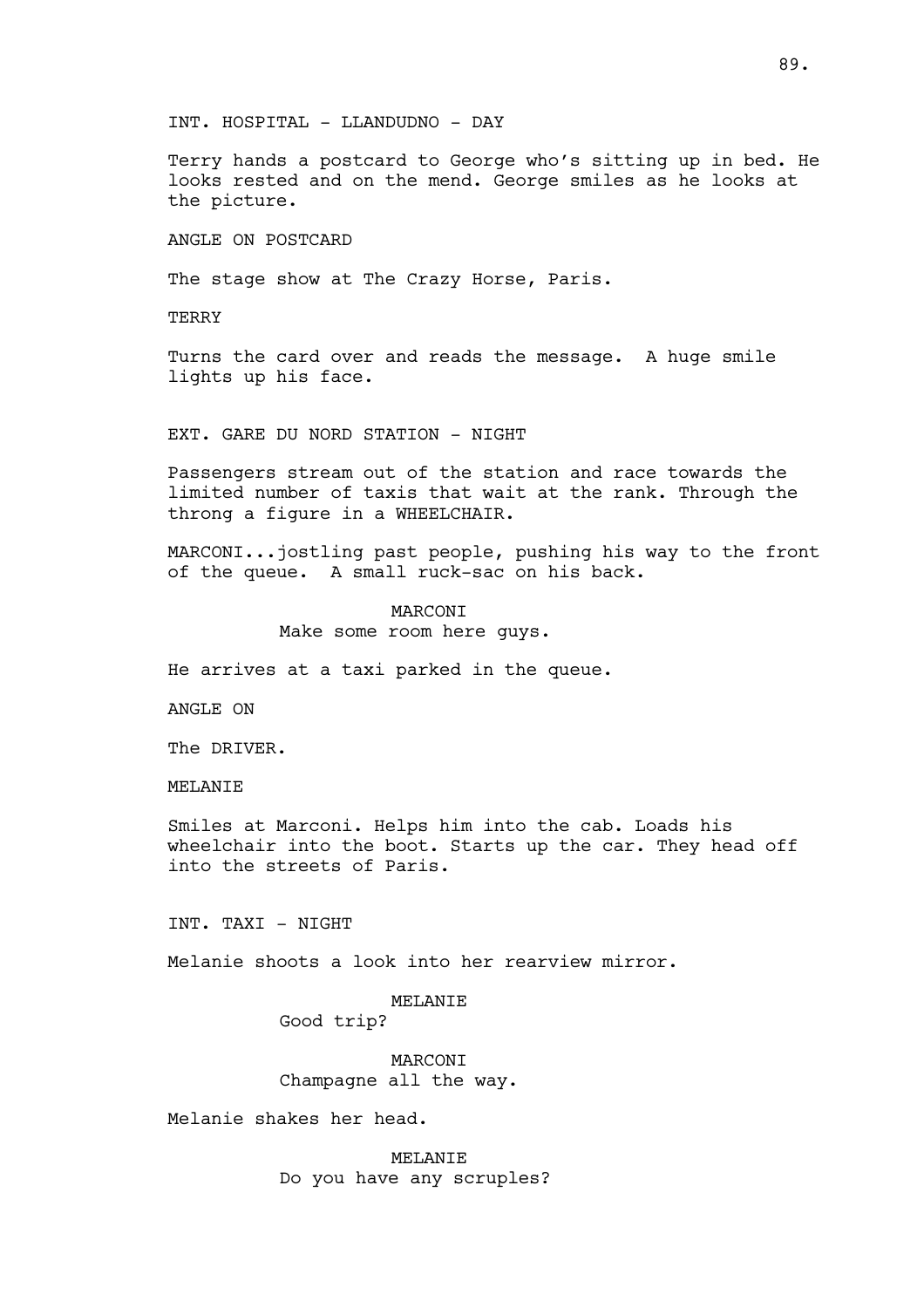INT. HOSPITAL - LLANDUDNO - DAY

Terry hands a postcard to George who's sitting up in bed. He looks rested and on the mend. George smiles as he looks at the picture.

ANGLE ON POSTCARD

The stage show at The Crazy Horse, Paris.

TERRY

Turns the card over and reads the message. A huge smile lights up his face.

EXT. GARE DU NORD STATION - NIGHT

Passengers stream out of the station and race towards the limited number of taxis that wait at the rank. Through the throng a figure in a WHEELCHAIR.

MARCONI...jostling past people, pushing his way to the front of the queue. A small ruck-sac on his back.

MARCONI
Make some room here guys.

He arrives at a taxi parked in the queue.

ANGLE ON

The DRIVER.

MELANIE

Smiles at Marconi. Helps him into the cab. Loads his wheelchair into the boot. Starts up the car. They head off into the streets of Paris.

INT. TAXI - NIGHT

Melanie shoots a look into her rearview mirror.

MELANIE
Good trip?

MARCONI
Champagne all the way.

Melanie shakes her head.

MELANIE
Do you have any scruples?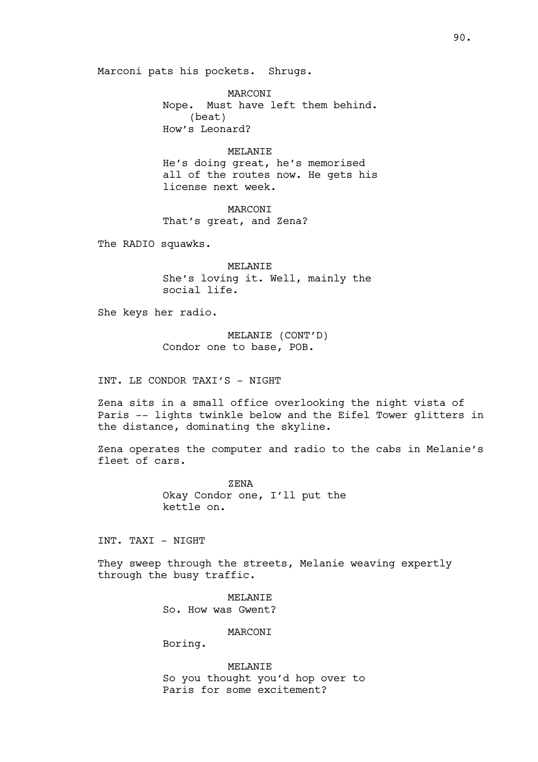Marconi pats his pockets. Shrugs.

MARCONI

Nope. Must have left them behind.

(beat)

How's Leonard?

MELANIE

He's doing great, he's memorised all of the routes now. He gets his license next week.

MARCONI

That's great, and Zena?

The RADIO squawks.

MELANIE

She's loving it. Well, mainly the social life.

She keys her radio.

MELANIE (CONT'D)

Condor one to base, POB.

INT. LE CONDOR TAXI'S - NIGHT

Zena sits in a small office overlooking the night vista of Paris -- lights twinkle below and the Eifel Tower glitters in the distance, dominating the skyline.

Zena operates the computer and radio to the cabs in Melanie's fleet of cars.

ZENA

Okay Condor one, I'll put the kettle on.

INT. TAXI - NIGHT

They sweep through the streets, Melanie weaving expertly through the busy traffic.

MELANIE

So. How was Gwent?

MARCONI

Boring.

MELANIE

So you thought you'd hop over to Paris for some excitement?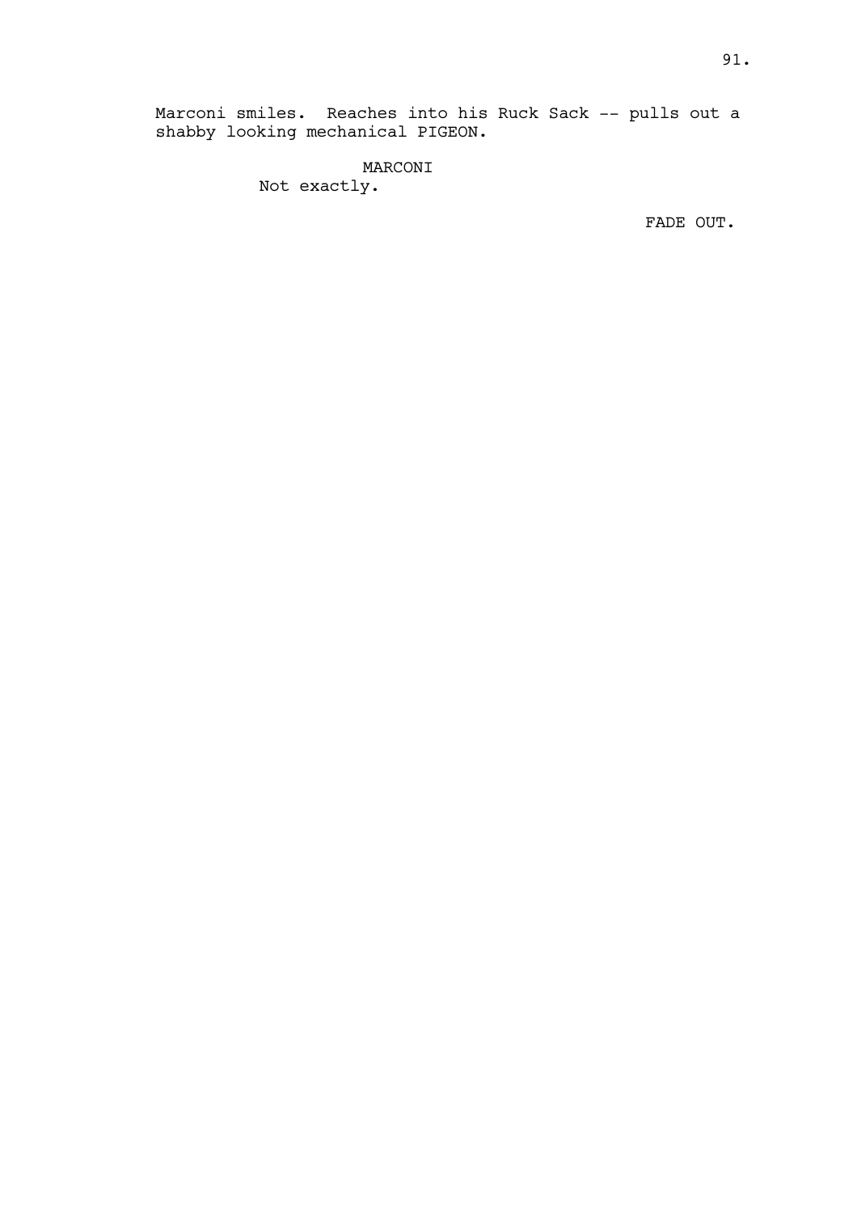Marconi smiles. Reaches into his Ruck Sack -- pulls out a shabby looking mechanical PIGEON.

MARCONI
Not exactly.

FADE OUT.